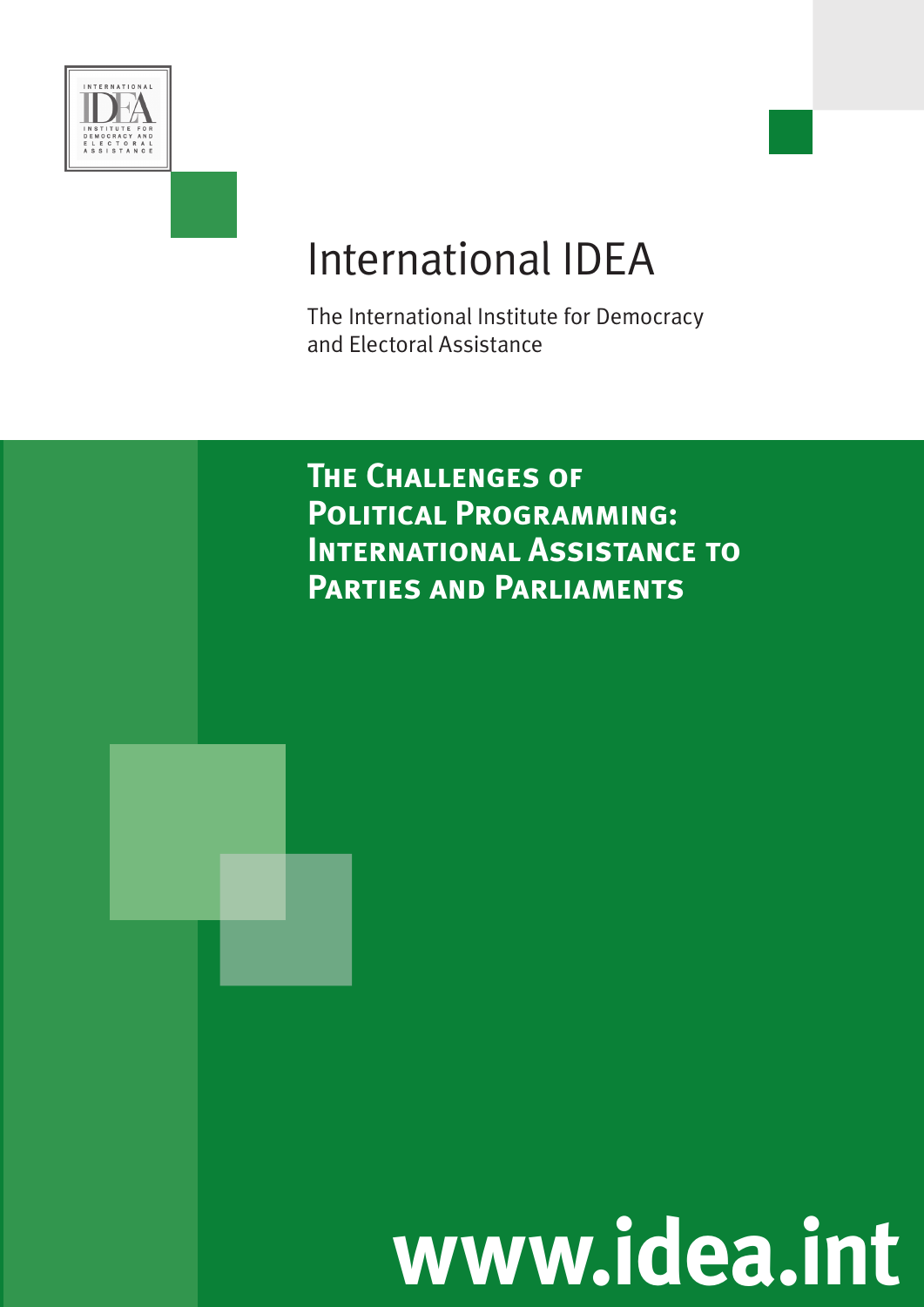INTERNATIONAL IDEA INSTITUTE FOR DEMOCRACY AND ELECTORAL ASSISTANCE

International IDEA

The International Institute for Democracy and Electoral Assistance

# The Challenges of Political Programming: International Assistance to Parties and Parliaments

www.idea.int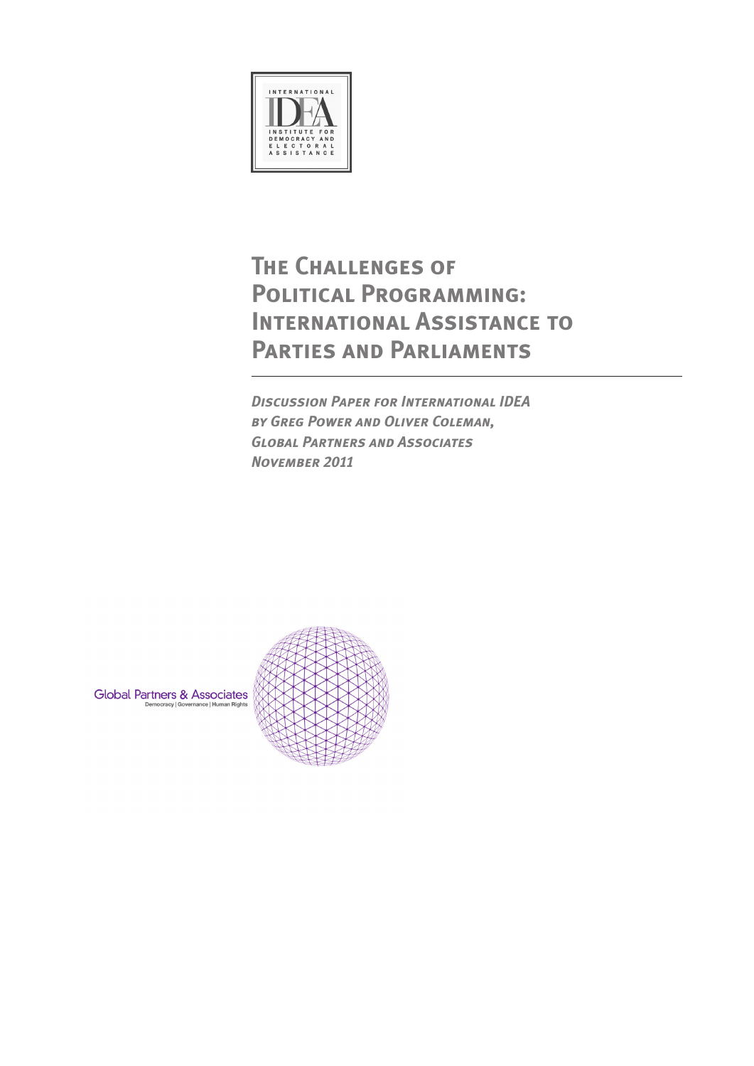# The Challenges of Political Programming: International Assistance to Parties and Parliaments

***Discussion Paper for International IDEA***
***by Greg Power and Oliver Coleman,***
***Global Partners and Associates***
***November 2011***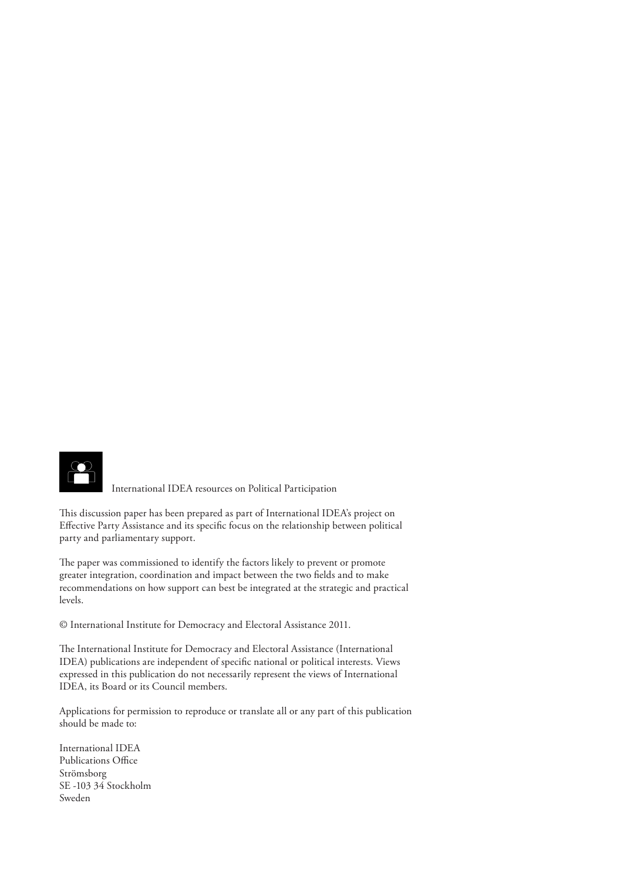International IDEA resources on Political Participation

This discussion paper has been prepared as part of International IDEA's project on Effective Party Assistance and its specific focus on the relationship between political party and parliamentary support.

The paper was commissioned to identify the factors likely to prevent or promote greater integration, coordination and impact between the two fields and to make recommendations on how support can best be integrated at the strategic and practical levels.

© International Institute for Democracy and Electoral Assistance 2011.

The International Institute for Democracy and Electoral Assistance (International IDEA) publications are independent of specific national or political interests. Views expressed in this publication do not necessarily represent the views of International IDEA, its Board or its Council members.

Applications for permission to reproduce or translate all or any part of this publication should be made to:

International IDEA  
Publications Office  
Strömsborg  
SE -103 34 Stockholm  
Sweden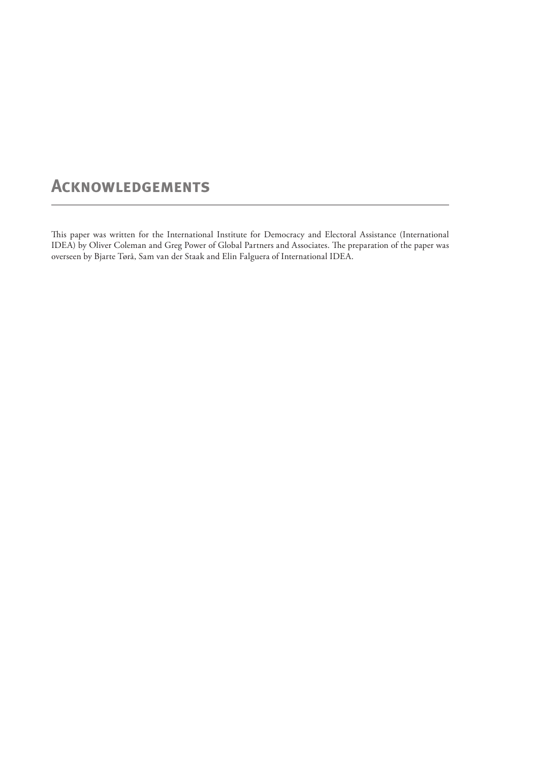# Acknowledgements

This paper was written for the International Institute for Democracy and Electoral Assistance (International IDEA) by Oliver Coleman and Greg Power of Global Partners and Associates. The preparation of the paper was overseen by Bjarte Tørå, Sam van der Staak and Elin Falguera of International IDEA.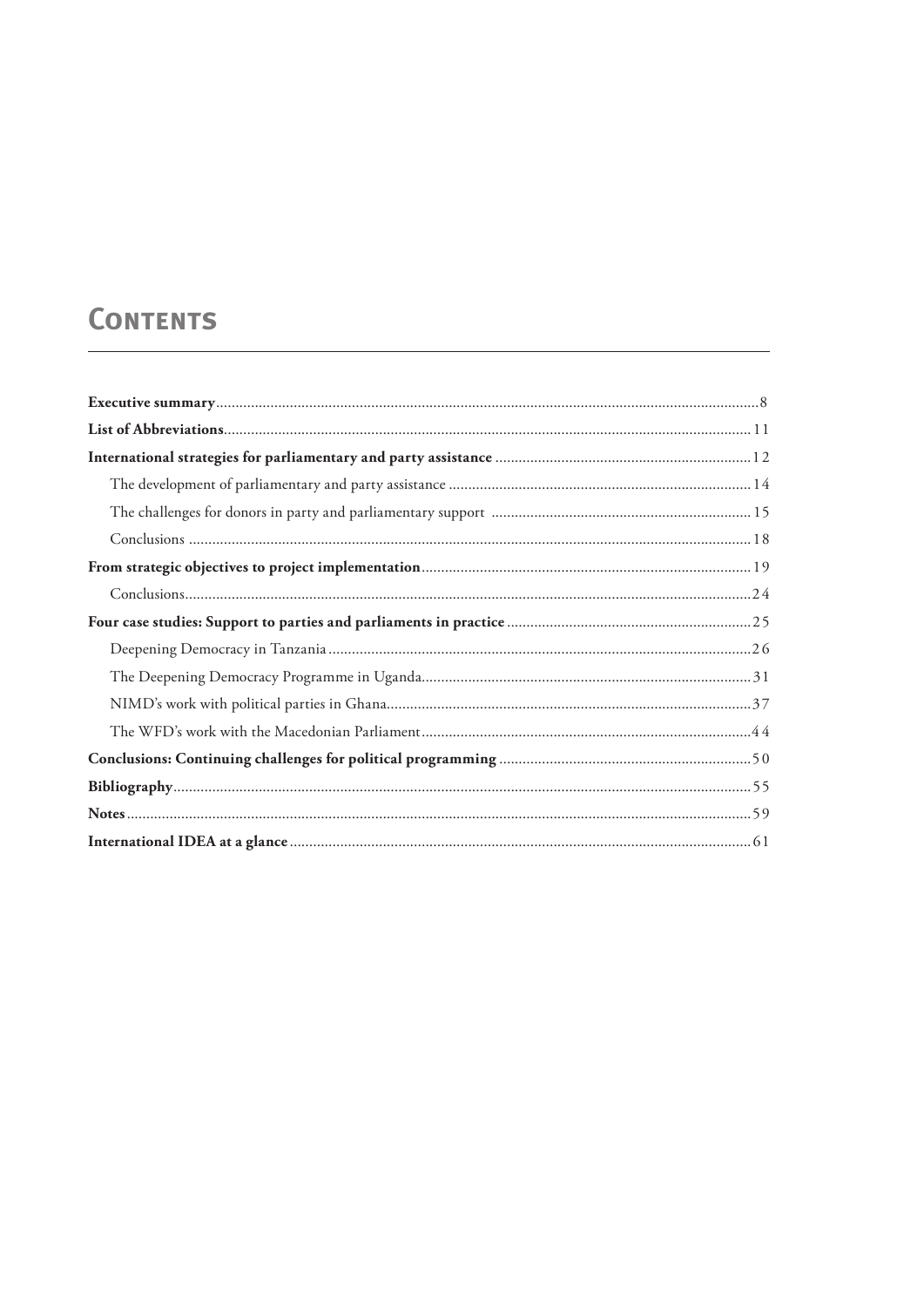# Contents

**Executive summary** ... 8

**List of Abbreviations** ... 11

**International strategies for parliamentary and party assistance** ... 12

- The development of parliamentary and party assistance ... 14
- The challenges for donors in party and parliamentary support ... 15
- Conclusions ... 18

**From strategic objectives to project implementation** ... 19

- Conclusions ... 24

**Four case studies: Support to parties and parliaments in practice** ... 25

- Deepening Democracy in Tanzania ... 26
- The Deepening Democracy Programme in Uganda ... 31
- NIMD's work with political parties in Ghana ... 37
- The WFD's work with the Macedonian Parliament ... 44

**Conclusions: Continuing challenges for political programming** ... 50

**Bibliography** ... 55

**Notes** ... 59

**International IDEA at a glance** ... 61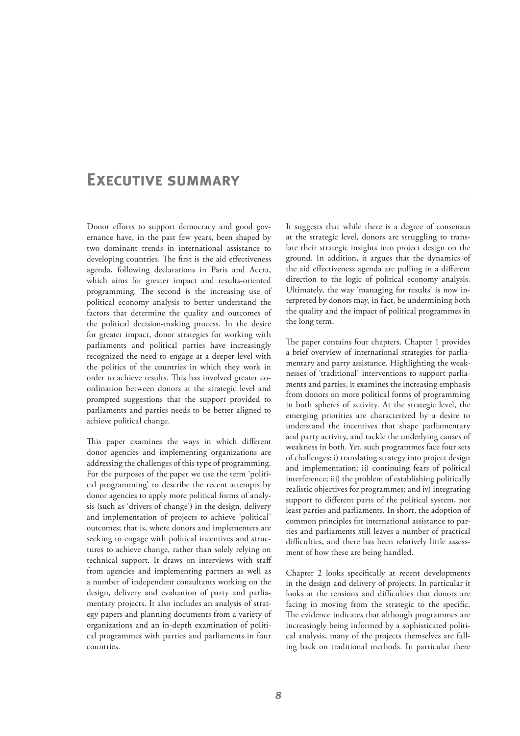# Executive summary

Donor efforts to support democracy and good governance have, in the past few years, been shaped by two dominant trends in international assistance to developing countries. The first is the aid effectiveness agenda, following declarations in Paris and Accra, which aims for greater impact and results-oriented programming. The second is the increasing use of political economy analysis to better understand the factors that determine the quality and outcomes of the political decision-making process. In the desire for greater impact, donor strategies for working with parliaments and political parties have increasingly recognized the need to engage at a deeper level with the politics of the countries in which they work in order to achieve results. This has involved greater coordination between donors at the strategic level and prompted suggestions that the support provided to parliaments and parties needs to be better aligned to achieve political change.

This paper examines the ways in which different donor agencies and implementing organizations are addressing the challenges of this type of programming. For the purposes of the paper we use the term 'political programming' to describe the recent attempts by donor agencies to apply more political forms of analysis (such as 'drivers of change') in the design, delivery and implementation of projects to achieve 'political' outcomes; that is, where donors and implementers are seeking to engage with political incentives and structures to achieve change, rather than solely relying on technical support. It draws on interviews with staff from agencies and implementing partners as well as a number of independent consultants working on the design, delivery and evaluation of party and parliamentary projects. It also includes an analysis of strategy papers and planning documents from a variety of organizations and an in-depth examination of political programmes with parties and parliaments in four countries.

It suggests that while there is a degree of consensus at the strategic level, donors are struggling to translate their strategic insights into project design on the ground. In addition, it argues that the dynamics of the aid effectiveness agenda are pulling in a different direction to the logic of political economy analysis. Ultimately, the way 'managing for results' is now interpreted by donors may, in fact, be undermining both the quality and the impact of political programmes in the long term.

The paper contains four chapters. Chapter 1 provides a brief overview of international strategies for parliamentary and party assistance. Highlighting the weaknesses of 'traditional' interventions to support parliaments and parties, it examines the increasing emphasis from donors on more political forms of programming in both spheres of activity. At the strategic level, the emerging priorities are characterized by a desire to understand the incentives that shape parliamentary and party activity, and tackle the underlying causes of weakness in both. Yet, such programmes face four sets of challenges: i) translating strategy into project design and implementation; ii) continuing fears of political interference; iii) the problem of establishing politically realistic objectives for programmes; and iv) integrating support to different parts of the political system, not least parties and parliaments. In short, the adoption of common principles for international assistance to parties and parliaments still leaves a number of practical difficulties, and there has been relatively little assessment of how these are being handled.

Chapter 2 looks specifically at recent developments in the design and delivery of projects. In particular it looks at the tensions and difficulties that donors are facing in moving from the strategic to the specific. The evidence indicates that although programmes are increasingly being informed by a sophisticated political analysis, many of the projects themselves are falling back on traditional methods. In particular there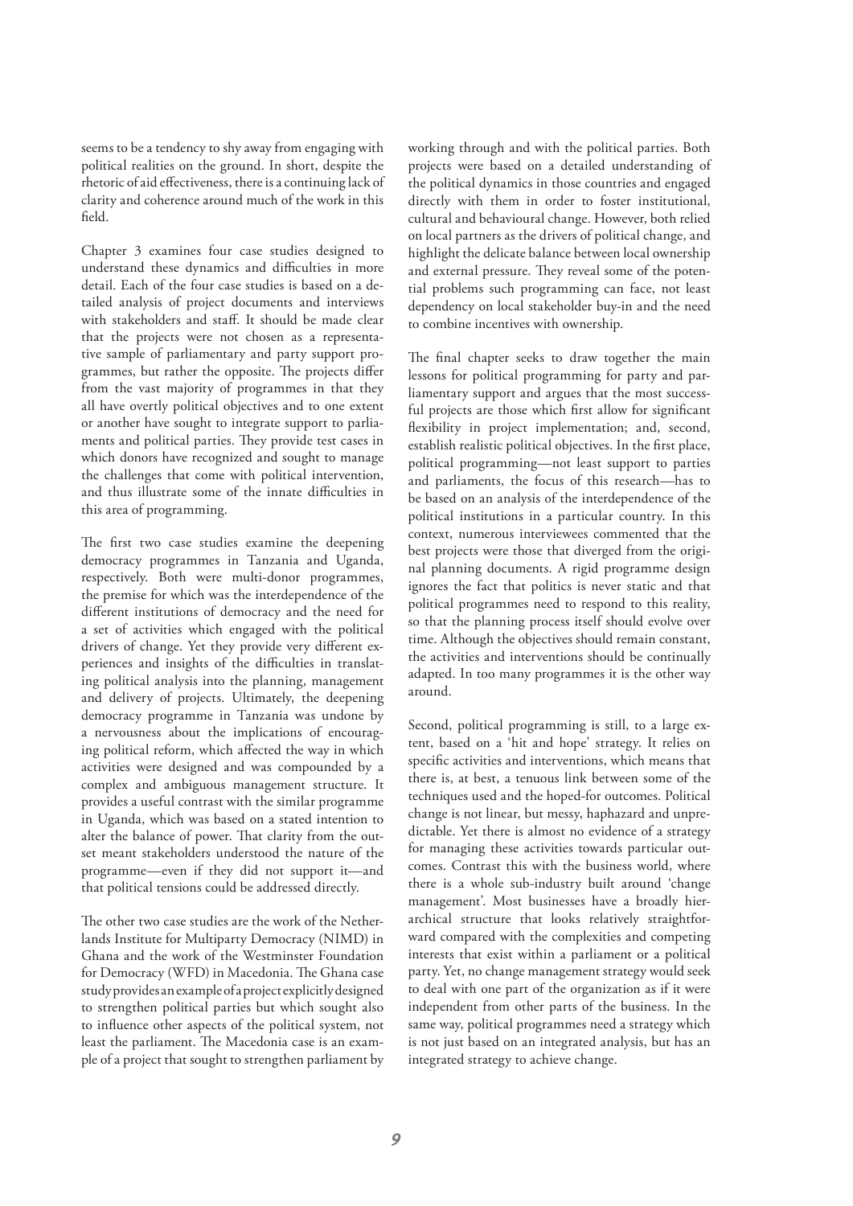seems to be a tendency to shy away from engaging with political realities on the ground. In short, despite the rhetoric of aid effectiveness, there is a continuing lack of clarity and coherence around much of the work in this field.

Chapter 3 examines four case studies designed to understand these dynamics and difficulties in more detail. Each of the four case studies is based on a detailed analysis of project documents and interviews with stakeholders and staff. It should be made clear that the projects were not chosen as a representative sample of parliamentary and party support programmes, but rather the opposite. The projects differ from the vast majority of programmes in that they all have overtly political objectives and to one extent or another have sought to integrate support to parliaments and political parties. They provide test cases in which donors have recognized and sought to manage the challenges that come with political intervention, and thus illustrate some of the innate difficulties in this area of programming.

The first two case studies examine the deepening democracy programmes in Tanzania and Uganda, respectively. Both were multi-donor programmes, the premise for which was the interdependence of the different institutions of democracy and the need for a set of activities which engaged with the political drivers of change. Yet they provide very different experiences and insights of the difficulties in translating political analysis into the planning, management and delivery of projects. Ultimately, the deepening democracy programme in Tanzania was undone by a nervousness about the implications of encouraging political reform, which affected the way in which activities were designed and was compounded by a complex and ambiguous management structure. It provides a useful contrast with the similar programme in Uganda, which was based on a stated intention to alter the balance of power. That clarity from the outset meant stakeholders understood the nature of the programme—even if they did not support it—and that political tensions could be addressed directly.

The other two case studies are the work of the Netherlands Institute for Multiparty Democracy (NIMD) in Ghana and the work of the Westminster Foundation for Democracy (WFD) in Macedonia. The Ghana case study provides an example of a project explicitly designed to strengthen political parties but which sought also to influence other aspects of the political system, not least the parliament. The Macedonia case is an example of a project that sought to strengthen parliament by working through and with the political parties. Both projects were based on a detailed understanding of the political dynamics in those countries and engaged directly with them in order to foster institutional, cultural and behavioural change. However, both relied on local partners as the drivers of political change, and highlight the delicate balance between local ownership and external pressure. They reveal some of the potential problems such programming can face, not least dependency on local stakeholder buy-in and the need to combine incentives with ownership.

The final chapter seeks to draw together the main lessons for political programming for party and parliamentary support and argues that the most successful projects are those which first allow for significant flexibility in project implementation; and, second, establish realistic political objectives. In the first place, political programming—not least support to parties and parliaments, the focus of this research—has to be based on an analysis of the interdependence of the political institutions in a particular country. In this context, numerous interviewees commented that the best projects were those that diverged from the original planning documents. A rigid programme design ignores the fact that politics is never static and that political programmes need to respond to this reality, so that the planning process itself should evolve over time. Although the objectives should remain constant, the activities and interventions should be continually adapted. In too many programmes it is the other way around.

Second, political programming is still, to a large extent, based on a 'hit and hope' strategy. It relies on specific activities and interventions, which means that there is, at best, a tenuous link between some of the techniques used and the hoped-for outcomes. Political change is not linear, but messy, haphazard and unpredictable. Yet there is almost no evidence of a strategy for managing these activities towards particular outcomes. Contrast this with the business world, where there is a whole sub-industry built around 'change management'. Most businesses have a broadly hierarchical structure that looks relatively straightforward compared with the complexities and competing interests that exist within a parliament or a political party. Yet, no change management strategy would seek to deal with one part of the organization as if it were independent from other parts of the business. In the same way, political programmes need a strategy which is not just based on an integrated analysis, but has an integrated strategy to achieve change.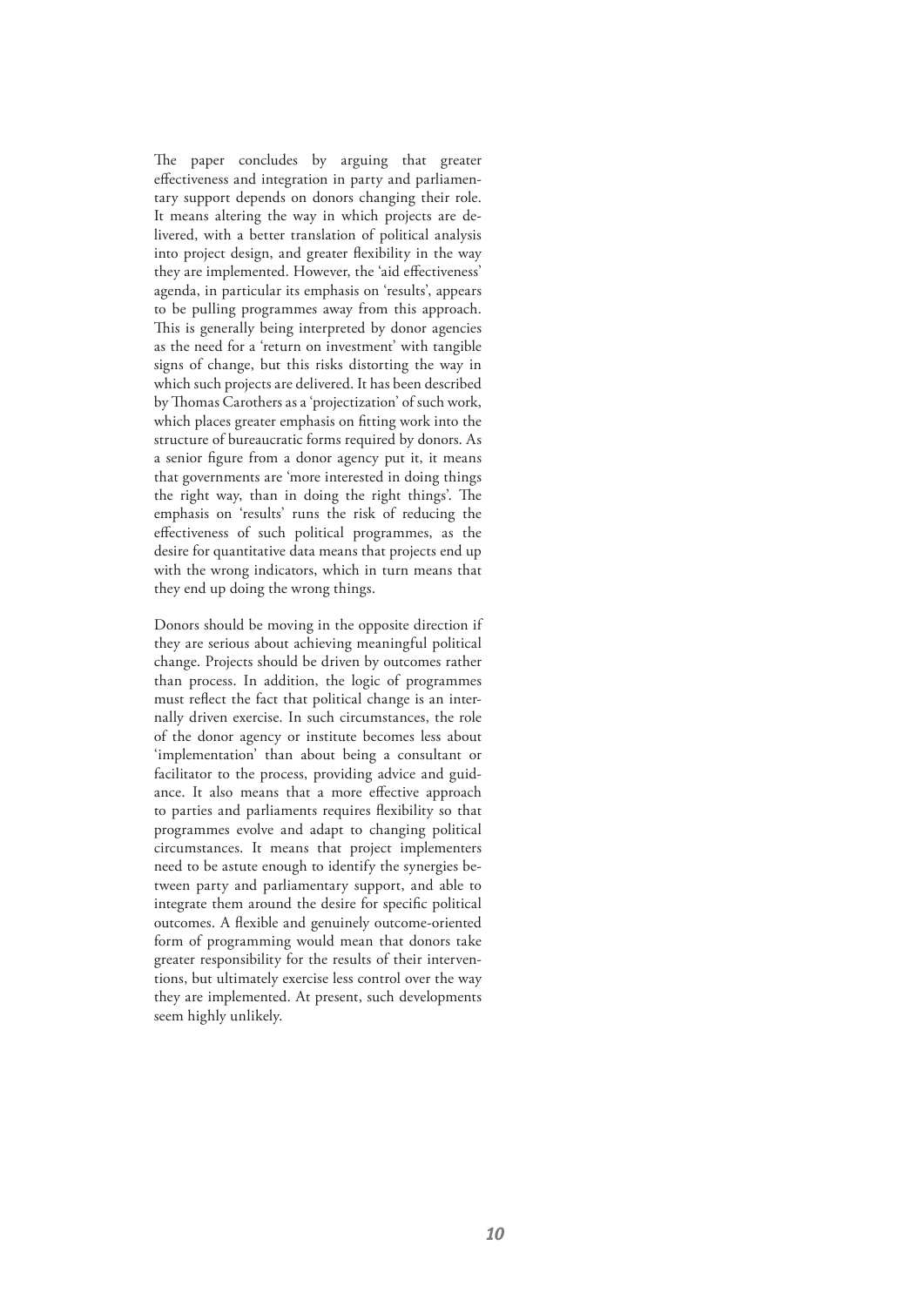The paper concludes by arguing that greater effectiveness and integration in party and parliamentary support depends on donors changing their role. It means altering the way in which projects are delivered, with a better translation of political analysis into project design, and greater flexibility in the way they are implemented. However, the 'aid effectiveness' agenda, in particular its emphasis on 'results', appears to be pulling programmes away from this approach. This is generally being interpreted by donor agencies as the need for a 'return on investment' with tangible signs of change, but this risks distorting the way in which such projects are delivered. It has been described by Thomas Carothers as a 'projectization' of such work, which places greater emphasis on fitting work into the structure of bureaucratic forms required by donors. As a senior figure from a donor agency put it, it means that governments are 'more interested in doing things the right way, than in doing the right things'. The emphasis on 'results' runs the risk of reducing the effectiveness of such political programmes, as the desire for quantitative data means that projects end up with the wrong indicators, which in turn means that they end up doing the wrong things.

Donors should be moving in the opposite direction if they are serious about achieving meaningful political change. Projects should be driven by outcomes rather than process. In addition, the logic of programmes must reflect the fact that political change is an internally driven exercise. In such circumstances, the role of the donor agency or institute becomes less about 'implementation' than about being a consultant or facilitator to the process, providing advice and guidance. It also means that a more effective approach to parties and parliaments requires flexibility so that programmes evolve and adapt to changing political circumstances. It means that project implementers need to be astute enough to identify the synergies between party and parliamentary support, and able to integrate them around the desire for specific political outcomes. A flexible and genuinely outcome-oriented form of programming would mean that donors take greater responsibility for the results of their interventions, but ultimately exercise less control over the way they are implemented. At present, such developments seem highly unlikely.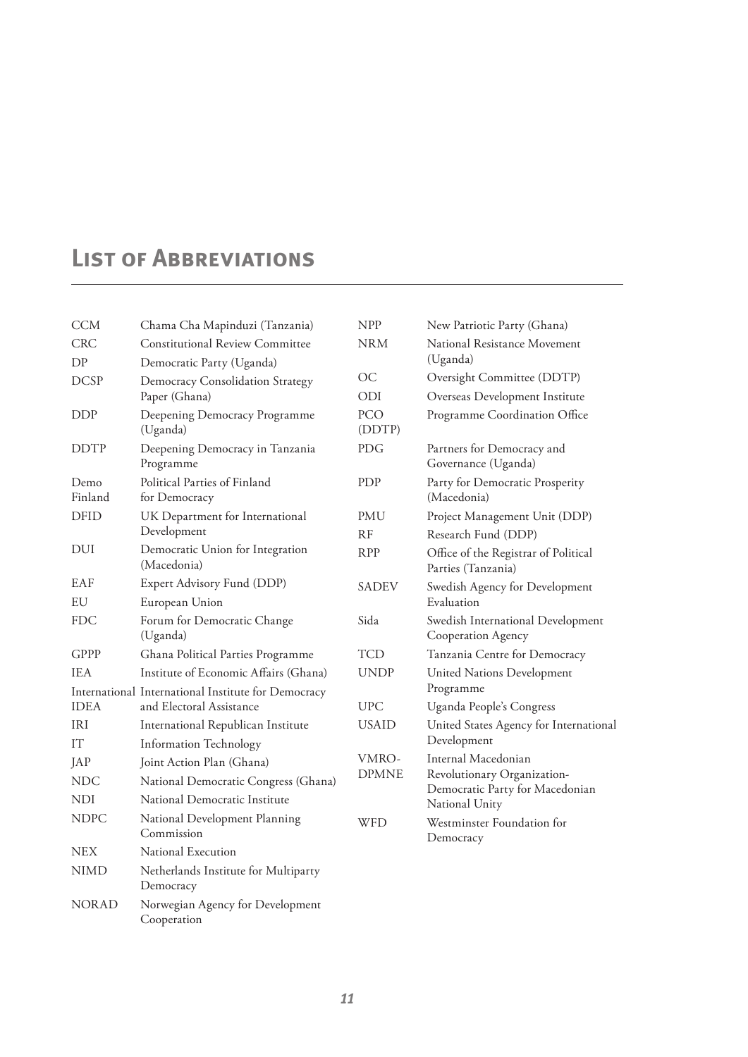# List of Abbreviations

| | |
|---|---|
| CCM | Chama Cha Mapinduzi (Tanzania) |
| CRC | Constitutional Review Committee |
| DP | Democratic Party (Uganda) |
| DCSP | Democracy Consolidation Strategy Paper (Ghana) |
| DDP | Deepening Democracy Programme (Uganda) |
| DDTP | Deepening Democracy in Tanzania Programme |
| Demo Finland | Political Parties of Finland for Democracy |
| DFID | UK Department for International Development |
| DUI | Democratic Union for Integration (Macedonia) |
| EAF | Expert Advisory Fund (DDP) |
| EU | European Union |
| FDC | Forum for Democratic Change (Uganda) |
| GPPP | Ghana Political Parties Programme |
| IEA | Institute of Economic Affairs (Ghana) |
| International IDEA | International Institute for Democracy and Electoral Assistance |
| IRI | International Republican Institute |
| IT | Information Technology |
| JAP | Joint Action Plan (Ghana) |
| NDC | National Democratic Congress (Ghana) |
| NDI | National Democratic Institute |
| NDPC | National Development Planning Commission |
| NEX | National Execution |
| NIMD | Netherlands Institute for Multiparty Democracy |
| NORAD | Norwegian Agency for Development Cooperation |
| NPP | New Patriotic Party (Ghana) |
| NRM | National Resistance Movement (Uganda) |
| OC | Oversight Committee (DDTP) |
| ODI | Overseas Development Institute |
| PCO (DDTP) | Programme Coordination Office |
| PDG | Partners for Democracy and Governance (Uganda) |
| PDP | Party for Democratic Prosperity (Macedonia) |
| PMU | Project Management Unit (DDP) |
| RF | Research Fund (DDP) |
| RPP | Office of the Registrar of Political Parties (Tanzania) |
| SADEV | Swedish Agency for Development Evaluation |
| Sida | Swedish International Development Cooperation Agency |
| TCD | Tanzania Centre for Democracy |
| UNDP | United Nations Development Programme |
| UPC | Uganda People's Congress |
| USAID | United States Agency for International Development |
| VMRO-DPMNE | Internal Macedonian Revolutionary Organization-Democratic Party for Macedonian National Unity |
| WFD | Westminster Foundation for Democracy |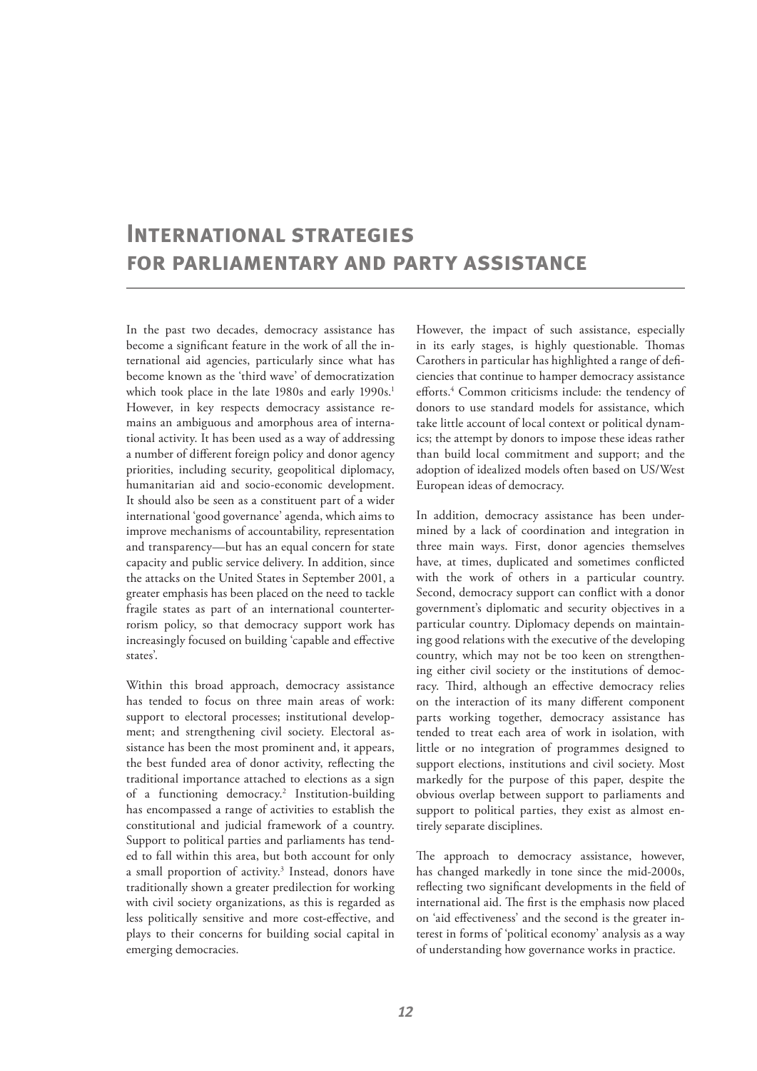# International strategies for parliamentary and party assistance

In the past two decades, democracy assistance has become a significant feature in the work of all the international aid agencies, particularly since what has become known as the 'third wave' of democratization which took place in the late 1980s and early 1990s.[1] However, in key respects democracy assistance remains an ambiguous and amorphous area of international activity. It has been used as a way of addressing a number of different foreign policy and donor agency priorities, including security, geopolitical diplomacy, humanitarian aid and socio-economic development. It should also be seen as a constituent part of a wider international 'good governance' agenda, which aims to improve mechanisms of accountability, representation and transparency—but has an equal concern for state capacity and public service delivery. In addition, since the attacks on the United States in September 2001, a greater emphasis has been placed on the need to tackle fragile states as part of an international counterterrorism policy, so that democracy support work has increasingly focused on building 'capable and effective states'.

Within this broad approach, democracy assistance has tended to focus on three main areas of work: support to electoral processes; institutional development; and strengthening civil society. Electoral assistance has been the most prominent and, it appears, the best funded area of donor activity, reflecting the traditional importance attached to elections as a sign of a functioning democracy.[2] Institution-building has encompassed a range of activities to establish the constitutional and judicial framework of a country. Support to political parties and parliaments has tended to fall within this area, but both account for only a small proportion of activity.[3] Instead, donors have traditionally shown a greater predilection for working with civil society organizations, as this is regarded as less politically sensitive and more cost-effective, and plays to their concerns for building social capital in emerging democracies.

However, the impact of such assistance, especially in its early stages, is highly questionable. Thomas Carothers in particular has highlighted a range of deficiencies that continue to hamper democracy assistance efforts.[4] Common criticisms include: the tendency of donors to use standard models for assistance, which take little account of local context or political dynamics; the attempt by donors to impose these ideas rather than build local commitment and support; and the adoption of idealized models often based on US/West European ideas of democracy.

In addition, democracy assistance has been undermined by a lack of coordination and integration in three main ways. First, donor agencies themselves have, at times, duplicated and sometimes conflicted with the work of others in a particular country. Second, democracy support can conflict with a donor government's diplomatic and security objectives in a particular country. Diplomacy depends on maintaining good relations with the executive of the developing country, which may not be too keen on strengthening either civil society or the institutions of democracy. Third, although an effective democracy relies on the interaction of its many different component parts working together, democracy assistance has tended to treat each area of work in isolation, with little or no integration of programmes designed to support elections, institutions and civil society. Most markedly for the purpose of this paper, despite the obvious overlap between support to parliaments and support to political parties, they exist as almost entirely separate disciplines.

The approach to democracy assistance, however, has changed markedly in tone since the mid-2000s, reflecting two significant developments in the field of international aid. The first is the emphasis now placed on 'aid effectiveness' and the second is the greater interest in forms of 'political economy' analysis as a way of understanding how governance works in practice.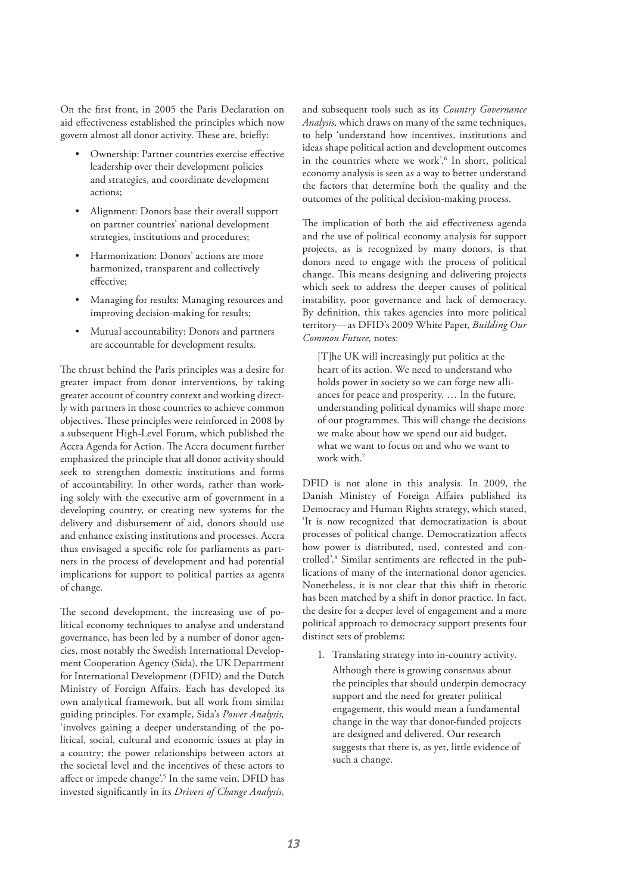On the first front, in 2005 the Paris Declaration on aid effectiveness established the principles which now govern almost all donor activity. These are, briefly:

- Ownership: Partner countries exercise effective leadership over their development policies and strategies, and coordinate development actions;
- Alignment: Donors base their overall support on partner countries' national development strategies, institutions and procedures;
- Harmonization: Donors' actions are more harmonized, transparent and collectively effective;
- Managing for results: Managing resources and improving decision-making for results;
- Mutual accountability: Donors and partners are accountable for development results.

The thrust behind the Paris principles was a desire for greater impact from donor interventions, by taking greater account of country context and working directly with partners in those countries to achieve common objectives. These principles were reinforced in 2008 by a subsequent High-Level Forum, which published the Accra Agenda for Action. The Accra document further emphasized the principle that all donor activity should seek to strengthen domestic institutions and forms of accountability. In other words, rather than working solely with the executive arm of government in a developing country, or creating new systems for the delivery and disbursement of aid, donors should use and enhance existing institutions and processes. Accra thus envisaged a specific role for parliaments as partners in the process of development and had potential implications for support to political parties as agents of change.

The second development, the increasing use of political economy techniques to analyse and understand governance, has been led by a number of donor agencies, most notably the Swedish International Development Cooperation Agency (Sida), the UK Department for International Development (DFID) and the Dutch Ministry of Foreign Affairs. Each has developed its own analytical framework, but all work from similar guiding principles. For example, Sida's *Power Analysis,* 'involves gaining a deeper understanding of the political, social, cultural and economic issues at play in a country; the power relationships between actors at the societal level and the incentives of these actors to affect or impede change'.[5] In the same vein, DFID has invested significantly in its *Drivers of Change Analysis,* and subsequent tools such as its *Country Governance Analysis,* which draws on many of the same techniques, to help 'understand how incentives, institutions and ideas shape political action and development outcomes in the countries where we work'.[6] In short, political economy analysis is seen as a way to better understand the factors that determine both the quality and the outcomes of the political decision-making process.

The implication of both the aid effectiveness agenda and the use of political economy analysis for support projects, as is recognized by many donors, is that donors need to engage with the process of political change. This means designing and delivering projects which seek to address the deeper causes of political instability, poor governance and lack of democracy. By definition, this takes agencies into more political territory—as DFID's 2009 White Paper, *Building Our Common Future,* notes:

> [T]he UK will increasingly put politics at the heart of its action. We need to understand who holds power in society so we can forge new alliances for peace and prosperity. … In the future, understanding political dynamics will shape more of our programmes. This will change the decisions we make about how we spend our aid budget, what we want to focus on and who we want to work with.[7]

DFID is not alone in this analysis. In 2009, the Danish Ministry of Foreign Affairs published its Democracy and Human Rights strategy, which stated, 'It is now recognized that democratization is about processes of political change. Democratization affects how power is distributed, used, contested and controlled'.[8] Similar sentiments are reflected in the publications of many of the international donor agencies. Nonetheless, it is not clear that this shift in rhetoric has been matched by a shift in donor practice. In fact, the desire for a deeper level of engagement and a more political approach to democracy support presents four distinct sets of problems:

1. Translating strategy into in-country activity.

   Although there is growing consensus about the principles that should underpin democracy support and the need for greater political engagement, this would mean a fundamental change in the way that donor-funded projects are designed and delivered. Our research suggests that there is, as yet, little evidence of such a change.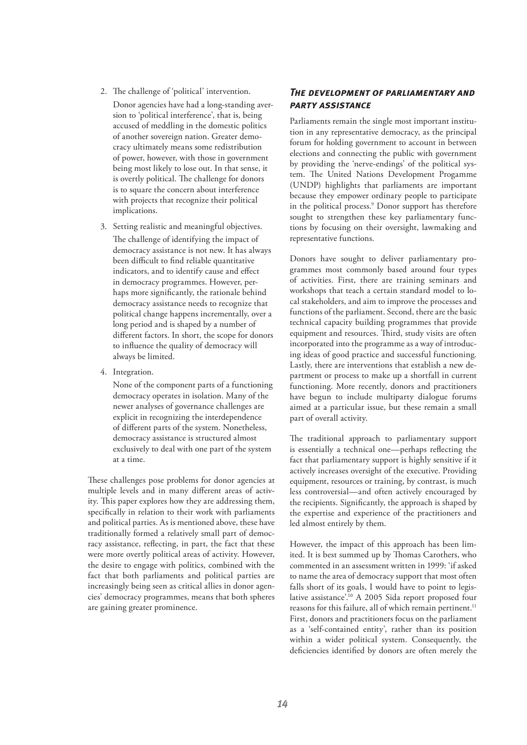2. The challenge of 'political' intervention.

   Donor agencies have had a long-standing aversion to 'political interference', that is, being accused of meddling in the domestic politics of another sovereign nation. Greater democracy ultimately means some redistribution of power, however, with those in government being most likely to lose out. In that sense, it is overtly political. The challenge for donors is to square the concern about interference with projects that recognize their political implications.

3. Setting realistic and meaningful objectives.

   The challenge of identifying the impact of democracy assistance is not new. It has always been difficult to find reliable quantitative indicators, and to identify cause and effect in democracy programmes. However, perhaps more significantly, the rationale behind democracy assistance needs to recognize that political change happens incrementally, over a long period and is shaped by a number of different factors. In short, the scope for donors to influence the quality of democracy will always be limited.

4. Integration.

   None of the component parts of a functioning democracy operates in isolation. Many of the newer analyses of governance challenges are explicit in recognizing the interdependence of different parts of the system. Nonetheless, democracy assistance is structured almost exclusively to deal with one part of the system at a time.

These challenges pose problems for donor agencies at multiple levels and in many different areas of activity. This paper explores how they are addressing them, specifically in relation to their work with parliaments and political parties. As is mentioned above, these have traditionally formed a relatively small part of democracy assistance, reflecting, in part, the fact that these were more overtly political areas of activity. However, the desire to engage with politics, combined with the fact that both parliaments and political parties are increasingly being seen as critical allies in donor agencies' democracy programmes, means that both spheres are gaining greater prominence.

## *The development of parliamentary and party assistance*

Parliaments remain the single most important institution in any representative democracy, as the principal forum for holding government to account in between elections and connecting the public with government by providing the 'nerve-endings' of the political system. The United Nations Development Progamme (UNDP) highlights that parliaments are important because they empower ordinary people to participate in the political process.[9] Donor support has therefore sought to strengthen these key parliamentary functions by focusing on their oversight, lawmaking and representative functions.

Donors have sought to deliver parliamentary programmes most commonly based around four types of activities. First, there are training seminars and workshops that teach a certain standard model to local stakeholders, and aim to improve the processes and functions of the parliament. Second, there are the basic technical capacity building programmes that provide equipment and resources. Third, study visits are often incorporated into the programme as a way of introducing ideas of good practice and successful functioning. Lastly, there are interventions that establish a new department or process to make up a shortfall in current functioning. More recently, donors and practitioners have begun to include multiparty dialogue forums aimed at a particular issue, but these remain a small part of overall activity.

The traditional approach to parliamentary support is essentially a technical one—perhaps reflecting the fact that parliamentary support is highly sensitive if it actively increases oversight of the executive. Providing equipment, resources or training, by contrast, is much less controversial—and often actively encouraged by the recipients. Significantly, the approach is shaped by the expertise and experience of the practitioners and led almost entirely by them.

However, the impact of this approach has been limited. It is best summed up by Thomas Carothers, who commented in an assessment written in 1999: 'if asked to name the area of democracy support that most often falls short of its goals, I would have to point to legislative assistance'.[10] A 2005 Sida report proposed four reasons for this failure, all of which remain pertinent.[11] First, donors and practitioners focus on the parliament as a 'self-contained entity', rather than its position within a wider political system. Consequently, the deficiencies identified by donors are often merely the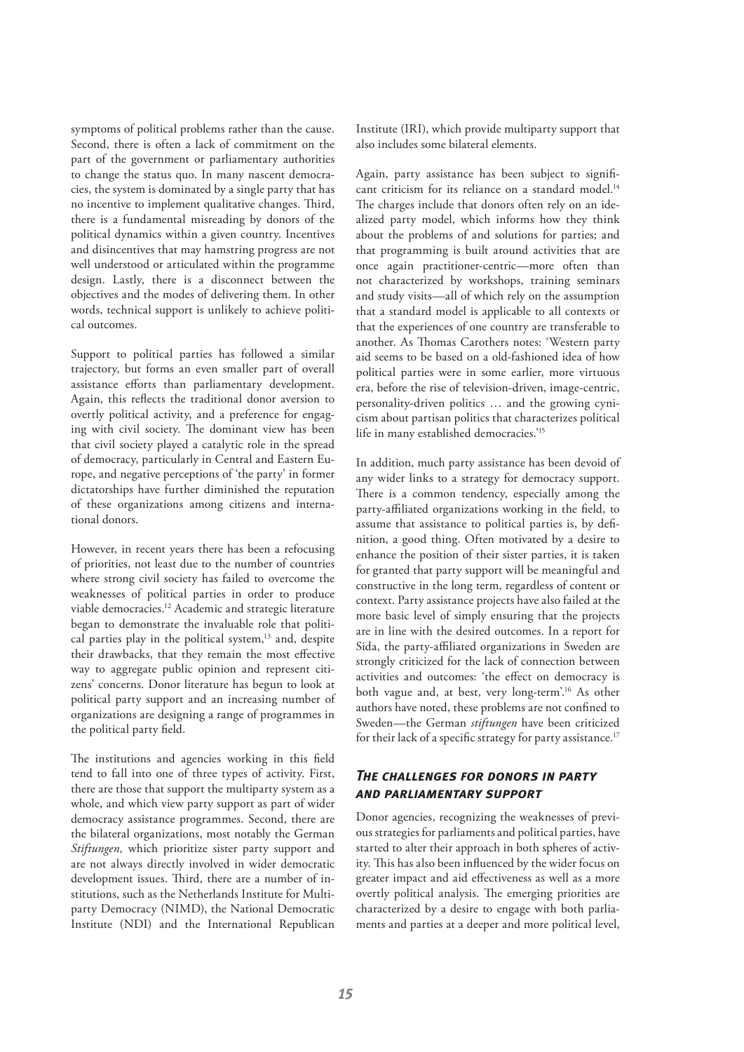symptoms of political problems rather than the cause. Second, there is often a lack of commitment on the part of the government or parliamentary authorities to change the status quo. In many nascent democracies, the system is dominated by a single party that has no incentive to implement qualitative changes. Third, there is a fundamental misreading by donors of the political dynamics within a given country. Incentives and disincentives that may hamstring progress are not well understood or articulated within the programme design. Lastly, there is a disconnect between the objectives and the modes of delivering them. In other words, technical support is unlikely to achieve political outcomes.

Support to political parties has followed a similar trajectory, but forms an even smaller part of overall assistance efforts than parliamentary development. Again, this reflects the traditional donor aversion to overtly political activity, and a preference for engaging with civil society. The dominant view has been that civil society played a catalytic role in the spread of democracy, particularly in Central and Eastern Europe, and negative perceptions of 'the party' in former dictatorships have further diminished the reputation of these organizations among citizens and international donors.

However, in recent years there has been a refocusing of priorities, not least due to the number of countries where strong civil society has failed to overcome the weaknesses of political parties in order to produce viable democracies.[12] Academic and strategic literature began to demonstrate the invaluable role that political parties play in the political system,[13] and, despite their drawbacks, that they remain the most effective way to aggregate public opinion and represent citizens' concerns. Donor literature has begun to look at political party support and an increasing number of organizations are designing a range of programmes in the political party field.

The institutions and agencies working in this field tend to fall into one of three types of activity. First, there are those that support the multiparty system as a whole, and which view party support as part of wider democracy assistance programmes. Second, there are the bilateral organizations, most notably the German *Stiftungen,* which prioritize sister party support and are not always directly involved in wider democratic development issues. Third, there are a number of institutions, such as the Netherlands Institute for Multiparty Democracy (NIMD), the National Democratic Institute (NDI) and the International Republican Institute (IRI), which provide multiparty support that also includes some bilateral elements.

Again, party assistance has been subject to significant criticism for its reliance on a standard model.[14] The charges include that donors often rely on an idealized party model, which informs how they think about the problems of and solutions for parties; and that programming is built around activities that are once again practitioner-centric—more often than not characterized by workshops, training seminars and study visits—all of which rely on the assumption that a standard model is applicable to all contexts or that the experiences of one country are transferable to another. As Thomas Carothers notes: 'Western party aid seems to be based on a old-fashioned idea of how political parties were in some earlier, more virtuous era, before the rise of television-driven, image-centric, personality-driven politics … and the growing cynicism about partisan politics that characterizes political life in many established democracies.'[15]

In addition, much party assistance has been devoid of any wider links to a strategy for democracy support. There is a common tendency, especially among the party-affiliated organizations working in the field, to assume that assistance to political parties is, by definition, a good thing. Often motivated by a desire to enhance the position of their sister parties, it is taken for granted that party support will be meaningful and constructive in the long term, regardless of content or context. Party assistance projects have also failed at the more basic level of simply ensuring that the projects are in line with the desired outcomes. In a report for Sida, the party-affiliated organizations in Sweden are strongly criticized for the lack of connection between activities and outcomes: 'the effect on democracy is both vague and, at best, very long-term'.[16] As other authors have noted, these problems are not confined to Sweden—the German *stiftungen* have been criticized for their lack of a specific strategy for party assistance.[17]

## *The challenges for donors in party and parliamentary support*

Donor agencies, recognizing the weaknesses of previous strategies for parliaments and political parties, have started to alter their approach in both spheres of activity. This has also been influenced by the wider focus on greater impact and aid effectiveness as well as a more overtly political analysis. The emerging priorities are characterized by a desire to engage with both parliaments and parties at a deeper and more political level,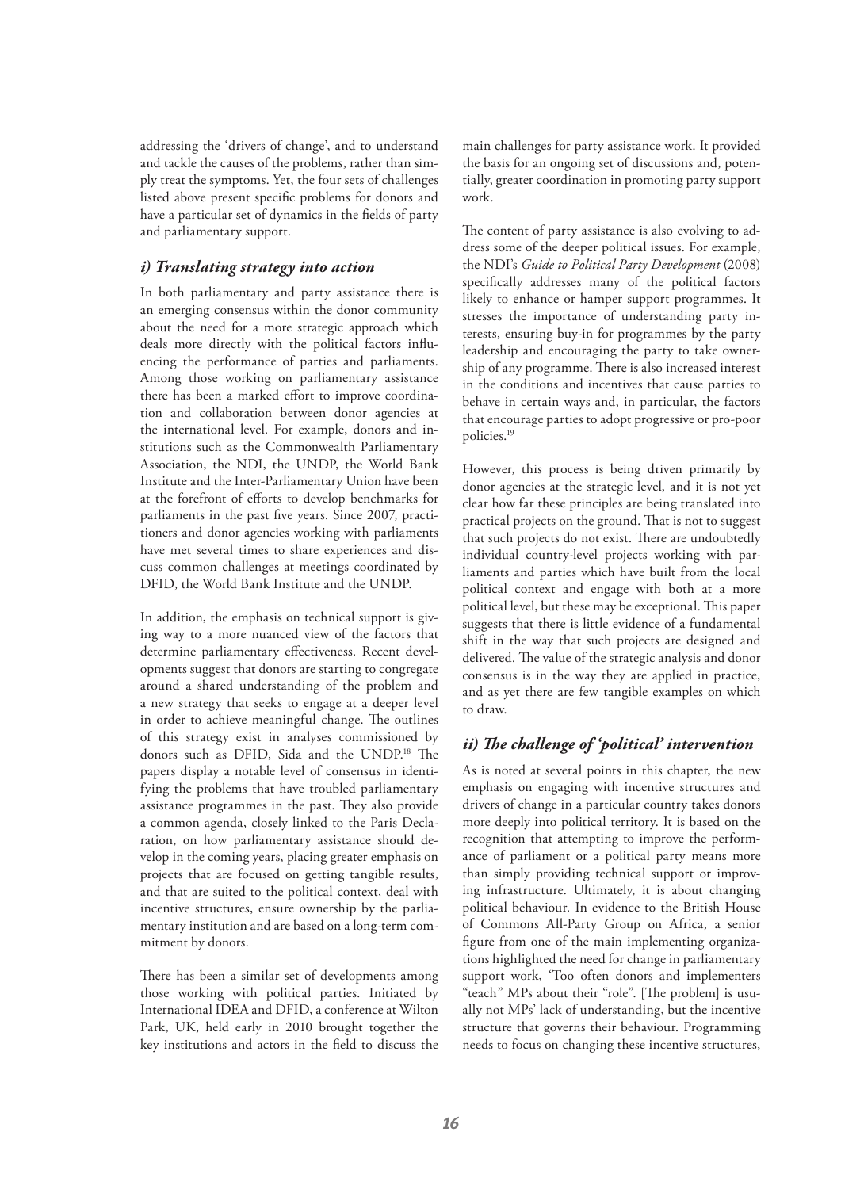addressing the 'drivers of change', and to understand and tackle the causes of the problems, rather than simply treat the symptoms. Yet, the four sets of challenges listed above present specific problems for donors and have a particular set of dynamics in the fields of party and parliamentary support.

### *i) Translating strategy into action*

In both parliamentary and party assistance there is an emerging consensus within the donor community about the need for a more strategic approach which deals more directly with the political factors influencing the performance of parties and parliaments. Among those working on parliamentary assistance there has been a marked effort to improve coordination and collaboration between donor agencies at the international level. For example, donors and institutions such as the Commonwealth Parliamentary Association, the NDI, the UNDP, the World Bank Institute and the Inter-Parliamentary Union have been at the forefront of efforts to develop benchmarks for parliaments in the past five years. Since 2007, practitioners and donor agencies working with parliaments have met several times to share experiences and discuss common challenges at meetings coordinated by DFID, the World Bank Institute and the UNDP.

In addition, the emphasis on technical support is giving way to a more nuanced view of the factors that determine parliamentary effectiveness. Recent developments suggest that donors are starting to congregate around a shared understanding of the problem and a new strategy that seeks to engage at a deeper level in order to achieve meaningful change. The outlines of this strategy exist in analyses commissioned by donors such as DFID, Sida and the UNDP.[18] The papers display a notable level of consensus in identifying the problems that have troubled parliamentary assistance programmes in the past. They also provide a common agenda, closely linked to the Paris Declaration, on how parliamentary assistance should develop in the coming years, placing greater emphasis on projects that are focused on getting tangible results, and that are suited to the political context, deal with incentive structures, ensure ownership by the parliamentary institution and are based on a long-term commitment by donors.

There has been a similar set of developments among those working with political parties. Initiated by International IDEA and DFID, a conference at Wilton Park, UK, held early in 2010 brought together the key institutions and actors in the field to discuss the main challenges for party assistance work. It provided the basis for an ongoing set of discussions and, potentially, greater coordination in promoting party support work.

The content of party assistance is also evolving to address some of the deeper political issues. For example, the NDI's *Guide to Political Party Development* (2008) specifically addresses many of the political factors likely to enhance or hamper support programmes. It stresses the importance of understanding party interests, ensuring buy-in for programmes by the party leadership and encouraging the party to take ownership of any programme. There is also increased interest in the conditions and incentives that cause parties to behave in certain ways and, in particular, the factors that encourage parties to adopt progressive or pro-poor policies.[19]

However, this process is being driven primarily by donor agencies at the strategic level, and it is not yet clear how far these principles are being translated into practical projects on the ground. That is not to suggest that such projects do not exist. There are undoubtedly individual country-level projects working with parliaments and parties which have built from the local political context and engage with both at a more political level, but these may be exceptional. This paper suggests that there is little evidence of a fundamental shift in the way that such projects are designed and delivered. The value of the strategic analysis and donor consensus is in the way they are applied in practice, and as yet there are few tangible examples on which to draw.

### *ii) The challenge of 'political' intervention*

As is noted at several points in this chapter, the new emphasis on engaging with incentive structures and drivers of change in a particular country takes donors more deeply into political territory. It is based on the recognition that attempting to improve the performance of parliament or a political party means more than simply providing technical support or improving infrastructure. Ultimately, it is about changing political behaviour. In evidence to the British House of Commons All-Party Group on Africa, a senior figure from one of the main implementing organizations highlighted the need for change in parliamentary support work, 'Too often donors and implementers "teach" MPs about their "role". [The problem] is usually not MPs' lack of understanding, but the incentive structure that governs their behaviour. Programming needs to focus on changing these incentive structures,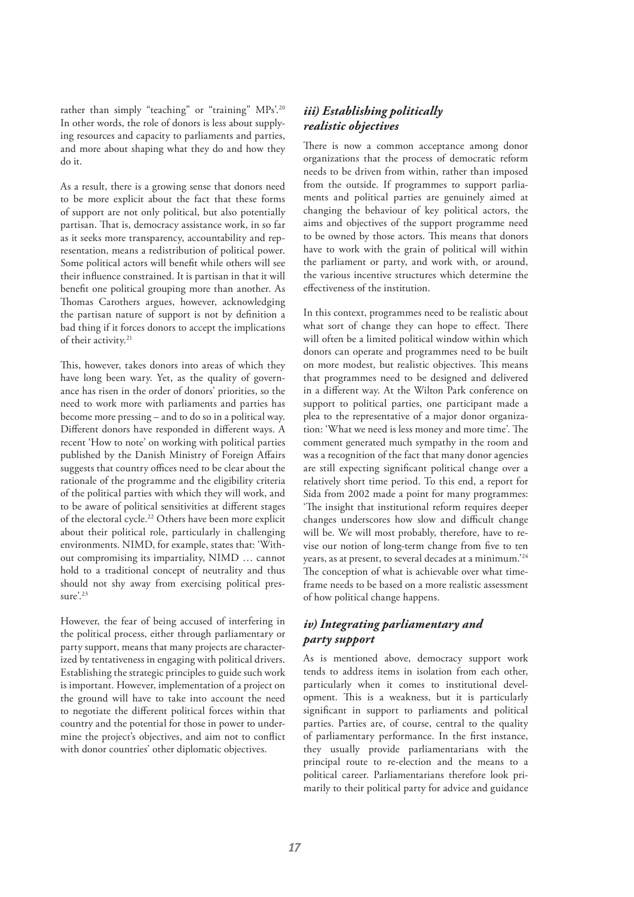rather than simply "teaching" or "training" MPs'.[20] In other words, the role of donors is less about supplying resources and capacity to parliaments and parties, and more about shaping what they do and how they do it.

As a result, there is a growing sense that donors need to be more explicit about the fact that these forms of support are not only political, but also potentially partisan. That is, democracy assistance work, in so far as it seeks more transparency, accountability and representation, means a redistribution of political power. Some political actors will benefit while others will see their influence constrained. It is partisan in that it will benefit one political grouping more than another. As Thomas Carothers argues, however, acknowledging the partisan nature of support is not by definition a bad thing if it forces donors to accept the implications of their activity.[21]

This, however, takes donors into areas of which they have long been wary. Yet, as the quality of governance has risen in the order of donors' priorities, so the need to work more with parliaments and parties has become more pressing – and to do so in a political way. Different donors have responded in different ways. A recent 'How to note' on working with political parties published by the Danish Ministry of Foreign Affairs suggests that country offices need to be clear about the rationale of the programme and the eligibility criteria of the political parties with which they will work, and to be aware of political sensitivities at different stages of the electoral cycle.[22] Others have been more explicit about their political role, particularly in challenging environments. NIMD, for example, states that: 'Without compromising its impartiality, NIMD … cannot hold to a traditional concept of neutrality and thus should not shy away from exercising political pressure'.[23]

However, the fear of being accused of interfering in the political process, either through parliamentary or party support, means that many projects are characterized by tentativeness in engaging with political drivers. Establishing the strategic principles to guide such work is important. However, implementation of a project on the ground will have to take into account the need to negotiate the different political forces within that country and the potential for those in power to undermine the project's objectives, and aim not to conflict with donor countries' other diplomatic objectives.

### *iii) Establishing politically realistic objectives*

There is now a common acceptance among donor organizations that the process of democratic reform needs to be driven from within, rather than imposed from the outside. If programmes to support parliaments and political parties are genuinely aimed at changing the behaviour of key political actors, the aims and objectives of the support programme need to be owned by those actors. This means that donors have to work with the grain of political will within the parliament or party, and work with, or around, the various incentive structures which determine the effectiveness of the institution.

In this context, programmes need to be realistic about what sort of change they can hope to effect. There will often be a limited political window within which donors can operate and programmes need to be built on more modest, but realistic objectives. This means that programmes need to be designed and delivered in a different way. At the Wilton Park conference on support to political parties, one participant made a plea to the representative of a major donor organization: 'What we need is less money and more time'. The comment generated much sympathy in the room and was a recognition of the fact that many donor agencies are still expecting significant political change over a relatively short time period. To this end, a report for Sida from 2002 made a point for many programmes: 'The insight that institutional reform requires deeper changes underscores how slow and difficult change will be. We will most probably, therefore, have to revise our notion of long-term change from five to ten years, as at present, to several decades at a minimum.'[24] The conception of what is achievable over what timeframe needs to be based on a more realistic assessment of how political change happens.

### *iv) Integrating parliamentary and party support*

As is mentioned above, democracy support work tends to address items in isolation from each other, particularly when it comes to institutional development. This is a weakness, but it is particularly significant in support to parliaments and political parties. Parties are, of course, central to the quality of parliamentary performance. In the first instance, they usually provide parliamentarians with the principal route to re-election and the means to a political career. Parliamentarians therefore look primarily to their political party for advice and guidance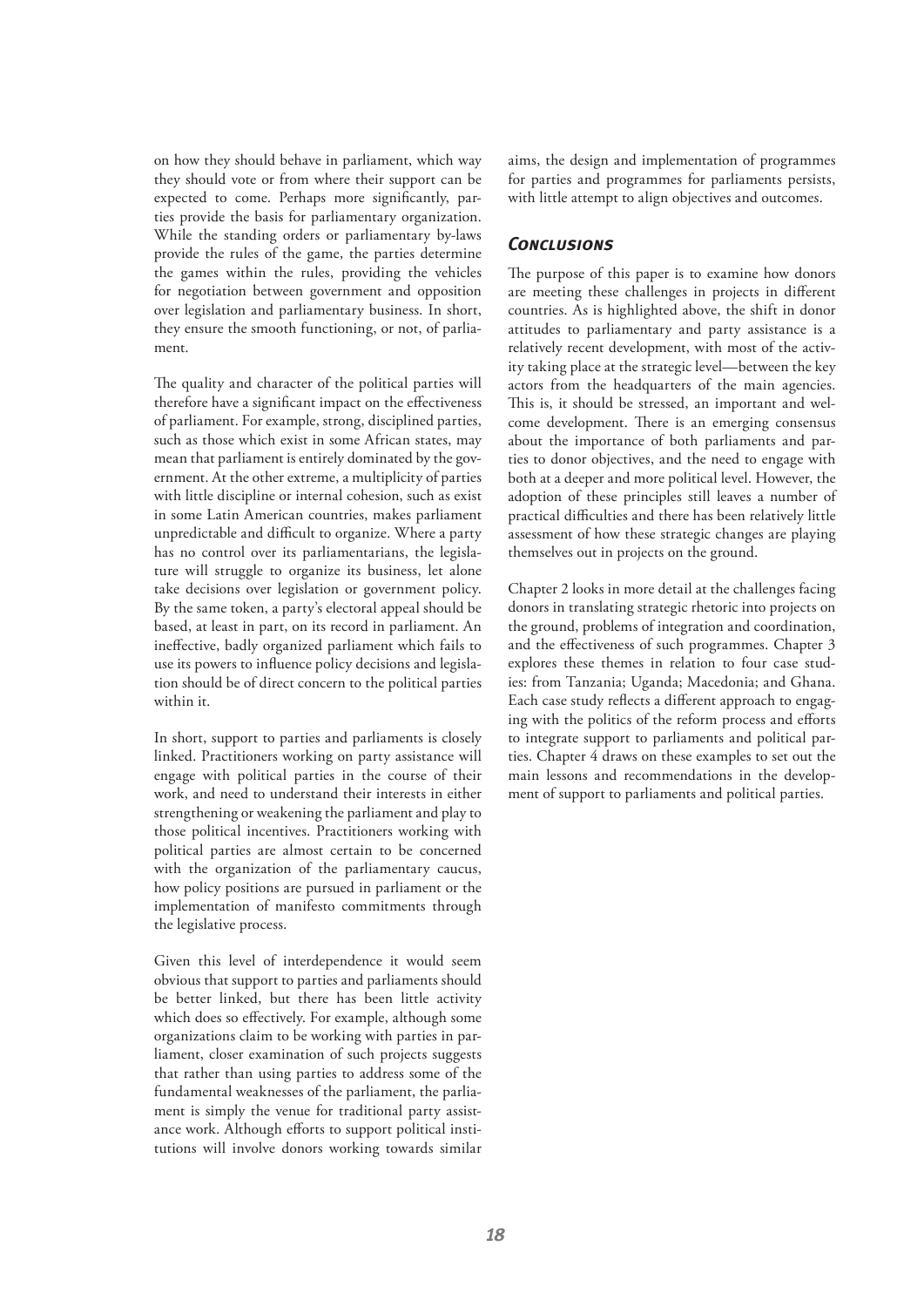on how they should behave in parliament, which way they should vote or from where their support can be expected to come. Perhaps more significantly, parties provide the basis for parliamentary organization. While the standing orders or parliamentary by-laws provide the rules of the game, the parties determine the games within the rules, providing the vehicles for negotiation between government and opposition over legislation and parliamentary business. In short, they ensure the smooth functioning, or not, of parliament.

The quality and character of the political parties will therefore have a significant impact on the effectiveness of parliament. For example, strong, disciplined parties, such as those which exist in some African states, may mean that parliament is entirely dominated by the government. At the other extreme, a multiplicity of parties with little discipline or internal cohesion, such as exist in some Latin American countries, makes parliament unpredictable and difficult to organize. Where a party has no control over its parliamentarians, the legislature will struggle to organize its business, let alone take decisions over legislation or government policy. By the same token, a party's electoral appeal should be based, at least in part, on its record in parliament. An ineffective, badly organized parliament which fails to use its powers to influence policy decisions and legislation should be of direct concern to the political parties within it.

In short, support to parties and parliaments is closely linked. Practitioners working on party assistance will engage with political parties in the course of their work, and need to understand their interests in either strengthening or weakening the parliament and play to those political incentives. Practitioners working with political parties are almost certain to be concerned with the organization of the parliamentary caucus, how policy positions are pursued in parliament or the implementation of manifesto commitments through the legislative process.

Given this level of interdependence it would seem obvious that support to parties and parliaments should be better linked, but there has been little activity which does so effectively. For example, although some organizations claim to be working with parties in parliament, closer examination of such projects suggests that rather than using parties to address some of the fundamental weaknesses of the parliament, the parliament is simply the venue for traditional party assistance work. Although efforts to support political institutions will involve donors working towards similar aims, the design and implementation of programmes for parties and programmes for parliaments persists, with little attempt to align objectives and outcomes.

## *Conclusions*

The purpose of this paper is to examine how donors are meeting these challenges in projects in different countries. As is highlighted above, the shift in donor attitudes to parliamentary and party assistance is a relatively recent development, with most of the activity taking place at the strategic level—between the key actors from the headquarters of the main agencies. This is, it should be stressed, an important and welcome development. There is an emerging consensus about the importance of both parliaments and parties to donor objectives, and the need to engage with both at a deeper and more political level. However, the adoption of these principles still leaves a number of practical difficulties and there has been relatively little assessment of how these strategic changes are playing themselves out in projects on the ground.

Chapter 2 looks in more detail at the challenges facing donors in translating strategic rhetoric into projects on the ground, problems of integration and coordination, and the effectiveness of such programmes. Chapter 3 explores these themes in relation to four case studies: from Tanzania; Uganda; Macedonia; and Ghana. Each case study reflects a different approach to engaging with the politics of the reform process and efforts to integrate support to parliaments and political parties. Chapter 4 draws on these examples to set out the main lessons and recommendations in the development of support to parliaments and political parties.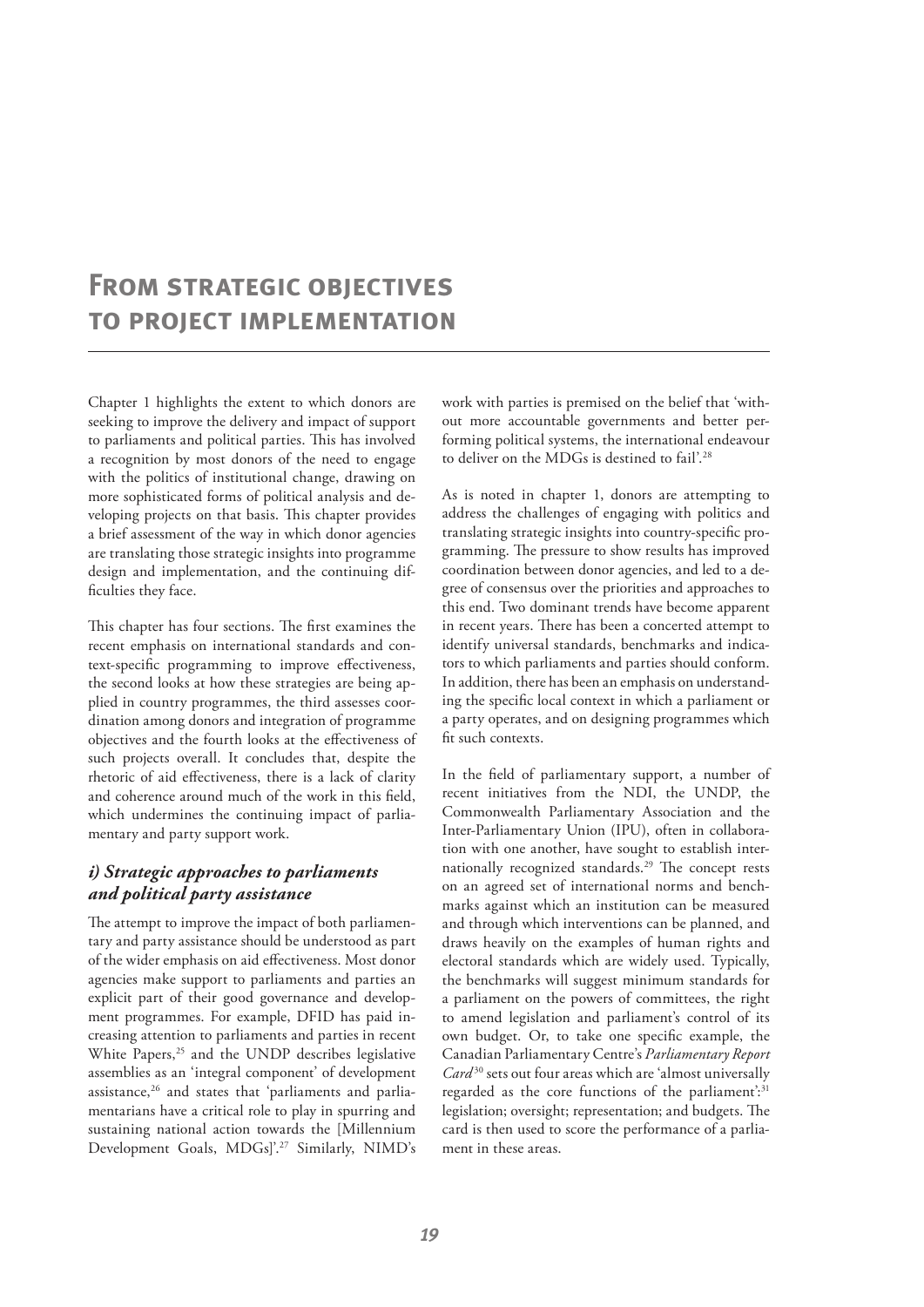# From strategic objectives to project implementation

Chapter 1 highlights the extent to which donors are seeking to improve the delivery and impact of support to parliaments and political parties. This has involved a recognition by most donors of the need to engage with the politics of institutional change, drawing on more sophisticated forms of political analysis and developing projects on that basis. This chapter provides a brief assessment of the way in which donor agencies are translating those strategic insights into programme design and implementation, and the continuing difficulties they face.

This chapter has four sections. The first examines the recent emphasis on international standards and context-specific programming to improve effectiveness, the second looks at how these strategies are being applied in country programmes, the third assesses coordination among donors and integration of programme objectives and the fourth looks at the effectiveness of such projects overall. It concludes that, despite the rhetoric of aid effectiveness, there is a lack of clarity and coherence around much of the work in this field, which undermines the continuing impact of parliamentary and party support work.

## *i) Strategic approaches to parliaments and political party assistance*

The attempt to improve the impact of both parliamentary and party assistance should be understood as part of the wider emphasis on aid effectiveness. Most donor agencies make support to parliaments and parties an explicit part of their good governance and development programmes. For example, DFID has paid increasing attention to parliaments and parties in recent White Papers,[25] and the UNDP describes legislative assemblies as an 'integral component' of development assistance,[26] and states that 'parliaments and parliamentarians have a critical role to play in spurring and sustaining national action towards the [Millennium Development Goals, MDGs]'.[27] Similarly, NIMD's work with parties is premised on the belief that 'without more accountable governments and better performing political systems, the international endeavour to deliver on the MDGs is destined to fail'.[28]

As is noted in chapter 1, donors are attempting to address the challenges of engaging with politics and translating strategic insights into country-specific programming. The pressure to show results has improved coordination between donor agencies, and led to a degree of consensus over the priorities and approaches to this end. Two dominant trends have become apparent in recent years. There has been a concerted attempt to identify universal standards, benchmarks and indicators to which parliaments and parties should conform. In addition, there has been an emphasis on understanding the specific local context in which a parliament or a party operates, and on designing programmes which fit such contexts.

In the field of parliamentary support, a number of recent initiatives from the NDI, the UNDP, the Commonwealth Parliamentary Association and the Inter-Parliamentary Union (IPU), often in collaboration with one another, have sought to establish internationally recognized standards.[29] The concept rests on an agreed set of international norms and benchmarks against which an institution can be measured and through which interventions can be planned, and draws heavily on the examples of human rights and electoral standards which are widely used. Typically, the benchmarks will suggest minimum standards for a parliament on the powers of committees, the right to amend legislation and parliament's control of its own budget. Or, to take one specific example, the Canadian Parliamentary Centre's *Parliamentary Report Card*[30] sets out four areas which are 'almost universally regarded as the core functions of the parliament':[31] legislation; oversight; representation; and budgets. The card is then used to score the performance of a parliament in these areas.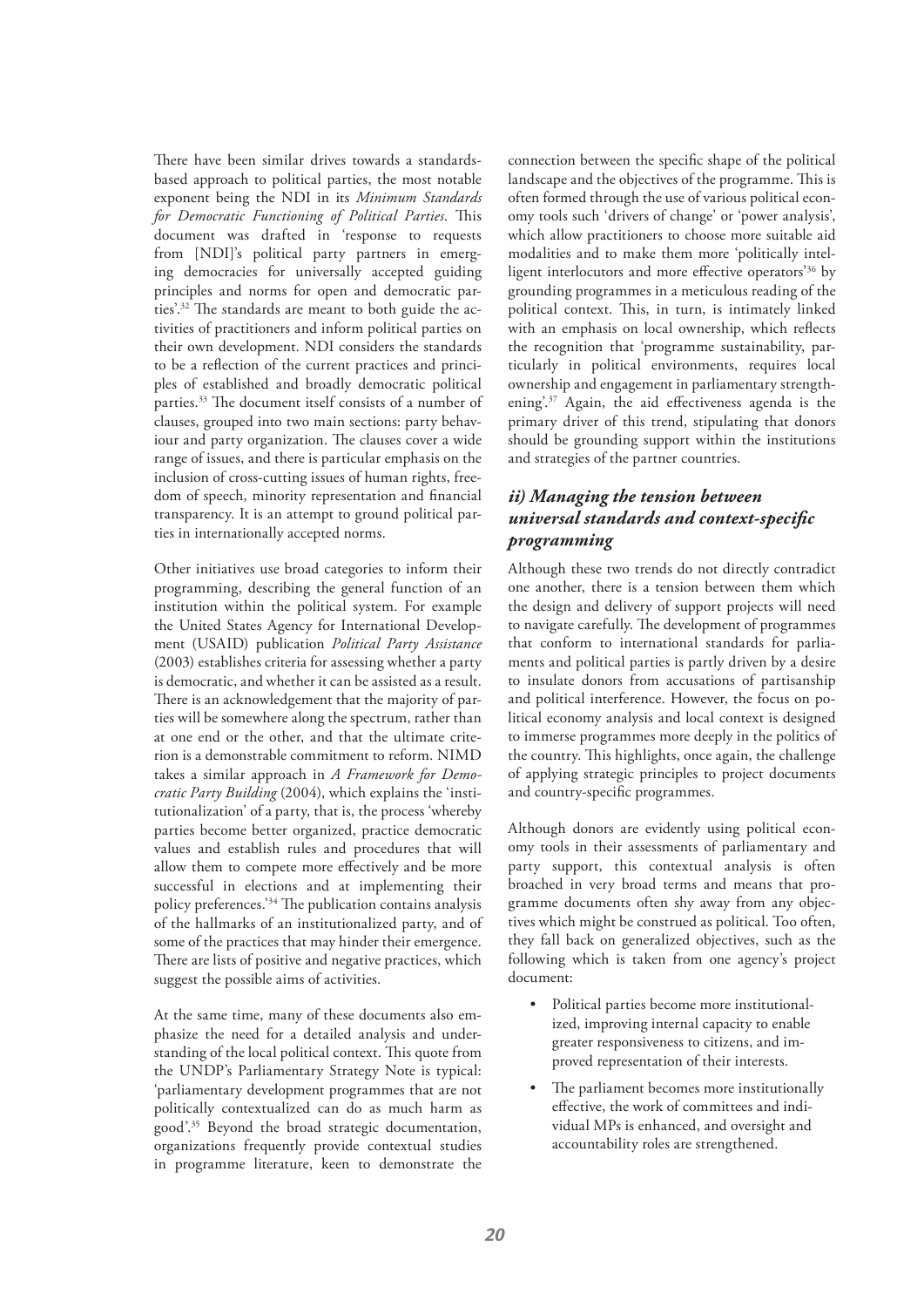There have been similar drives towards a standards-based approach to political parties, the most notable exponent being the NDI in its *Minimum Standards for Democratic Functioning of Political Parties*. This document was drafted in 'response to requests from [NDI]'s political party partners in emerging democracies for universally accepted guiding principles and norms for open and democratic parties'.[32] The standards are meant to both guide the activities of practitioners and inform political parties on their own development. NDI considers the standards to be a reflection of the current practices and principles of established and broadly democratic political parties.[33] The document itself consists of a number of clauses, grouped into two main sections: party behaviour and party organization. The clauses cover a wide range of issues, and there is particular emphasis on the inclusion of cross-cutting issues of human rights, freedom of speech, minority representation and financial transparency. It is an attempt to ground political parties in internationally accepted norms.

Other initiatives use broad categories to inform their programming, describing the general function of an institution within the political system. For example the United States Agency for International Development (USAID) publication *Political Party Assistance* (2003) establishes criteria for assessing whether a party is democratic, and whether it can be assisted as a result. There is an acknowledgement that the majority of parties will be somewhere along the spectrum, rather than at one end or the other, and that the ultimate criterion is a demonstrable commitment to reform. NIMD takes a similar approach in *A Framework for Democratic Party Building* (2004), which explains the 'institutionalization' of a party, that is, the process 'whereby parties become better organized, practice democratic values and establish rules and procedures that will allow them to compete more effectively and be more successful in elections and at implementing their policy preferences.'[34] The publication contains analysis of the hallmarks of an institutionalized party, and of some of the practices that may hinder their emergence. There are lists of positive and negative practices, which suggest the possible aims of activities.

At the same time, many of these documents also emphasize the need for a detailed analysis and understanding of the local political context. This quote from the UNDP's Parliamentary Strategy Note is typical: 'parliamentary development programmes that are not politically contextualized can do as much harm as good'.[35] Beyond the broad strategic documentation, organizations frequently provide contextual studies in programme literature, keen to demonstrate the connection between the specific shape of the political landscape and the objectives of the programme. This is often formed through the use of various political economy tools such 'drivers of change' or 'power analysis', which allow practitioners to choose more suitable aid modalities and to make them more 'politically intelligent interlocutors and more effective operators'[36] by grounding programmes in a meticulous reading of the political context. This, in turn, is intimately linked with an emphasis on local ownership, which reflects the recognition that 'programme sustainability, particularly in political environments, requires local ownership and engagement in parliamentary strengthening'.[37] Again, the aid effectiveness agenda is the primary driver of this trend, stipulating that donors should be grounding support within the institutions and strategies of the partner countries.

### *ii) Managing the tension between universal standards and context-specific programming*

Although these two trends do not directly contradict one another, there is a tension between them which the design and delivery of support projects will need to navigate carefully. The development of programmes that conform to international standards for parliaments and political parties is partly driven by a desire to insulate donors from accusations of partisanship and political interference. However, the focus on political economy analysis and local context is designed to immerse programmes more deeply in the politics of the country. This highlights, once again, the challenge of applying strategic principles to project documents and country-specific programmes.

Although donors are evidently using political economy tools in their assessments of parliamentary and party support, this contextual analysis is often broached in very broad terms and means that programme documents often shy away from any objectives which might be construed as political. Too often, they fall back on generalized objectives, such as the following which is taken from one agency's project document:

- Political parties become more institutionalized, improving internal capacity to enable greater responsiveness to citizens, and improved representation of their interests.
- The parliament becomes more institutionally effective, the work of committees and individual MPs is enhanced, and oversight and accountability roles are strengthened.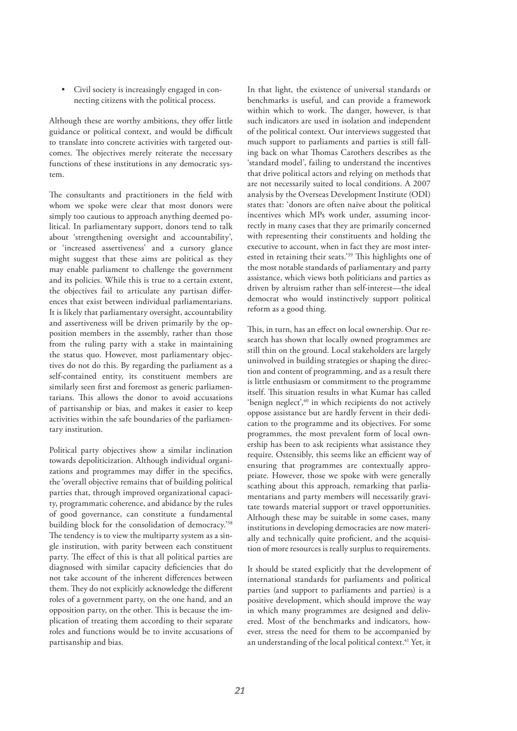- Civil society is increasingly engaged in connecting citizens with the political process.

Although these are worthy ambitions, they offer little guidance or political context, and would be difficult to translate into concrete activities with targeted outcomes. The objectives merely reiterate the necessary functions of these institutions in any democratic system.

The consultants and practitioners in the field with whom we spoke were clear that most donors were simply too cautious to approach anything deemed political. In parliamentary support, donors tend to talk about 'strengthening oversight and accountability', or 'increased assertiveness' and a cursory glance might suggest that these aims are political as they may enable parliament to challenge the government and its policies. While this is true to a certain extent, the objectives fail to articulate any partisan differences that exist between individual parliamentarians. It is likely that parliamentary oversight, accountability and assertiveness will be driven primarily by the opposition members in the assembly, rather than those from the ruling party with a stake in maintaining the status quo. However, most parliamentary objectives do not do this. By regarding the parliament as a self-contained entity, its constituent members are similarly seen first and foremost as generic parliamentarians. This allows the donor to avoid accusations of partisanship or bias, and makes it easier to keep activities within the safe boundaries of the parliamentary institution.

Political party objectives show a similar inclination towards depoliticization. Although individual organizations and programmes may differ in the specifics, the 'overall objective remains that of building political parties that, through improved organizational capacity, programmatic coherence, and abidance by the rules of good governance, can constitute a fundamental building block for the consolidation of democracy.'[38] The tendency is to view the multiparty system as a single institution, with parity between each constituent party. The effect of this is that all political parties are diagnosed with similar capacity deficiencies that do not take account of the inherent differences between them. They do not explicitly acknowledge the different roles of a government party, on the one hand, and an opposition party, on the other. This is because the implication of treating them according to their separate roles and functions would be to invite accusations of partisanship and bias.

In that light, the existence of universal standards or benchmarks is useful, and can provide a framework within which to work. The danger, however, is that such indicators are used in isolation and independent of the political context. Our interviews suggested that much support to parliaments and parties is still falling back on what Thomas Carothers describes as the 'standard model', failing to understand the incentives that drive political actors and relying on methods that are not necessarily suited to local conditions. A 2007 analysis by the Overseas Development Institute (ODI) states that: 'donors are often naive about the political incentives which MPs work under, assuming incorrectly in many cases that they are primarily concerned with representing their constituents and holding the executive to account, when in fact they are most interested in retaining their seats.'[39] This highlights one of the most notable standards of parliamentary and party assistance, which views both politicians and parties as driven by altruism rather than self-interest—the ideal democrat who would instinctively support political reform as a good thing.

This, in turn, has an effect on local ownership. Our research has shown that locally owned programmes are still thin on the ground. Local stakeholders are largely uninvolved in building strategies or shaping the direction and content of programming, and as a result there is little enthusiasm or commitment to the programme itself. This situation results in what Kumar has called 'benign neglect',[40] in which recipients do not actively oppose assistance but are hardly fervent in their dedication to the programme and its objectives. For some programmes, the most prevalent form of local ownership has been to ask recipients what assistance they require. Ostensibly, this seems like an efficient way of ensuring that programmes are contextually appropriate. However, those we spoke with were generally scathing about this approach, remarking that parliamentarians and party members will necessarily gravitate towards material support or travel opportunities. Although these may be suitable in some cases, many institutions in developing democracies are now materially and technically quite proficient, and the acquisition of more resources is really surplus to requirements.

It should be stated explicitly that the development of international standards for parliaments and political parties (and support to parliaments and parties) is a positive development, which should improve the way in which many programmes are designed and delivered. Most of the benchmarks and indicators, however, stress the need for them to be accompanied by an understanding of the local political context.[41] Yet, it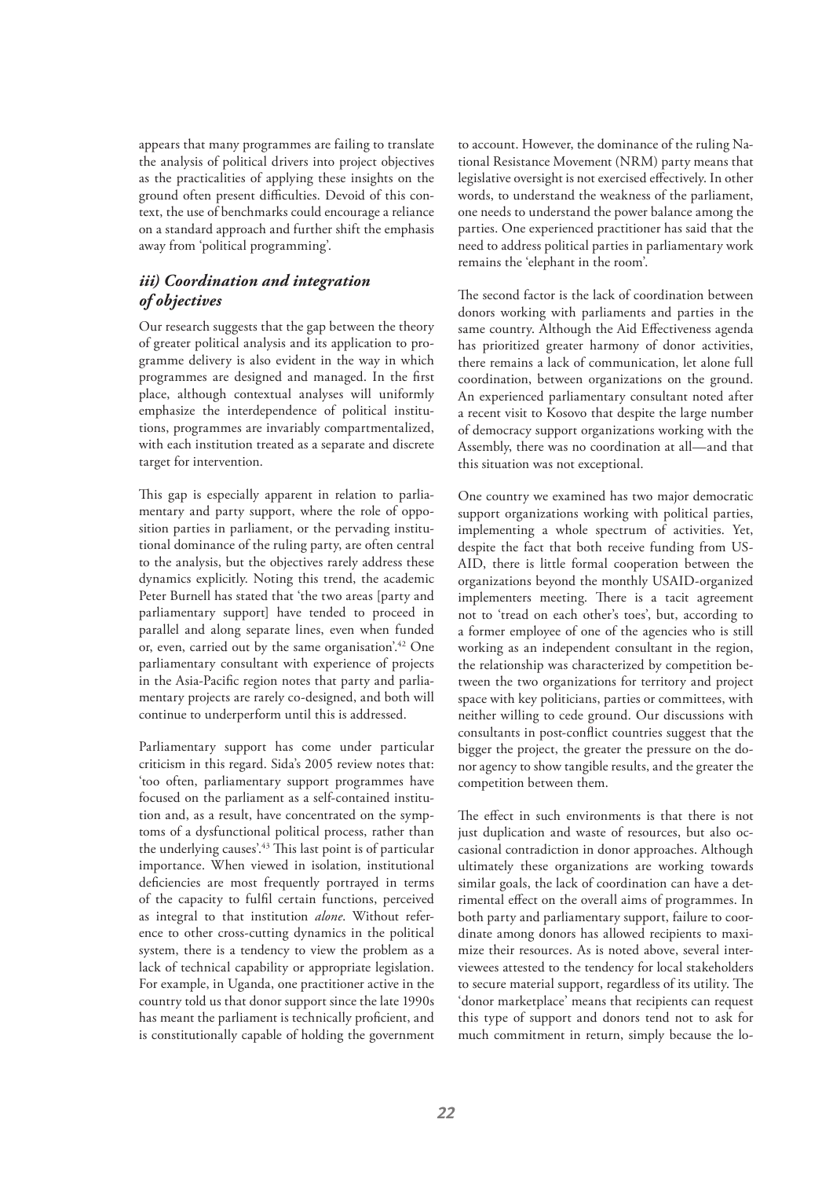appears that many programmes are failing to translate the analysis of political drivers into project objectives as the practicalities of applying these insights on the ground often present difficulties. Devoid of this context, the use of benchmarks could encourage a reliance on a standard approach and further shift the emphasis away from 'political programming'.

### *iii) Coordination and integration of objectives*

Our research suggests that the gap between the theory of greater political analysis and its application to programme delivery is also evident in the way in which programmes are designed and managed. In the first place, although contextual analyses will uniformly emphasize the interdependence of political institutions, programmes are invariably compartmentalized, with each institution treated as a separate and discrete target for intervention.

This gap is especially apparent in relation to parliamentary and party support, where the role of opposition parties in parliament, or the pervading institutional dominance of the ruling party, are often central to the analysis, but the objectives rarely address these dynamics explicitly. Noting this trend, the academic Peter Burnell has stated that 'the two areas [party and parliamentary support] have tended to proceed in parallel and along separate lines, even when funded or, even, carried out by the same organisation'.[42] One parliamentary consultant with experience of projects in the Asia-Pacific region notes that party and parliamentary projects are rarely co-designed, and both will continue to underperform until this is addressed.

Parliamentary support has come under particular criticism in this regard. Sida's 2005 review notes that: 'too often, parliamentary support programmes have focused on the parliament as a self-contained institution and, as a result, have concentrated on the symptoms of a dysfunctional political process, rather than the underlying causes'.[43] This last point is of particular importance. When viewed in isolation, institutional deficiencies are most frequently portrayed in terms of the capacity to fulfil certain functions, perceived as integral to that institution *alone*. Without reference to other cross-cutting dynamics in the political system, there is a tendency to view the problem as a lack of technical capability or appropriate legislation. For example, in Uganda, one practitioner active in the country told us that donor support since the late 1990s has meant the parliament is technically proficient, and is constitutionally capable of holding the government to account. However, the dominance of the ruling National Resistance Movement (NRM) party means that legislative oversight is not exercised effectively. In other words, to understand the weakness of the parliament, one needs to understand the power balance among the parties. One experienced practitioner has said that the need to address political parties in parliamentary work remains the 'elephant in the room'.

The second factor is the lack of coordination between donors working with parliaments and parties in the same country. Although the Aid Effectiveness agenda has prioritized greater harmony of donor activities, there remains a lack of communication, let alone full coordination, between organizations on the ground. An experienced parliamentary consultant noted after a recent visit to Kosovo that despite the large number of democracy support organizations working with the Assembly, there was no coordination at all—and that this situation was not exceptional.

One country we examined has two major democratic support organizations working with political parties, implementing a whole spectrum of activities. Yet, despite the fact that both receive funding from USAID, there is little formal cooperation between the organizations beyond the monthly USAID-organized implementers meeting. There is a tacit agreement not to 'tread on each other's toes', but, according to a former employee of one of the agencies who is still working as an independent consultant in the region, the relationship was characterized by competition between the two organizations for territory and project space with key politicians, parties or committees, with neither willing to cede ground. Our discussions with consultants in post-conflict countries suggest that the bigger the project, the greater the pressure on the donor agency to show tangible results, and the greater the competition between them.

The effect in such environments is that there is not just duplication and waste of resources, but also occasional contradiction in donor approaches. Although ultimately these organizations are working towards similar goals, the lack of coordination can have a detrimental effect on the overall aims of programmes. In both party and parliamentary support, failure to coordinate among donors has allowed recipients to maximize their resources. As is noted above, several interviewees attested to the tendency for local stakeholders to secure material support, regardless of its utility. The 'donor marketplace' means that recipients can request this type of support and donors tend not to ask for much commitment in return, simply because the lo-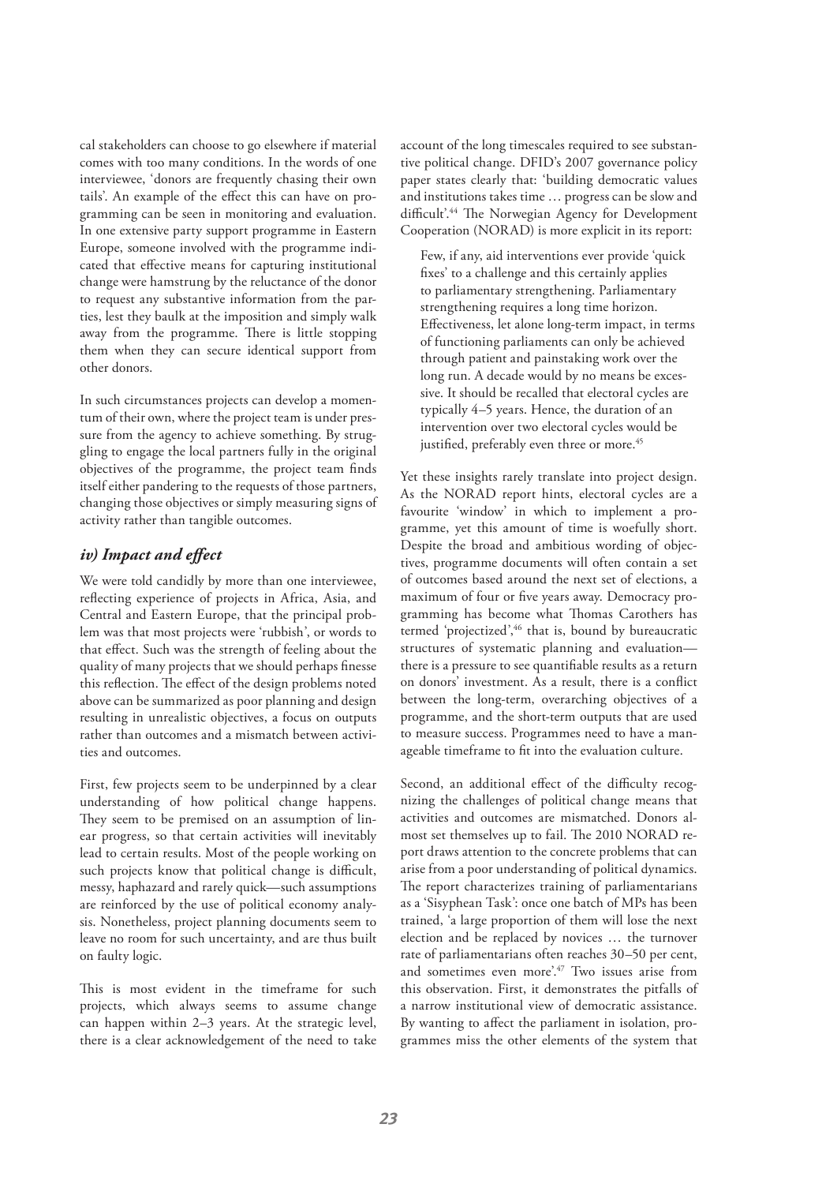cal stakeholders can choose to go elsewhere if material comes with too many conditions. In the words of one interviewee, 'donors are frequently chasing their own tails'. An example of the effect this can have on programming can be seen in monitoring and evaluation. In one extensive party support programme in Eastern Europe, someone involved with the programme indicated that effective means for capturing institutional change were hamstrung by the reluctance of the donor to request any substantive information from the parties, lest they baulk at the imposition and simply walk away from the programme. There is little stopping them when they can secure identical support from other donors.

In such circumstances projects can develop a momentum of their own, where the project team is under pressure from the agency to achieve something. By struggling to engage the local partners fully in the original objectives of the programme, the project team finds itself either pandering to the requests of those partners, changing those objectives or simply measuring signs of activity rather than tangible outcomes.

### *iv) Impact and effect*

We were told candidly by more than one interviewee, reflecting experience of projects in Africa, Asia, and Central and Eastern Europe, that the principal problem was that most projects were 'rubbish', or words to that effect. Such was the strength of feeling about the quality of many projects that we should perhaps finesse this reflection. The effect of the design problems noted above can be summarized as poor planning and design resulting in unrealistic objectives, a focus on outputs rather than outcomes and a mismatch between activities and outcomes.

First, few projects seem to be underpinned by a clear understanding of how political change happens. They seem to be premised on an assumption of linear progress, so that certain activities will inevitably lead to certain results. Most of the people working on such projects know that political change is difficult, messy, haphazard and rarely quick—such assumptions are reinforced by the use of political economy analysis. Nonetheless, project planning documents seem to leave no room for such uncertainty, and are thus built on faulty logic.

This is most evident in the timeframe for such projects, which always seems to assume change can happen within 2–3 years. At the strategic level, there is a clear acknowledgement of the need to take account of the long timescales required to see substantive political change. DFID's 2007 governance policy paper states clearly that: 'building democratic values and institutions takes time … progress can be slow and difficult'.[44] The Norwegian Agency for Development Cooperation (NORAD) is more explicit in its report:

> Few, if any, aid interventions ever provide 'quick fixes' to a challenge and this certainly applies to parliamentary strengthening. Parliamentary strengthening requires a long time horizon. Effectiveness, let alone long-term impact, in terms of functioning parliaments can only be achieved through patient and painstaking work over the long run. A decade would by no means be excessive. It should be recalled that electoral cycles are typically 4–5 years. Hence, the duration of an intervention over two electoral cycles would be justified, preferably even three or more.[45]

Yet these insights rarely translate into project design. As the NORAD report hints, electoral cycles are a favourite 'window' in which to implement a programme, yet this amount of time is woefully short. Despite the broad and ambitious wording of objectives, programme documents will often contain a set of outcomes based around the next set of elections, a maximum of four or five years away. Democracy programming has become what Thomas Carothers has termed 'projectized',[46] that is, bound by bureaucratic structures of systematic planning and evaluation—there is a pressure to see quantifiable results as a return on donors' investment. As a result, there is a conflict between the long-term, overarching objectives of a programme, and the short-term outputs that are used to measure success. Programmes need to have a manageable timeframe to fit into the evaluation culture.

Second, an additional effect of the difficulty recognizing the challenges of political change means that activities and outcomes are mismatched. Donors almost set themselves up to fail. The 2010 NORAD report draws attention to the concrete problems that can arise from a poor understanding of political dynamics. The report characterizes training of parliamentarians as a 'Sisyphean Task': once one batch of MPs has been trained, 'a large proportion of them will lose the next election and be replaced by novices … the turnover rate of parliamentarians often reaches 30–50 per cent, and sometimes even more'.[47] Two issues arise from this observation. First, it demonstrates the pitfalls of a narrow institutional view of democratic assistance. By wanting to affect the parliament in isolation, programmes miss the other elements of the system that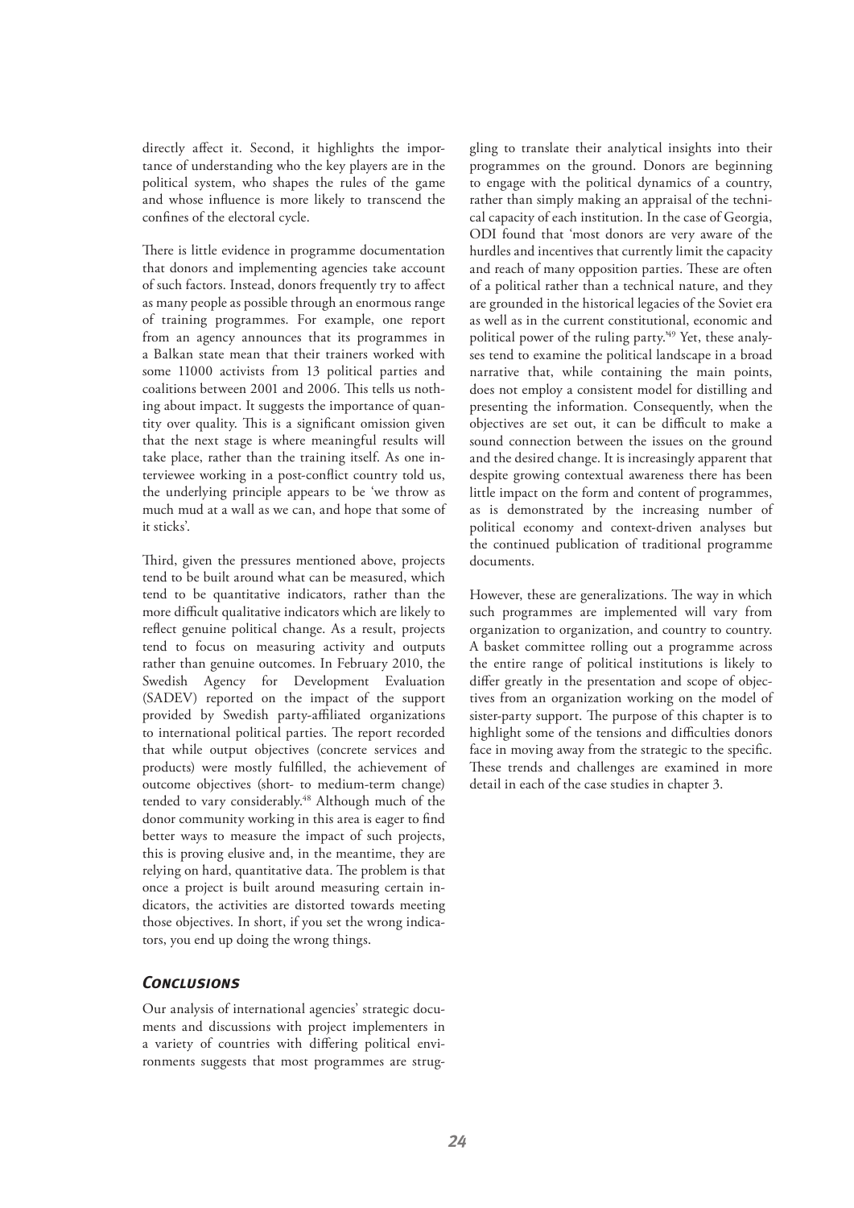directly affect it. Second, it highlights the importance of understanding who the key players are in the political system, who shapes the rules of the game and whose influence is more likely to transcend the confines of the electoral cycle.

There is little evidence in programme documentation that donors and implementing agencies take account of such factors. Instead, donors frequently try to affect as many people as possible through an enormous range of training programmes. For example, one report from an agency announces that its programmes in a Balkan state mean that their trainers worked with some 11000 activists from 13 political parties and coalitions between 2001 and 2006. This tells us nothing about impact. It suggests the importance of quantity over quality. This is a significant omission given that the next stage is where meaningful results will take place, rather than the training itself. As one interviewee working in a post-conflict country told us, the underlying principle appears to be 'we throw as much mud at a wall as we can, and hope that some of it sticks'.

Third, given the pressures mentioned above, projects tend to be built around what can be measured, which tend to be quantitative indicators, rather than the more difficult qualitative indicators which are likely to reflect genuine political change. As a result, projects tend to focus on measuring activity and outputs rather than genuine outcomes. In February 2010, the Swedish Agency for Development Evaluation (SADEV) reported on the impact of the support provided by Swedish party-affiliated organizations to international political parties. The report recorded that while output objectives (concrete services and products) were mostly fulfilled, the achievement of outcome objectives (short- to medium-term change) tended to vary considerably.[48] Although much of the donor community working in this area is eager to find better ways to measure the impact of such projects, this is proving elusive and, in the meantime, they are relying on hard, quantitative data. The problem is that once a project is built around measuring certain indicators, the activities are distorted towards meeting those objectives. In short, if you set the wrong indicators, you end up doing the wrong things.

### *Conclusions*

Our analysis of international agencies' strategic documents and discussions with project implementers in a variety of countries with differing political environments suggests that most programmes are struggling to translate their analytical insights into their programmes on the ground. Donors are beginning to engage with the political dynamics of a country, rather than simply making an appraisal of the technical capacity of each institution. In the case of Georgia, ODI found that 'most donors are very aware of the hurdles and incentives that currently limit the capacity and reach of many opposition parties. These are often of a political rather than a technical nature, and they are grounded in the historical legacies of the Soviet era as well as in the current constitutional, economic and political power of the ruling party.'[49] Yet, these analyses tend to examine the political landscape in a broad narrative that, while containing the main points, does not employ a consistent model for distilling and presenting the information. Consequently, when the objectives are set out, it can be difficult to make a sound connection between the issues on the ground and the desired change. It is increasingly apparent that despite growing contextual awareness there has been little impact on the form and content of programmes, as is demonstrated by the increasing number of political economy and context-driven analyses but the continued publication of traditional programme documents.

However, these are generalizations. The way in which such programmes are implemented will vary from organization to organization, and country to country. A basket committee rolling out a programme across the entire range of political institutions is likely to differ greatly in the presentation and scope of objectives from an organization working on the model of sister-party support. The purpose of this chapter is to highlight some of the tensions and difficulties donors face in moving away from the strategic to the specific. These trends and challenges are examined in more detail in each of the case studies in chapter 3.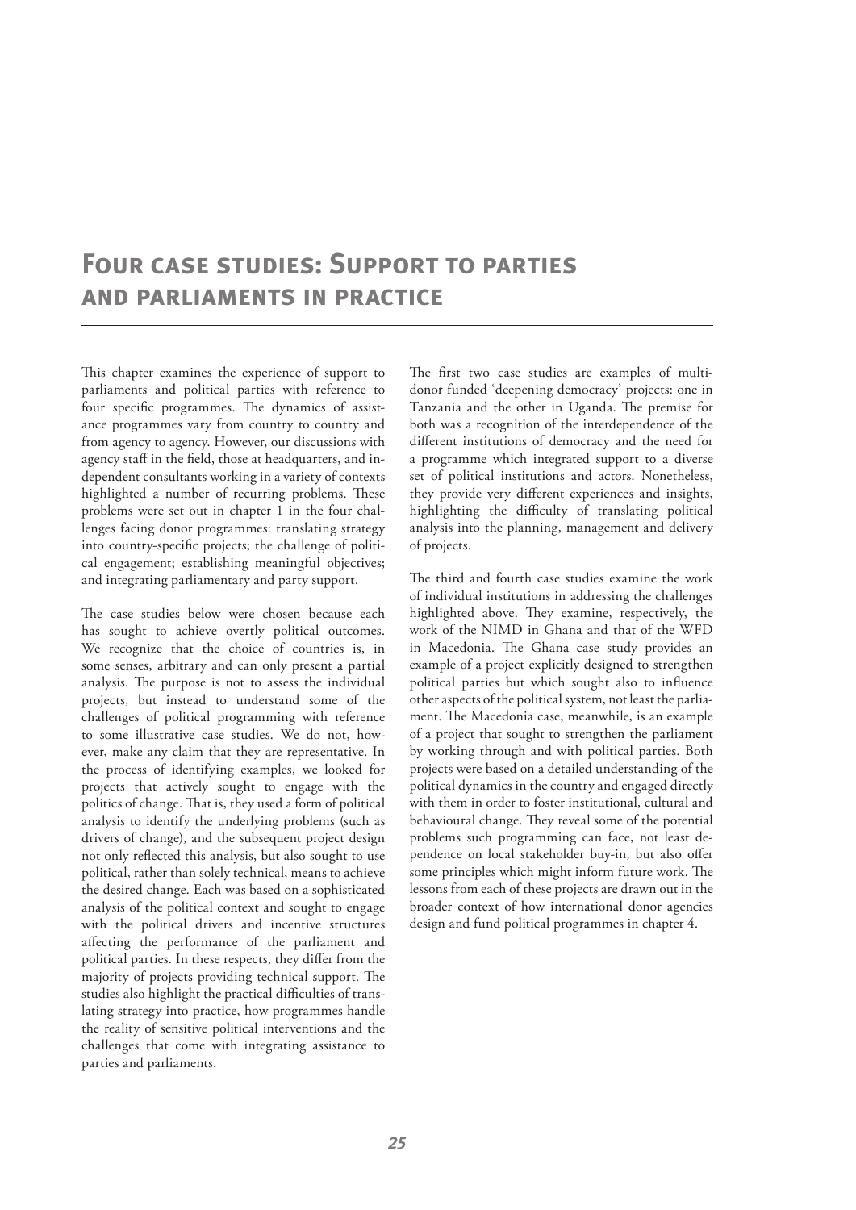# Four case studies: Support to parties and parliaments in practice

This chapter examines the experience of support to parliaments and political parties with reference to four specific programmes. The dynamics of assistance programmes vary from country to country and from agency to agency. However, our discussions with agency staff in the field, those at headquarters, and independent consultants working in a variety of contexts highlighted a number of recurring problems. These problems were set out in chapter 1 in the four challenges facing donor programmes: translating strategy into country-specific projects; the challenge of political engagement; establishing meaningful objectives; and integrating parliamentary and party support.

The case studies below were chosen because each has sought to achieve overtly political outcomes. We recognize that the choice of countries is, in some senses, arbitrary and can only present a partial analysis. The purpose is not to assess the individual projects, but instead to understand some of the challenges of political programming with reference to some illustrative case studies. We do not, however, make any claim that they are representative. In the process of identifying examples, we looked for projects that actively sought to engage with the politics of change. That is, they used a form of political analysis to identify the underlying problems (such as drivers of change), and the subsequent project design not only reflected this analysis, but also sought to use political, rather than solely technical, means to achieve the desired change. Each was based on a sophisticated analysis of the political context and sought to engage with the political drivers and incentive structures affecting the performance of the parliament and political parties. In these respects, they differ from the majority of projects providing technical support. The studies also highlight the practical difficulties of translating strategy into practice, how programmes handle the reality of sensitive political interventions and the challenges that come with integrating assistance to parties and parliaments.

The first two case studies are examples of multi-donor funded 'deepening democracy' projects: one in Tanzania and the other in Uganda. The premise for both was a recognition of the interdependence of the different institutions of democracy and the need for a programme which integrated support to a diverse set of political institutions and actors. Nonetheless, they provide very different experiences and insights, highlighting the difficulty of translating political analysis into the planning, management and delivery of projects.

The third and fourth case studies examine the work of individual institutions in addressing the challenges highlighted above. They examine, respectively, the work of the NIMD in Ghana and that of the WFD in Macedonia. The Ghana case study provides an example of a project explicitly designed to strengthen political parties but which sought also to influence other aspects of the political system, not least the parliament. The Macedonia case, meanwhile, is an example of a project that sought to strengthen the parliament by working through and with political parties. Both projects were based on a detailed understanding of the political dynamics in the country and engaged directly with them in order to foster institutional, cultural and behavioural change. They reveal some of the potential problems such programming can face, not least dependence on local stakeholder buy-in, but also offer some principles which might inform future work. The lessons from each of these projects are drawn out in the broader context of how international donor agencies design and fund political programmes in chapter 4.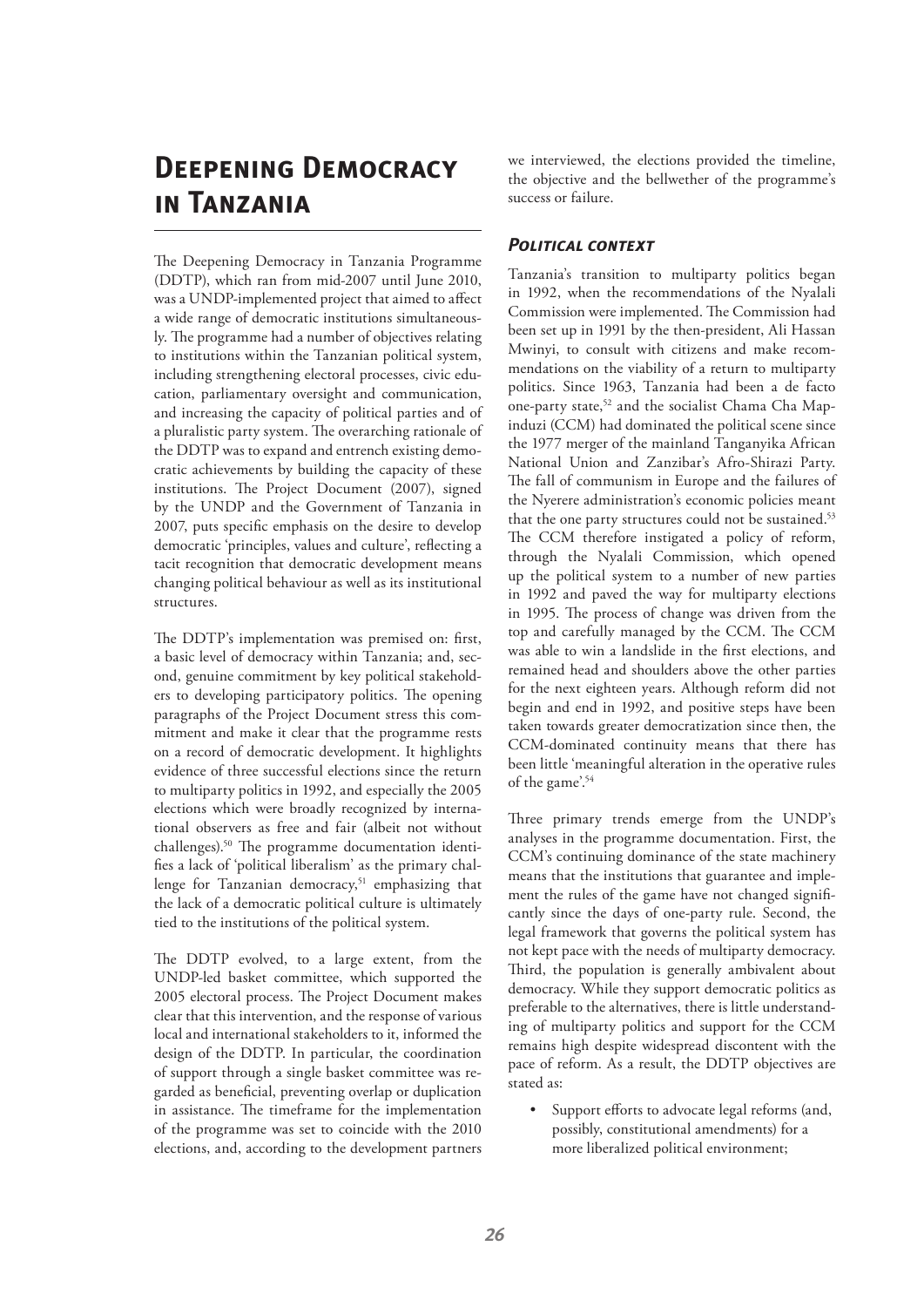# Deepening Democracy in Tanzania

The Deepening Democracy in Tanzania Programme (DDTP), which ran from mid-2007 until June 2010, was a UNDP-implemented project that aimed to affect a wide range of democratic institutions simultaneously. The programme had a number of objectives relating to institutions within the Tanzanian political system, including strengthening electoral processes, civic education, parliamentary oversight and communication, and increasing the capacity of political parties and of a pluralistic party system. The overarching rationale of the DDTP was to expand and entrench existing democratic achievements by building the capacity of these institutions. The Project Document (2007), signed by the UNDP and the Government of Tanzania in 2007, puts specific emphasis on the desire to develop democratic 'principles, values and culture', reflecting a tacit recognition that democratic development means changing political behaviour as well as its institutional structures.

The DDTP's implementation was premised on: first, a basic level of democracy within Tanzania; and, second, genuine commitment by key political stakeholders to developing participatory politics. The opening paragraphs of the Project Document stress this commitment and make it clear that the programme rests on a record of democratic development. It highlights evidence of three successful elections since the return to multiparty politics in 1992, and especially the 2005 elections which were broadly recognized by international observers as free and fair (albeit not without challenges).[50] The programme documentation identifies a lack of 'political liberalism' as the primary challenge for Tanzanian democracy,[51] emphasizing that the lack of a democratic political culture is ultimately tied to the institutions of the political system.

The DDTP evolved, to a large extent, from the UNDP-led basket committee, which supported the 2005 electoral process. The Project Document makes clear that this intervention, and the response of various local and international stakeholders to it, informed the design of the DDTP. In particular, the coordination of support through a single basket committee was regarded as beneficial, preventing overlap or duplication in assistance. The timeframe for the implementation of the programme was set to coincide with the 2010 elections, and, according to the development partners we interviewed, the elections provided the timeline, the objective and the bellwether of the programme's success or failure.

## *Political context*

Tanzania's transition to multiparty politics began in 1992, when the recommendations of the Nyalali Commission were implemented. The Commission had been set up in 1991 by the then-president, Ali Hassan Mwinyi, to consult with citizens and make recommendations on the viability of a return to multiparty politics. Since 1963, Tanzania had been a de facto one-party state,[52] and the socialist Chama Cha Mapinduzi (CCM) had dominated the political scene since the 1977 merger of the mainland Tanganyika African National Union and Zanzibar's Afro-Shirazi Party. The fall of communism in Europe and the failures of the Nyerere administration's economic policies meant that the one party structures could not be sustained.[53] The CCM therefore instigated a policy of reform, through the Nyalali Commission, which opened up the political system to a number of new parties in 1992 and paved the way for multiparty elections in 1995. The process of change was driven from the top and carefully managed by the CCM. The CCM was able to win a landslide in the first elections, and remained head and shoulders above the other parties for the next eighteen years. Although reform did not begin and end in 1992, and positive steps have been taken towards greater democratization since then, the CCM-dominated continuity means that there has been little 'meaningful alteration in the operative rules of the game'.[54]

Three primary trends emerge from the UNDP's analyses in the programme documentation. First, the CCM's continuing dominance of the state machinery means that the institutions that guarantee and implement the rules of the game have not changed significantly since the days of one-party rule. Second, the legal framework that governs the political system has not kept pace with the needs of multiparty democracy. Third, the population is generally ambivalent about democracy. While they support democratic politics as preferable to the alternatives, there is little understanding of multiparty politics and support for the CCM remains high despite widespread discontent with the pace of reform. As a result, the DDTP objectives are stated as:

- Support efforts to advocate legal reforms (and, possibly, constitutional amendments) for a more liberalized political environment;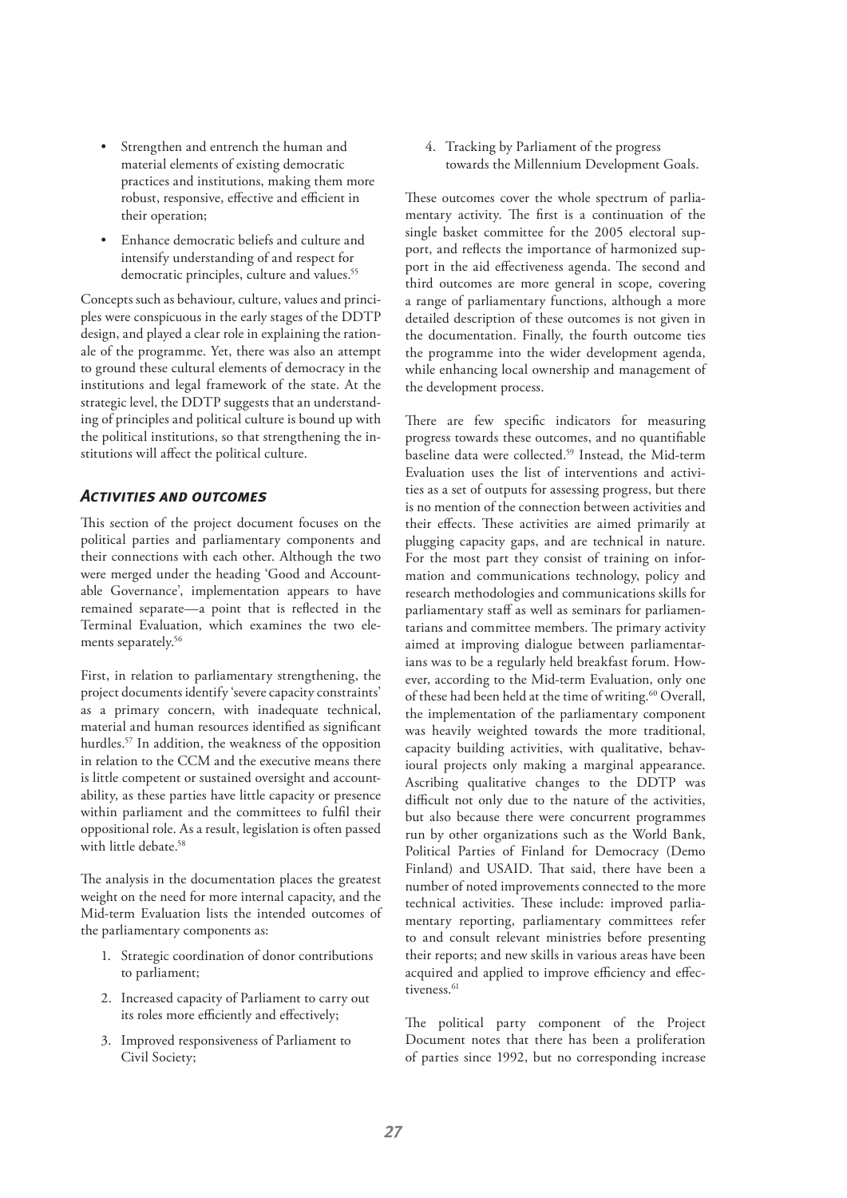- Strengthen and entrench the human and material elements of existing democratic practices and institutions, making them more robust, responsive, effective and efficient in their operation;
- Enhance democratic beliefs and culture and intensify understanding of and respect for democratic principles, culture and values.[55]

Concepts such as behaviour, culture, values and principles were conspicuous in the early stages of the DDTP design, and played a clear role in explaining the rationale of the programme. Yet, there was also an attempt to ground these cultural elements of democracy in the institutions and legal framework of the state. At the strategic level, the DDTP suggests that an understanding of principles and political culture is bound up with the political institutions, so that strengthening the institutions will affect the political culture.

### *Activities and outcomes*

This section of the project document focuses on the political parties and parliamentary components and their connections with each other. Although the two were merged under the heading 'Good and Accountable Governance', implementation appears to have remained separate—a point that is reflected in the Terminal Evaluation, which examines the two elements separately.[56]

First, in relation to parliamentary strengthening, the project documents identify 'severe capacity constraints' as a primary concern, with inadequate technical, material and human resources identified as significant hurdles.[57] In addition, the weakness of the opposition in relation to the CCM and the executive means there is little competent or sustained oversight and accountability, as these parties have little capacity or presence within parliament and the committees to fulfil their oppositional role. As a result, legislation is often passed with little debate.[58]

The analysis in the documentation places the greatest weight on the need for more internal capacity, and the Mid-term Evaluation lists the intended outcomes of the parliamentary components as:

1. Strategic coordination of donor contributions to parliament;
2. Increased capacity of Parliament to carry out its roles more efficiently and effectively;
3. Improved responsiveness of Parliament to Civil Society;
4. Tracking by Parliament of the progress towards the Millennium Development Goals.

These outcomes cover the whole spectrum of parliamentary activity. The first is a continuation of the single basket committee for the 2005 electoral support, and reflects the importance of harmonized support in the aid effectiveness agenda. The second and third outcomes are more general in scope, covering a range of parliamentary functions, although a more detailed description of these outcomes is not given in the documentation. Finally, the fourth outcome ties the programme into the wider development agenda, while enhancing local ownership and management of the development process.

There are few specific indicators for measuring progress towards these outcomes, and no quantifiable baseline data were collected.[59] Instead, the Mid-term Evaluation uses the list of interventions and activities as a set of outputs for assessing progress, but there is no mention of the connection between activities and their effects. These activities are aimed primarily at plugging capacity gaps, and are technical in nature. For the most part they consist of training on information and communications technology, policy and research methodologies and communications skills for parliamentary staff as well as seminars for parliamentarians and committee members. The primary activity aimed at improving dialogue between parliamentarians was to be a regularly held breakfast forum. However, according to the Mid-term Evaluation, only one of these had been held at the time of writing.[60] Overall, the implementation of the parliamentary component was heavily weighted towards the more traditional, capacity building activities, with qualitative, behavioural projects only making a marginal appearance. Ascribing qualitative changes to the DDTP was difficult not only due to the nature of the activities, but also because there were concurrent programmes run by other organizations such as the World Bank, Political Parties of Finland for Democracy (Demo Finland) and USAID. That said, there have been a number of noted improvements connected to the more technical activities. These include: improved parliamentary reporting, parliamentary committees refer to and consult relevant ministries before presenting their reports; and new skills in various areas have been acquired and applied to improve efficiency and effectiveness.[61]

The political party component of the Project Document notes that there has been a proliferation of parties since 1992, but no corresponding increase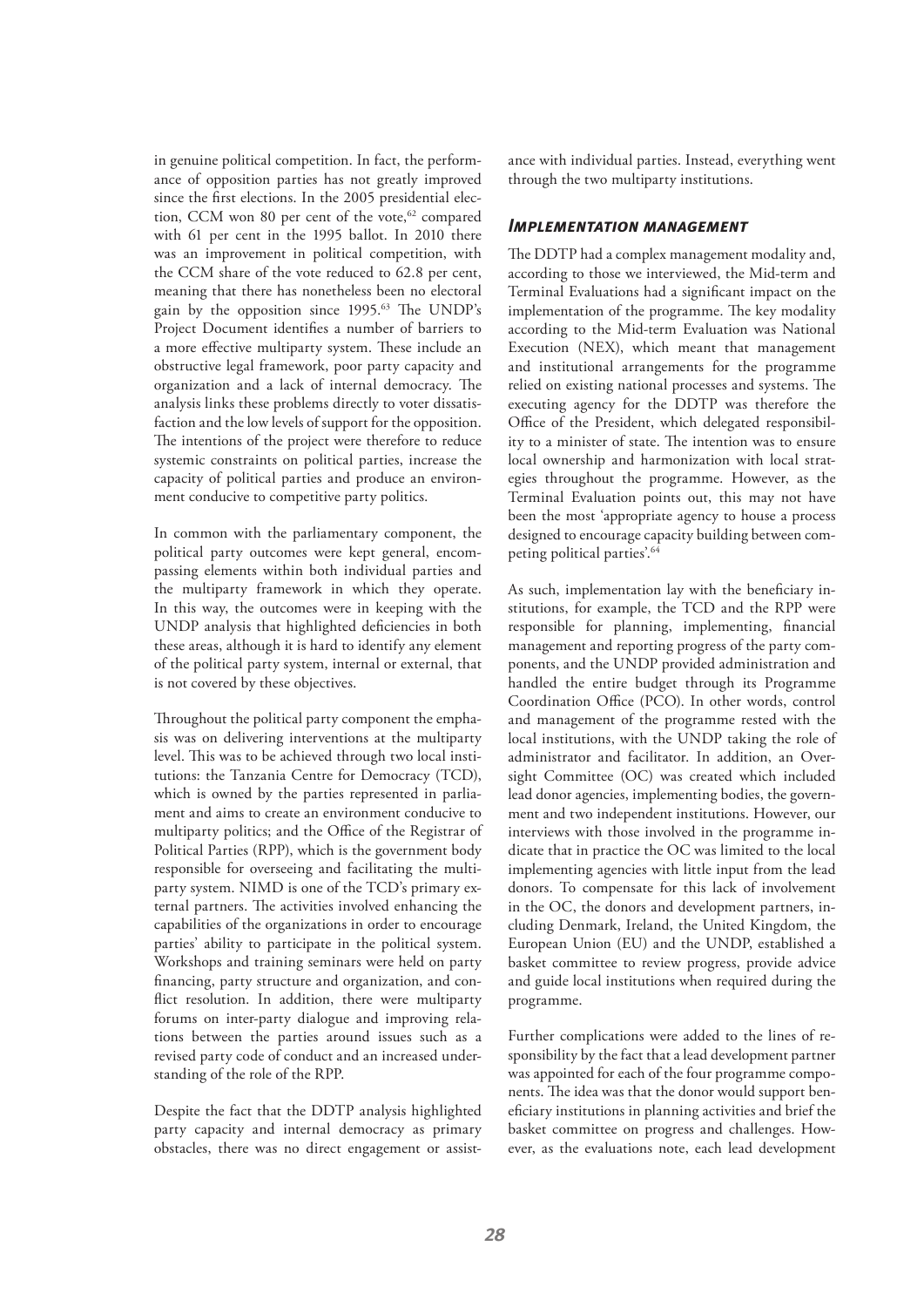in genuine political competition. In fact, the performance of opposition parties has not greatly improved since the first elections. In the 2005 presidential election, CCM won 80 per cent of the vote,[62] compared with 61 per cent in the 1995 ballot. In 2010 there was an improvement in political competition, with the CCM share of the vote reduced to 62.8 per cent, meaning that there has nonetheless been no electoral gain by the opposition since 1995.[63] The UNDP's Project Document identifies a number of barriers to a more effective multiparty system. These include an obstructive legal framework, poor party capacity and organization and a lack of internal democracy. The analysis links these problems directly to voter dissatisfaction and the low levels of support for the opposition. The intentions of the project were therefore to reduce systemic constraints on political parties, increase the capacity of political parties and produce an environment conducive to competitive party politics.

In common with the parliamentary component, the political party outcomes were kept general, encompassing elements within both individual parties and the multiparty framework in which they operate. In this way, the outcomes were in keeping with the UNDP analysis that highlighted deficiencies in both these areas, although it is hard to identify any element of the political party system, internal or external, that is not covered by these objectives.

Throughout the political party component the emphasis was on delivering interventions at the multiparty level. This was to be achieved through two local institutions: the Tanzania Centre for Democracy (TCD), which is owned by the parties represented in parliament and aims to create an environment conducive to multiparty politics; and the Office of the Registrar of Political Parties (RPP), which is the government body responsible for overseeing and facilitating the multiparty system. NIMD is one of the TCD's primary external partners. The activities involved enhancing the capabilities of the organizations in order to encourage parties' ability to participate in the political system. Workshops and training seminars were held on party financing, party structure and organization, and conflict resolution. In addition, there were multiparty forums on inter-party dialogue and improving relations between the parties around issues such as a revised party code of conduct and an increased understanding of the role of the RPP.

Despite the fact that the DDTP analysis highlighted party capacity and internal democracy as primary obstacles, there was no direct engagement or assistance with individual parties. Instead, everything went through the two multiparty institutions.

### *Implementation management*

The DDTP had a complex management modality and, according to those we interviewed, the Mid-term and Terminal Evaluations had a significant impact on the implementation of the programme. The key modality according to the Mid-term Evaluation was National Execution (NEX), which meant that management and institutional arrangements for the programme relied on existing national processes and systems. The executing agency for the DDTP was therefore the Office of the President, which delegated responsibility to a minister of state. The intention was to ensure local ownership and harmonization with local strategies throughout the programme. However, as the Terminal Evaluation points out, this may not have been the most 'appropriate agency to house a process designed to encourage capacity building between competing political parties'.[64]

As such, implementation lay with the beneficiary institutions, for example, the TCD and the RPP were responsible for planning, implementing, financial management and reporting progress of the party components, and the UNDP provided administration and handled the entire budget through its Programme Coordination Office (PCO). In other words, control and management of the programme rested with the local institutions, with the UNDP taking the role of administrator and facilitator. In addition, an Oversight Committee (OC) was created which included lead donor agencies, implementing bodies, the government and two independent institutions. However, our interviews with those involved in the programme indicate that in practice the OC was limited to the local implementing agencies with little input from the lead donors. To compensate for this lack of involvement in the OC, the donors and development partners, including Denmark, Ireland, the United Kingdom, the European Union (EU) and the UNDP, established a basket committee to review progress, provide advice and guide local institutions when required during the programme.

Further complications were added to the lines of responsibility by the fact that a lead development partner was appointed for each of the four programme components. The idea was that the donor would support beneficiary institutions in planning activities and brief the basket committee on progress and challenges. However, as the evaluations note, each lead development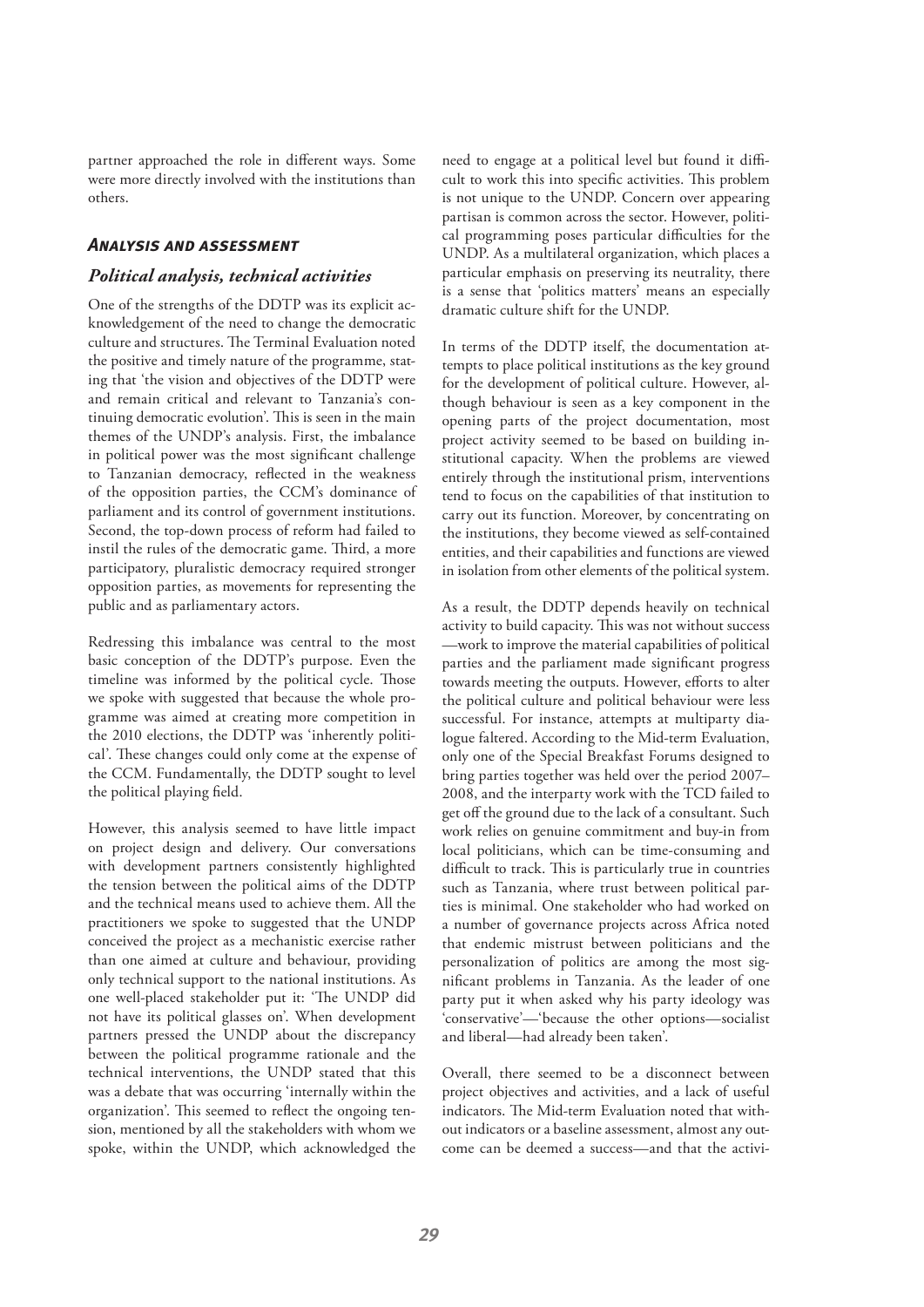partner approached the role in different ways. Some were more directly involved with the institutions than others.

### *Analysis and assessment*

#### *Political analysis, technical activities*

One of the strengths of the DDTP was its explicit acknowledgement of the need to change the democratic culture and structures. The Terminal Evaluation noted the positive and timely nature of the programme, stating that 'the vision and objectives of the DDTP were and remain critical and relevant to Tanzania's continuing democratic evolution'. This is seen in the main themes of the UNDP's analysis. First, the imbalance in political power was the most significant challenge to Tanzanian democracy, reflected in the weakness of the opposition parties, the CCM's dominance of parliament and its control of government institutions. Second, the top-down process of reform had failed to instil the rules of the democratic game. Third, a more participatory, pluralistic democracy required stronger opposition parties, as movements for representing the public and as parliamentary actors.

Redressing this imbalance was central to the most basic conception of the DDTP's purpose. Even the timeline was informed by the political cycle. Those we spoke with suggested that because the whole programme was aimed at creating more competition in the 2010 elections, the DDTP was 'inherently political'. These changes could only come at the expense of the CCM. Fundamentally, the DDTP sought to level the political playing field.

However, this analysis seemed to have little impact on project design and delivery. Our conversations with development partners consistently highlighted the tension between the political aims of the DDTP and the technical means used to achieve them. All the practitioners we spoke to suggested that the UNDP conceived the project as a mechanistic exercise rather than one aimed at culture and behaviour, providing only technical support to the national institutions. As one well-placed stakeholder put it: 'The UNDP did not have its political glasses on'. When development partners pressed the UNDP about the discrepancy between the political programme rationale and the technical interventions, the UNDP stated that this was a debate that was occurring 'internally within the organization'. This seemed to reflect the ongoing tension, mentioned by all the stakeholders with whom we spoke, within the UNDP, which acknowledged the need to engage at a political level but found it difficult to work this into specific activities. This problem is not unique to the UNDP. Concern over appearing partisan is common across the sector. However, political programming poses particular difficulties for the UNDP. As a multilateral organization, which places a particular emphasis on preserving its neutrality, there is a sense that 'politics matters' means an especially dramatic culture shift for the UNDP.

In terms of the DDTP itself, the documentation attempts to place political institutions as the key ground for the development of political culture. However, although behaviour is seen as a key component in the opening parts of the project documentation, most project activity seemed to be based on building institutional capacity. When the problems are viewed entirely through the institutional prism, interventions tend to focus on the capabilities of that institution to carry out its function. Moreover, by concentrating on the institutions, they become viewed as self-contained entities, and their capabilities and functions are viewed in isolation from other elements of the political system.

As a result, the DDTP depends heavily on technical activity to build capacity. This was not without success—work to improve the material capabilities of political parties and the parliament made significant progress towards meeting the outputs. However, efforts to alter the political culture and political behaviour were less successful. For instance, attempts at multiparty dialogue faltered. According to the Mid-term Evaluation, only one of the Special Breakfast Forums designed to bring parties together was held over the period 2007–2008, and the interparty work with the TCD failed to get off the ground due to the lack of a consultant. Such work relies on genuine commitment and buy-in from local politicians, which can be time-consuming and difficult to track. This is particularly true in countries such as Tanzania, where trust between political parties is minimal. One stakeholder who had worked on a number of governance projects across Africa noted that endemic mistrust between politicians and the personalization of politics are among the most significant problems in Tanzania. As the leader of one party put it when asked why his party ideology was 'conservative'—'because the other options—socialist and liberal—had already been taken'.

Overall, there seemed to be a disconnect between project objectives and activities, and a lack of useful indicators. The Mid-term Evaluation noted that without indicators or a baseline assessment, almost any outcome can be deemed a success—and that the activi-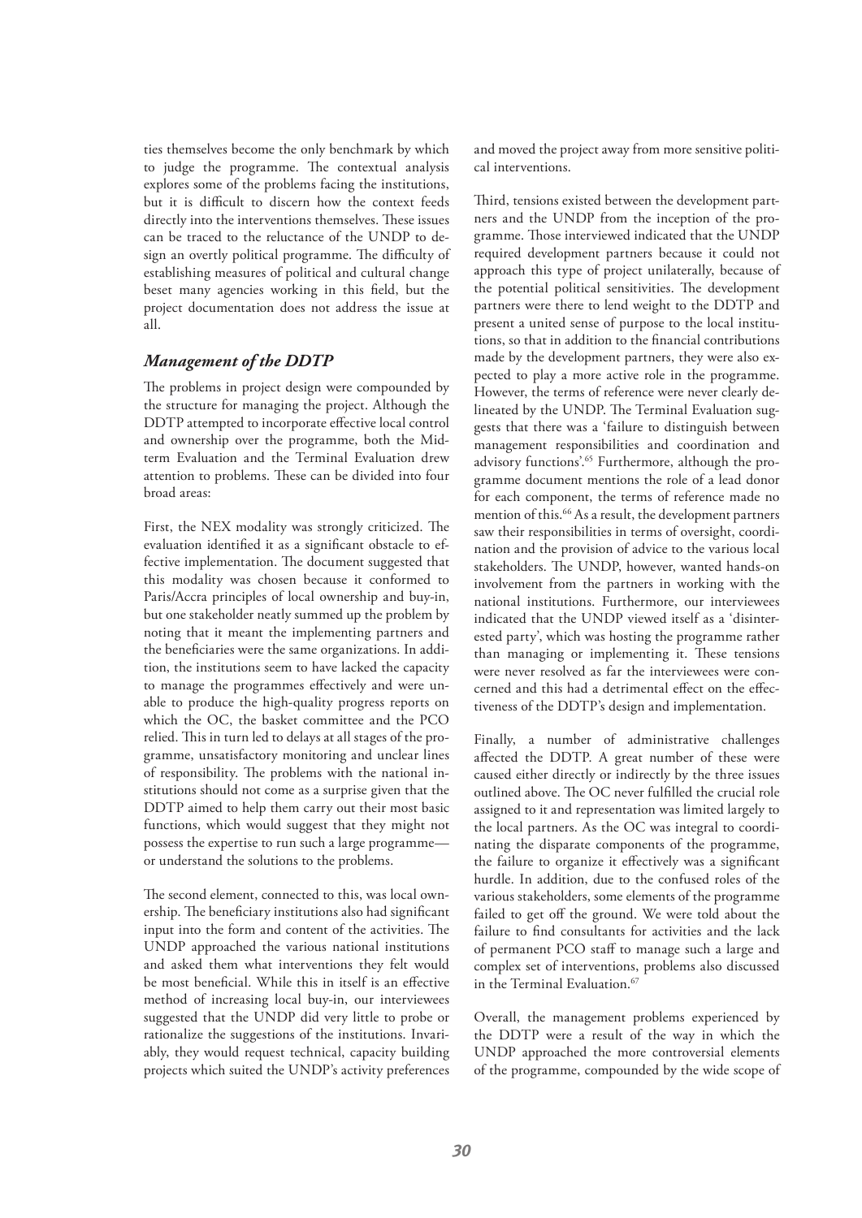ties themselves become the only benchmark by which to judge the programme. The contextual analysis explores some of the problems facing the institutions, but it is difficult to discern how the context feeds directly into the interventions themselves. These issues can be traced to the reluctance of the UNDP to design an overtly political programme. The difficulty of establishing measures of political and cultural change beset many agencies working in this field, but the project documentation does not address the issue at all.

### *Management of the DDTP*

The problems in project design were compounded by the structure for managing the project. Although the DDTP attempted to incorporate effective local control and ownership over the programme, both the Mid-term Evaluation and the Terminal Evaluation drew attention to problems. These can be divided into four broad areas:

First, the NEX modality was strongly criticized. The evaluation identified it as a significant obstacle to effective implementation. The document suggested that this modality was chosen because it conformed to Paris/Accra principles of local ownership and buy-in, but one stakeholder neatly summed up the problem by noting that it meant the implementing partners and the beneficiaries were the same organizations. In addition, the institutions seem to have lacked the capacity to manage the programmes effectively and were unable to produce the high-quality progress reports on which the OC, the basket committee and the PCO relied. This in turn led to delays at all stages of the programme, unsatisfactory monitoring and unclear lines of responsibility. The problems with the national institutions should not come as a surprise given that the DDTP aimed to help them carry out their most basic functions, which would suggest that they might not possess the expertise to run such a large programme—or understand the solutions to the problems.

The second element, connected to this, was local ownership. The beneficiary institutions also had significant input into the form and content of the activities. The UNDP approached the various national institutions and asked them what interventions they felt would be most beneficial. While this in itself is an effective method of increasing local buy-in, our interviewees suggested that the UNDP did very little to probe or rationalize the suggestions of the institutions. Invariably, they would request technical, capacity building projects which suited the UNDP's activity preferences and moved the project away from more sensitive political interventions.

Third, tensions existed between the development partners and the UNDP from the inception of the programme. Those interviewed indicated that the UNDP required development partners because it could not approach this type of project unilaterally, because of the potential political sensitivities. The development partners were there to lend weight to the DDTP and present a united sense of purpose to the local institutions, so that in addition to the financial contributions made by the development partners, they were also expected to play a more active role in the programme. However, the terms of reference were never clearly delineated by the UNDP. The Terminal Evaluation suggests that there was a 'failure to distinguish between management responsibilities and coordination and advisory functions'.[65] Furthermore, although the programme document mentions the role of a lead donor for each component, the terms of reference made no mention of this.[66] As a result, the development partners saw their responsibilities in terms of oversight, coordination and the provision of advice to the various local stakeholders. The UNDP, however, wanted hands-on involvement from the partners in working with the national institutions. Furthermore, our interviewees indicated that the UNDP viewed itself as a 'disinterested party', which was hosting the programme rather than managing or implementing it. These tensions were never resolved as far the interviewees were concerned and this had a detrimental effect on the effectiveness of the DDTP's design and implementation.

Finally, a number of administrative challenges affected the DDTP. A great number of these were caused either directly or indirectly by the three issues outlined above. The OC never fulfilled the crucial role assigned to it and representation was limited largely to the local partners. As the OC was integral to coordinating the disparate components of the programme, the failure to organize it effectively was a significant hurdle. In addition, due to the confused roles of the various stakeholders, some elements of the programme failed to get off the ground. We were told about the failure to find consultants for activities and the lack of permanent PCO staff to manage such a large and complex set of interventions, problems also discussed in the Terminal Evaluation.[67]

Overall, the management problems experienced by the DDTP were a result of the way in which the UNDP approached the more controversial elements of the programme, compounded by the wide scope of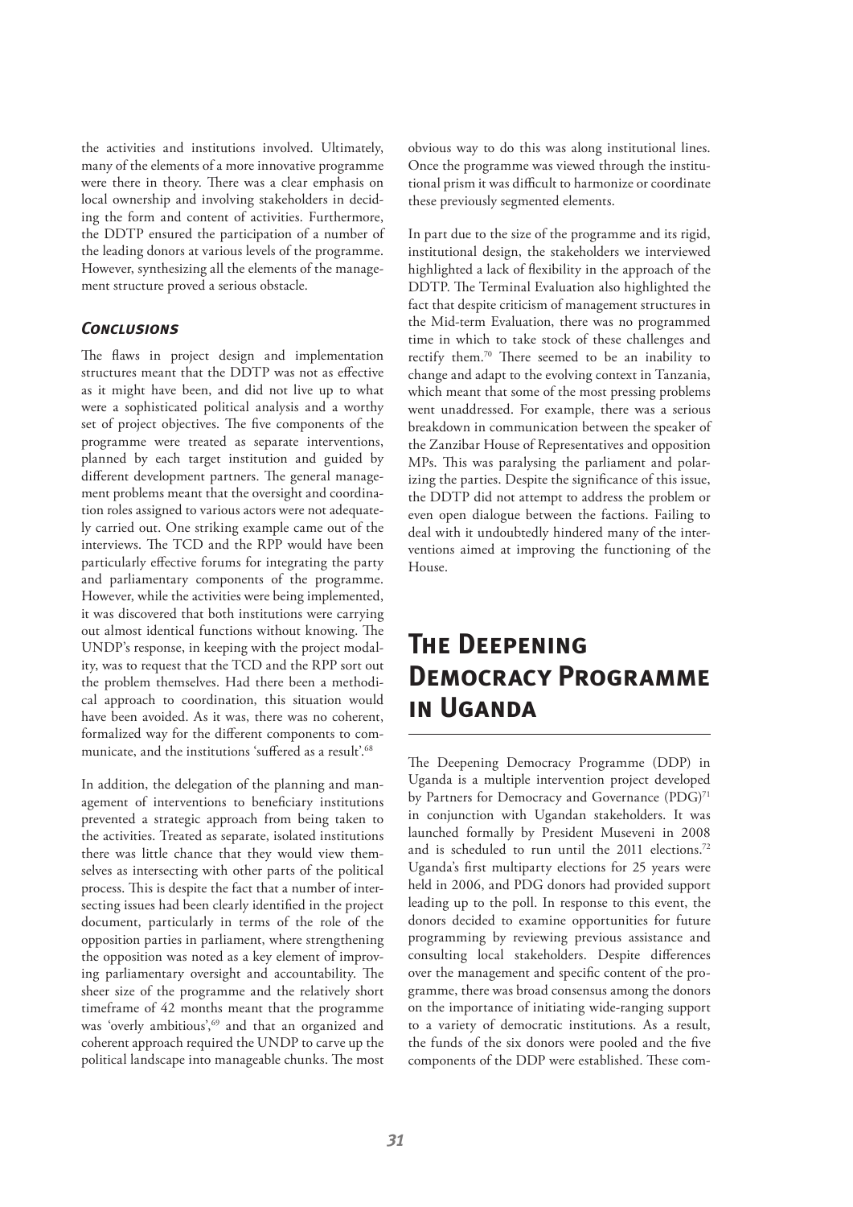the activities and institutions involved. Ultimately, many of the elements of a more innovative programme were there in theory. There was a clear emphasis on local ownership and involving stakeholders in deciding the form and content of activities. Furthermore, the DDTP ensured the participation of a number of the leading donors at various levels of the programme. However, synthesizing all the elements of the management structure proved a serious obstacle.

### *Conclusions*

The flaws in project design and implementation structures meant that the DDTP was not as effective as it might have been, and did not live up to what were a sophisticated political analysis and a worthy set of project objectives. The five components of the programme were treated as separate interventions, planned by each target institution and guided by different development partners. The general management problems meant that the oversight and coordination roles assigned to various actors were not adequately carried out. One striking example came out of the interviews. The TCD and the RPP would have been particularly effective forums for integrating the party and parliamentary components of the programme. However, while the activities were being implemented, it was discovered that both institutions were carrying out almost identical functions without knowing. The UNDP's response, in keeping with the project modality, was to request that the TCD and the RPP sort out the problem themselves. Had there been a methodical approach to coordination, this situation would have been avoided. As it was, there was no coherent, formalized way for the different components to communicate, and the institutions 'suffered as a result'.[68]

In addition, the delegation of the planning and management of interventions to beneficiary institutions prevented a strategic approach from being taken to the activities. Treated as separate, isolated institutions there was little chance that they would view themselves as intersecting with other parts of the political process. This is despite the fact that a number of intersecting issues had been clearly identified in the project document, particularly in terms of the role of the opposition parties in parliament, where strengthening the opposition was noted as a key element of improving parliamentary oversight and accountability. The sheer size of the programme and the relatively short timeframe of 42 months meant that the programme was 'overly ambitious',[69] and that an organized and coherent approach required the UNDP to carve up the political landscape into manageable chunks. The most obvious way to do this was along institutional lines. Once the programme was viewed through the institutional prism it was difficult to harmonize or coordinate these previously segmented elements.

In part due to the size of the programme and its rigid, institutional design, the stakeholders we interviewed highlighted a lack of flexibility in the approach of the DDTP. The Terminal Evaluation also highlighted the fact that despite criticism of management structures in the Mid-term Evaluation, there was no programmed time in which to take stock of these challenges and rectify them.[70] There seemed to be an inability to change and adapt to the evolving context in Tanzania, which meant that some of the most pressing problems went unaddressed. For example, there was a serious breakdown in communication between the speaker of the Zanzibar House of Representatives and opposition MPs. This was paralysing the parliament and polarizing the parties. Despite the significance of this issue, the DDTP did not attempt to address the problem or even open dialogue between the factions. Failing to deal with it undoubtedly hindered many of the interventions aimed at improving the functioning of the House.

## The Deepening Democracy Programme in Uganda

The Deepening Democracy Programme (DDP) in Uganda is a multiple intervention project developed by Partners for Democracy and Governance (PDG)[71] in conjunction with Ugandan stakeholders. It was launched formally by President Museveni in 2008 and is scheduled to run until the 2011 elections.[72] Uganda's first multiparty elections for 25 years were held in 2006, and PDG donors had provided support leading up to the poll. In response to this event, the donors decided to examine opportunities for future programming by reviewing previous assistance and consulting local stakeholders. Despite differences over the management and specific content of the programme, there was broad consensus among the donors on the importance of initiating wide-ranging support to a variety of democratic institutions. As a result, the funds of the six donors were pooled and the five components of the DDP were established. These com-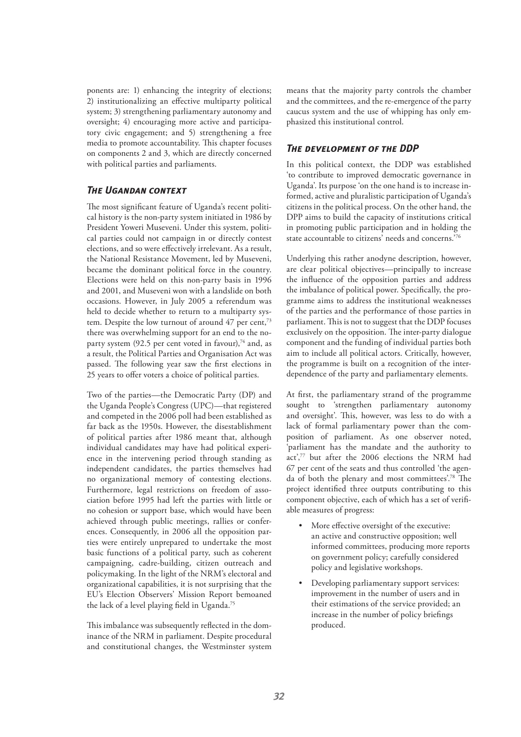ponents are: 1) enhancing the integrity of elections; 2) institutionalizing an effective multiparty political system; 3) strengthening parliamentary autonomy and oversight; 4) encouraging more active and participatory civic engagement; and 5) strengthening a free media to promote accountability. This chapter focuses on components 2 and 3, which are directly concerned with political parties and parliaments.

## *The Ugandan context*

The most significant feature of Uganda's recent political history is the non-party system initiated in 1986 by President Yoweri Museveni. Under this system, political parties could not campaign in or directly contest elections, and so were effectively irrelevant. As a result, the National Resistance Movement, led by Museveni, became the dominant political force in the country. Elections were held on this non-party basis in 1996 and 2001, and Museveni won with a landslide on both occasions. However, in July 2005 a referendum was held to decide whether to return to a multiparty system. Despite the low turnout of around 47 per cent,[73] there was overwhelming support for an end to the no-party system (92.5 per cent voted in favour),[74] and, as a result, the Political Parties and Organisation Act was passed. The following year saw the first elections in 25 years to offer voters a choice of political parties.

Two of the parties—the Democratic Party (DP) and the Uganda People's Congress (UPC)—that registered and competed in the 2006 poll had been established as far back as the 1950s. However, the disestablishment of political parties after 1986 meant that, although individual candidates may have had political experience in the intervening period through standing as independent candidates, the parties themselves had no organizational memory of contesting elections. Furthermore, legal restrictions on freedom of association before 1995 had left the parties with little or no cohesion or support base, which would have been achieved through public meetings, rallies or conferences. Consequently, in 2006 all the opposition parties were entirely unprepared to undertake the most basic functions of a political party, such as coherent campaigning, cadre-building, citizen outreach and policymaking. In the light of the NRM's electoral and organizational capabilities, it is not surprising that the EU's Election Observers' Mission Report bemoaned the lack of a level playing field in Uganda.[75]

This imbalance was subsequently reflected in the dominance of the NRM in parliament. Despite procedural and constitutional changes, the Westminster system means that the majority party controls the chamber and the committees, and the re-emergence of the party caucus system and the use of whipping has only emphasized this institutional control.

## *The development of the DDP*

In this political context, the DDP was established 'to contribute to improved democratic governance in Uganda'. Its purpose 'on the one hand is to increase informed, active and pluralistic participation of Uganda's citizens in the political process. On the other hand, the DPP aims to build the capacity of institutions critical in promoting public participation and in holding the state accountable to citizens' needs and concerns.'[76]

Underlying this rather anodyne description, however, are clear political objectives—principally to increase the influence of the opposition parties and address the imbalance of political power. Specifically, the programme aims to address the institutional weaknesses of the parties and the performance of those parties in parliament. This is not to suggest that the DDP focuses exclusively on the opposition. The inter-party dialogue component and the funding of individual parties both aim to include all political actors. Critically, however, the programme is built on a recognition of the interdependence of the party and parliamentary elements.

At first, the parliamentary strand of the programme sought to 'strengthen parliamentary autonomy and oversight'. This, however, was less to do with a lack of formal parliamentary power than the composition of parliament. As one observer noted, 'parliament has the mandate and the authority to act',[77] but after the 2006 elections the NRM had 67 per cent of the seats and thus controlled 'the agenda of both the plenary and most committees'.[78] The project identified three outputs contributing to this component objective, each of which has a set of verifiable measures of progress:

- More effective oversight of the executive: an active and constructive opposition; well informed committees, producing more reports on government policy; carefully considered policy and legislative workshops.
- Developing parliamentary support services: improvement in the number of users and in their estimations of the service provided; an increase in the number of policy briefings produced.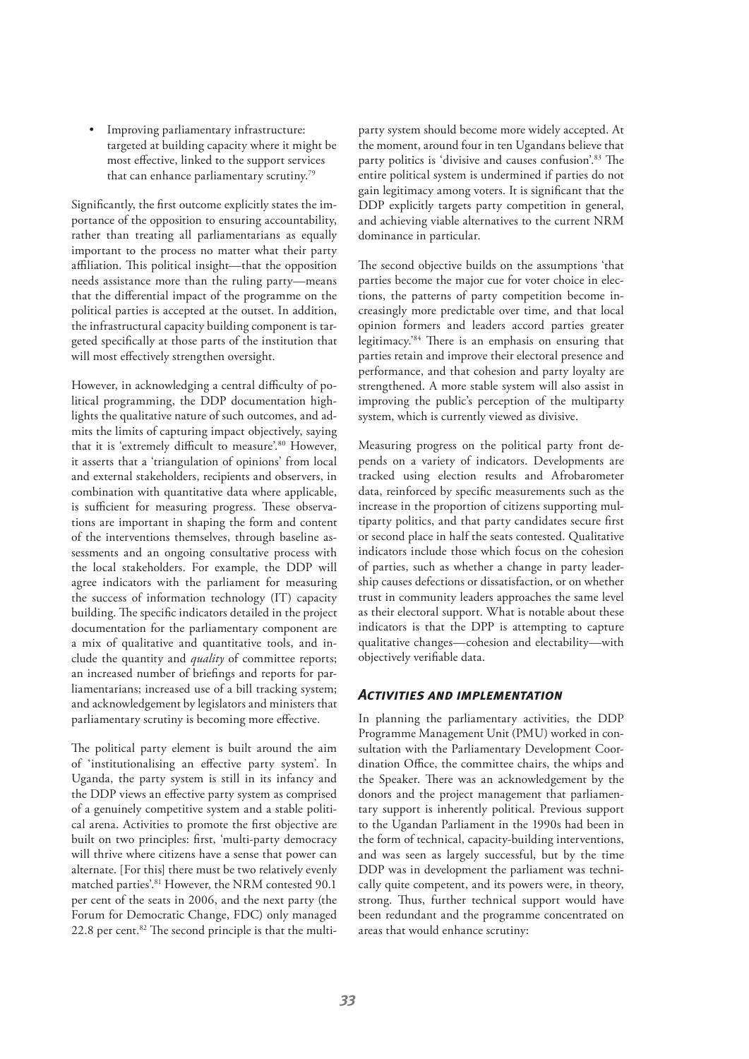- Improving parliamentary infrastructure: targeted at building capacity where it might be most effective, linked to the support services that can enhance parliamentary scrutiny.[79]

Significantly, the first outcome explicitly states the importance of the opposition to ensuring accountability, rather than treating all parliamentarians as equally important to the process no matter what their party affiliation. This political insight—that the opposition needs assistance more than the ruling party—means that the differential impact of the programme on the political parties is accepted at the outset. In addition, the infrastructural capacity building component is targeted specifically at those parts of the institution that will most effectively strengthen oversight.

However, in acknowledging a central difficulty of political programming, the DDP documentation highlights the qualitative nature of such outcomes, and admits the limits of capturing impact objectively, saying that it is 'extremely difficult to measure'.[80] However, it asserts that a 'triangulation of opinions' from local and external stakeholders, recipients and observers, in combination with quantitative data where applicable, is sufficient for measuring progress. These observations are important in shaping the form and content of the interventions themselves, through baseline assessments and an ongoing consultative process with the local stakeholders. For example, the DDP will agree indicators with the parliament for measuring the success of information technology (IT) capacity building. The specific indicators detailed in the project documentation for the parliamentary component are a mix of qualitative and quantitative tools, and include the quantity and *quality* of committee reports; an increased number of briefings and reports for parliamentarians; increased use of a bill tracking system; and acknowledgement by legislators and ministers that parliamentary scrutiny is becoming more effective.

The political party element is built around the aim of 'institutionalising an effective party system'. In Uganda, the party system is still in its infancy and the DDP views an effective party system as comprised of a genuinely competitive system and a stable political arena. Activities to promote the first objective are built on two principles: first, 'multi-party democracy will thrive where citizens have a sense that power can alternate. [For this] there must be two relatively evenly matched parties'.[81] However, the NRM contested 90.1 per cent of the seats in 2006, and the next party (the Forum for Democratic Change, FDC) only managed 22.8 per cent.[82] The second principle is that the multiparty system should become more widely accepted. At the moment, around four in ten Ugandans believe that party politics is 'divisive and causes confusion'.[83] The entire political system is undermined if parties do not gain legitimacy among voters. It is significant that the DDP explicitly targets party competition in general, and achieving viable alternatives to the current NRM dominance in particular.

The second objective builds on the assumptions 'that parties become the major cue for voter choice in elections, the patterns of party competition become increasingly more predictable over time, and that local opinion formers and leaders accord parties greater legitimacy.'[84] There is an emphasis on ensuring that parties retain and improve their electoral presence and performance, and that cohesion and party loyalty are strengthened. A more stable system will also assist in improving the public's perception of the multiparty system, which is currently viewed as divisive.

Measuring progress on the political party front depends on a variety of indicators. Developments are tracked using election results and Afrobarometer data, reinforced by specific measurements such as the increase in the proportion of citizens supporting multiparty politics, and that party candidates secure first or second place in half the seats contested. Qualitative indicators include those which focus on the cohesion of parties, such as whether a change in party leadership causes defections or dissatisfaction, or on whether trust in community leaders approaches the same level as their electoral support. What is notable about these indicators is that the DPP is attempting to capture qualitative changes—cohesion and electability—with objectively verifiable data.

### *Activities and implementation*

In planning the parliamentary activities, the DDP Programme Management Unit (PMU) worked in consultation with the Parliamentary Development Coordination Office, the committee chairs, the whips and the Speaker. There was an acknowledgement by the donors and the project management that parliamentary support is inherently political. Previous support to the Ugandan Parliament in the 1990s had been in the form of technical, capacity-building interventions, and was seen as largely successful, but by the time DDP was in development the parliament was technically quite competent, and its powers were, in theory, strong. Thus, further technical support would have been redundant and the programme concentrated on areas that would enhance scrutiny: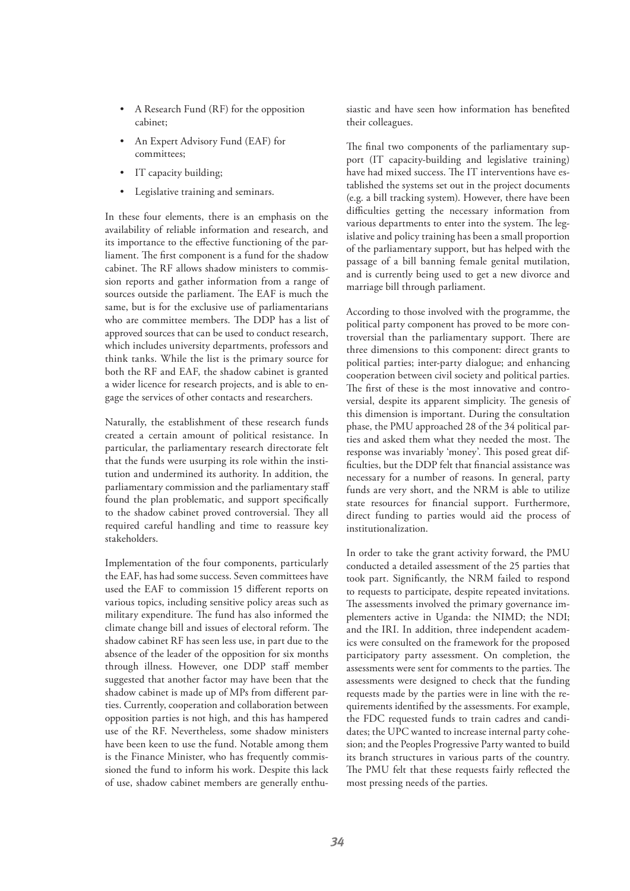- A Research Fund (RF) for the opposition cabinet;
- An Expert Advisory Fund (EAF) for committees;
- IT capacity building;
- Legislative training and seminars.

In these four elements, there is an emphasis on the availability of reliable information and research, and its importance to the effective functioning of the parliament. The first component is a fund for the shadow cabinet. The RF allows shadow ministers to commission reports and gather information from a range of sources outside the parliament. The EAF is much the same, but is for the exclusive use of parliamentarians who are committee members. The DDP has a list of approved sources that can be used to conduct research, which includes university departments, professors and think tanks. While the list is the primary source for both the RF and EAF, the shadow cabinet is granted a wider licence for research projects, and is able to engage the services of other contacts and researchers.

Naturally, the establishment of these research funds created a certain amount of political resistance. In particular, the parliamentary research directorate felt that the funds were usurping its role within the institution and undermined its authority. In addition, the parliamentary commission and the parliamentary staff found the plan problematic, and support specifically to the shadow cabinet proved controversial. They all required careful handling and time to reassure key stakeholders.

Implementation of the four components, particularly the EAF, has had some success. Seven committees have used the EAF to commission 15 different reports on various topics, including sensitive policy areas such as military expenditure. The fund has also informed the climate change bill and issues of electoral reform. The shadow cabinet RF has seen less use, in part due to the absence of the leader of the opposition for six months through illness. However, one DDP staff member suggested that another factor may have been that the shadow cabinet is made up of MPs from different parties. Currently, cooperation and collaboration between opposition parties is not high, and this has hampered use of the RF. Nevertheless, some shadow ministers have been keen to use the fund. Notable among them is the Finance Minister, who has frequently commissioned the fund to inform his work. Despite this lack of use, shadow cabinet members are generally enthusiastic and have seen how information has benefited their colleagues.

The final two components of the parliamentary support (IT capacity-building and legislative training) have had mixed success. The IT interventions have established the systems set out in the project documents (e.g. a bill tracking system). However, there have been difficulties getting the necessary information from various departments to enter into the system. The legislative and policy training has been a small proportion of the parliamentary support, but has helped with the passage of a bill banning female genital mutilation, and is currently being used to get a new divorce and marriage bill through parliament.

According to those involved with the programme, the political party component has proved to be more controversial than the parliamentary support. There are three dimensions to this component: direct grants to political parties; inter-party dialogue; and enhancing cooperation between civil society and political parties. The first of these is the most innovative and controversial, despite its apparent simplicity. The genesis of this dimension is important. During the consultation phase, the PMU approached 28 of the 34 political parties and asked them what they needed the most. The response was invariably 'money'. This posed great difficulties, but the DDP felt that financial assistance was necessary for a number of reasons. In general, party funds are very short, and the NRM is able to utilize state resources for financial support. Furthermore, direct funding to parties would aid the process of institutionalization.

In order to take the grant activity forward, the PMU conducted a detailed assessment of the 25 parties that took part. Significantly, the NRM failed to respond to requests to participate, despite repeated invitations. The assessments involved the primary governance implementers active in Uganda: the NIMD; the NDI; and the IRI. In addition, three independent academics were consulted on the framework for the proposed participatory party assessment. On completion, the assessments were sent for comments to the parties. The assessments were designed to check that the funding requests made by the parties were in line with the requirements identified by the assessments. For example, the FDC requested funds to train cadres and candidates; the UPC wanted to increase internal party cohesion; and the Peoples Progressive Party wanted to build its branch structures in various parts of the country. The PMU felt that these requests fairly reflected the most pressing needs of the parties.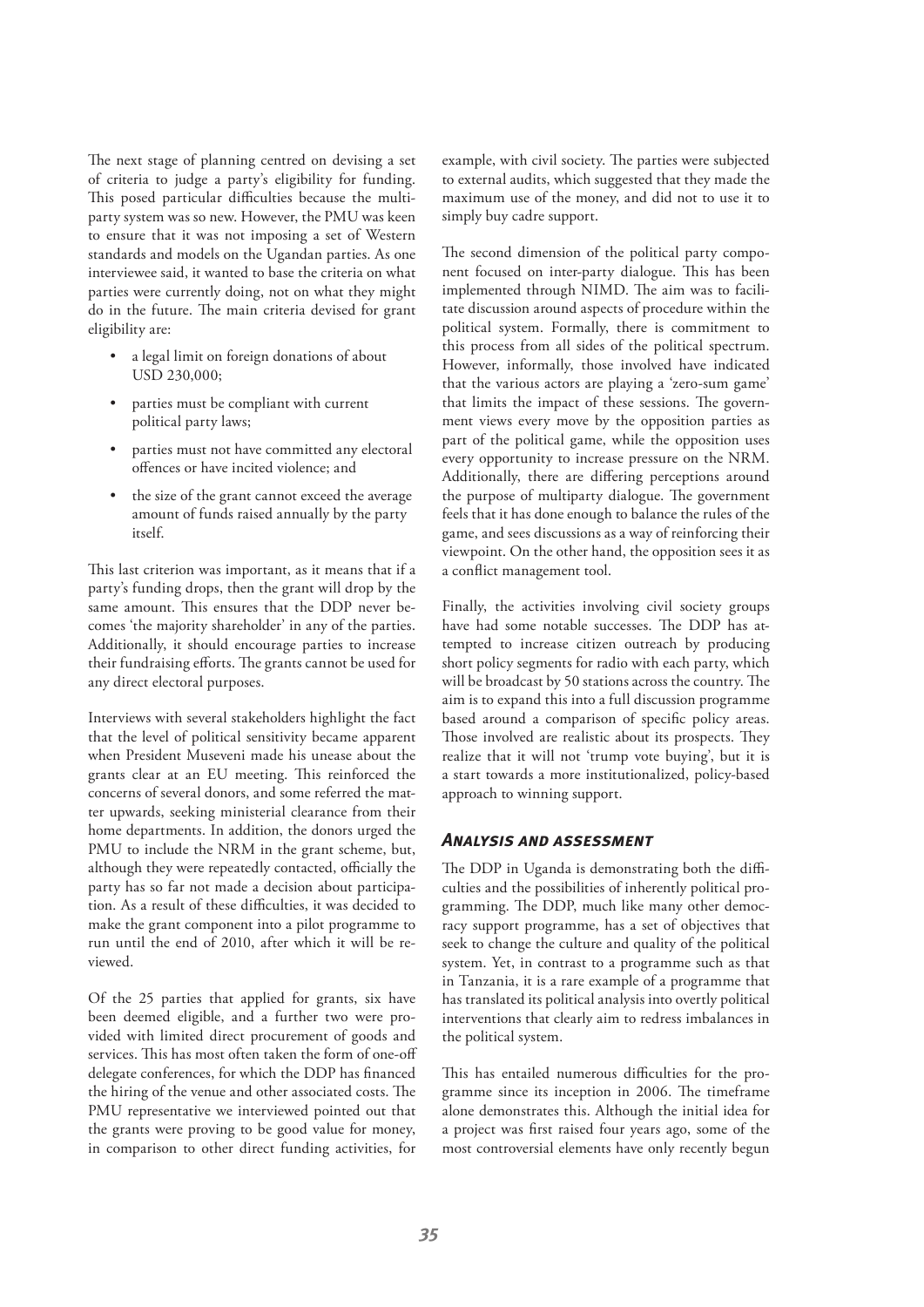The next stage of planning centred on devising a set of criteria to judge a party's eligibility for funding. This posed particular difficulties because the multiparty system was so new. However, the PMU was keen to ensure that it was not imposing a set of Western standards and models on the Ugandan parties. As one interviewee said, it wanted to base the criteria on what parties were currently doing, not on what they might do in the future. The main criteria devised for grant eligibility are:

- a legal limit on foreign donations of about USD 230,000;
- parties must be compliant with current political party laws;
- parties must not have committed any electoral offences or have incited violence; and
- the size of the grant cannot exceed the average amount of funds raised annually by the party itself.

This last criterion was important, as it means that if a party's funding drops, then the grant will drop by the same amount. This ensures that the DDP never becomes 'the majority shareholder' in any of the parties. Additionally, it should encourage parties to increase their fundraising efforts. The grants cannot be used for any direct electoral purposes.

Interviews with several stakeholders highlight the fact that the level of political sensitivity became apparent when President Museveni made his unease about the grants clear at an EU meeting. This reinforced the concerns of several donors, and some referred the matter upwards, seeking ministerial clearance from their home departments. In addition, the donors urged the PMU to include the NRM in the grant scheme, but, although they were repeatedly contacted, officially the party has so far not made a decision about participation. As a result of these difficulties, it was decided to make the grant component into a pilot programme to run until the end of 2010, after which it will be reviewed.

Of the 25 parties that applied for grants, six have been deemed eligible, and a further two were provided with limited direct procurement of goods and services. This has most often taken the form of one-off delegate conferences, for which the DDP has financed the hiring of the venue and other associated costs. The PMU representative we interviewed pointed out that the grants were proving to be good value for money, in comparison to other direct funding activities, for example, with civil society. The parties were subjected to external audits, which suggested that they made the maximum use of the money, and did not to use it to simply buy cadre support.

The second dimension of the political party component focused on inter-party dialogue. This has been implemented through NIMD. The aim was to facilitate discussion around aspects of procedure within the political system. Formally, there is commitment to this process from all sides of the political spectrum. However, informally, those involved have indicated that the various actors are playing a 'zero-sum game' that limits the impact of these sessions. The government views every move by the opposition parties as part of the political game, while the opposition uses every opportunity to increase pressure on the NRM. Additionally, there are differing perceptions around the purpose of multiparty dialogue. The government feels that it has done enough to balance the rules of the game, and sees discussions as a way of reinforcing their viewpoint. On the other hand, the opposition sees it as a conflict management tool.

Finally, the activities involving civil society groups have had some notable successes. The DDP has attempted to increase citizen outreach by producing short policy segments for radio with each party, which will be broadcast by 50 stations across the country. The aim is to expand this into a full discussion programme based around a comparison of specific policy areas. Those involved are realistic about its prospects. They realize that it will not 'trump vote buying', but it is a start towards a more institutionalized, policy-based approach to winning support.

### *Analysis and assessment*

The DDP in Uganda is demonstrating both the difficulties and the possibilities of inherently political programming. The DDP, much like many other democracy support programme, has a set of objectives that seek to change the culture and quality of the political system. Yet, in contrast to a programme such as that in Tanzania, it is a rare example of a programme that has translated its political analysis into overtly political interventions that clearly aim to redress imbalances in the political system.

This has entailed numerous difficulties for the programme since its inception in 2006. The timeframe alone demonstrates this. Although the initial idea for a project was first raised four years ago, some of the most controversial elements have only recently begun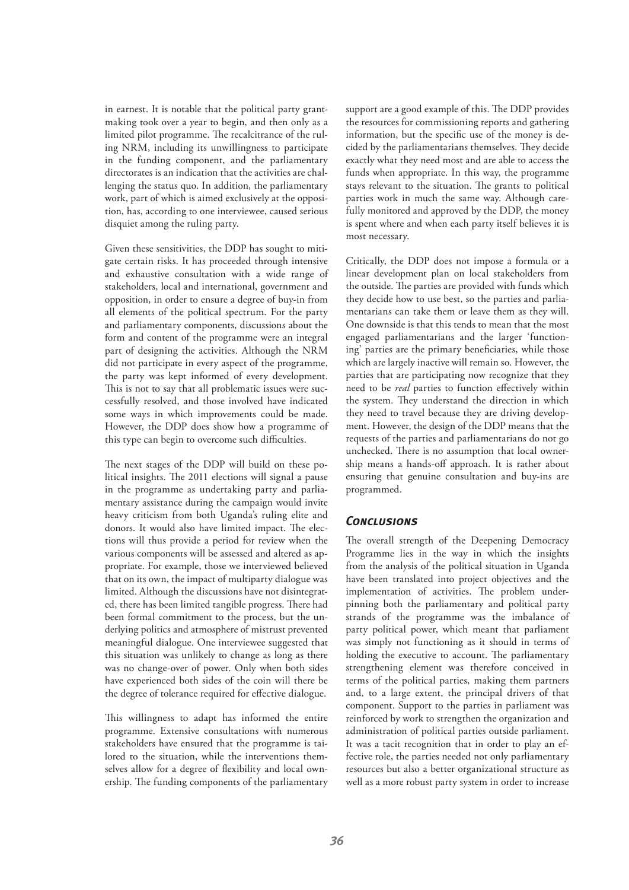in earnest. It is notable that the political party grant-making took over a year to begin, and then only as a limited pilot programme. The recalcitrance of the ruling NRM, including its unwillingness to participate in the funding component, and the parliamentary directorates is an indication that the activities are challenging the status quo. In addition, the parliamentary work, part of which is aimed exclusively at the opposition, has, according to one interviewee, caused serious disquiet among the ruling party.

Given these sensitivities, the DDP has sought to mitigate certain risks. It has proceeded through intensive and exhaustive consultation with a wide range of stakeholders, local and international, government and opposition, in order to ensure a degree of buy-in from all elements of the political spectrum. For the party and parliamentary components, discussions about the form and content of the programme were an integral part of designing the activities. Although the NRM did not participate in every aspect of the programme, the party was kept informed of every development. This is not to say that all problematic issues were successfully resolved, and those involved have indicated some ways in which improvements could be made. However, the DDP does show how a programme of this type can begin to overcome such difficulties.

The next stages of the DDP will build on these political insights. The 2011 elections will signal a pause in the programme as undertaking party and parliamentary assistance during the campaign would invite heavy criticism from both Uganda's ruling elite and donors. It would also have limited impact. The elections will thus provide a period for review when the various components will be assessed and altered as appropriate. For example, those we interviewed believed that on its own, the impact of multiparty dialogue was limited. Although the discussions have not disintegrated, there has been limited tangible progress. There had been formal commitment to the process, but the underlying politics and atmosphere of mistrust prevented meaningful dialogue. One interviewee suggested that this situation was unlikely to change as long as there was no change-over of power. Only when both sides have experienced both sides of the coin will there be the degree of tolerance required for effective dialogue.

This willingness to adapt has informed the entire programme. Extensive consultations with numerous stakeholders have ensured that the programme is tailored to the situation, while the interventions themselves allow for a degree of flexibility and local ownership. The funding components of the parliamentary support are a good example of this. The DDP provides the resources for commissioning reports and gathering information, but the specific use of the money is decided by the parliamentarians themselves. They decide exactly what they need most and are able to access the funds when appropriate. In this way, the programme stays relevant to the situation. The grants to political parties work in much the same way. Although carefully monitored and approved by the DDP, the money is spent where and when each party itself believes it is most necessary.

Critically, the DDP does not impose a formula or a linear development plan on local stakeholders from the outside. The parties are provided with funds which they decide how to use best, so the parties and parliamentarians can take them or leave them as they will. One downside is that this tends to mean that the most engaged parliamentarians and the larger 'functioning' parties are the primary beneficiaries, while those which are largely inactive will remain so. However, the parties that are participating now recognize that they need to be *real* parties to function effectively within the system. They understand the direction in which they need to travel because they are driving development. However, the design of the DDP means that the requests of the parties and parliamentarians do not go unchecked. There is no assumption that local ownership means a hands-off approach. It is rather about ensuring that genuine consultation and buy-ins are programmed.

## *Conclusions*

The overall strength of the Deepening Democracy Programme lies in the way in which the insights from the analysis of the political situation in Uganda have been translated into project objectives and the implementation of activities. The problem underpinning both the parliamentary and political party strands of the programme was the imbalance of party political power, which meant that parliament was simply not functioning as it should in terms of holding the executive to account. The parliamentary strengthening element was therefore conceived in terms of the political parties, making them partners and, to a large extent, the principal drivers of that component. Support to the parties in parliament was reinforced by work to strengthen the organization and administration of political parties outside parliament. It was a tacit recognition that in order to play an effective role, the parties needed not only parliamentary resources but also a better organizational structure as well as a more robust party system in order to increase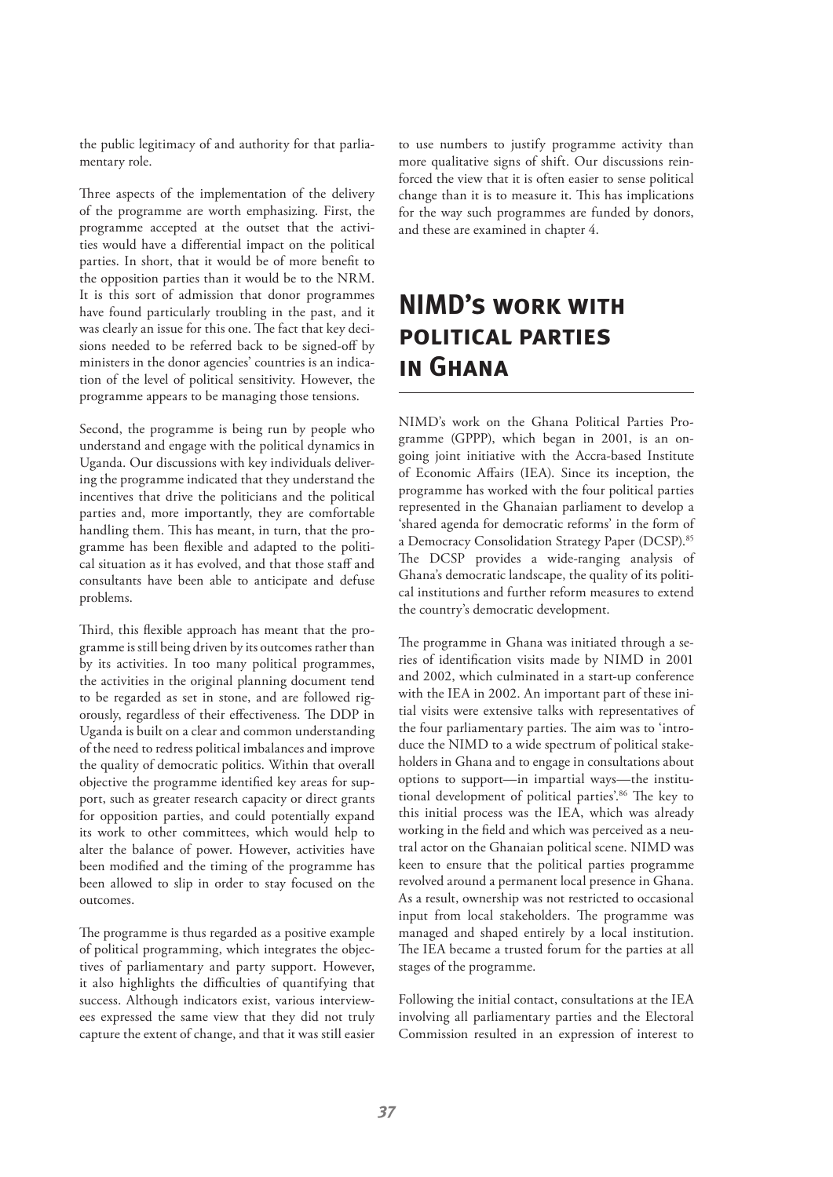the public legitimacy of and authority for that parliamentary role.

Three aspects of the implementation of the delivery of the programme are worth emphasizing. First, the programme accepted at the outset that the activities would have a differential impact on the political parties. In short, that it would be of more benefit to the opposition parties than it would be to the NRM. It is this sort of admission that donor programmes have found particularly troubling in the past, and it was clearly an issue for this one. The fact that key decisions needed to be referred back to be signed-off by ministers in the donor agencies' countries is an indication of the level of political sensitivity. However, the programme appears to be managing those tensions.

Second, the programme is being run by people who understand and engage with the political dynamics in Uganda. Our discussions with key individuals delivering the programme indicated that they understand the incentives that drive the politicians and the political parties and, more importantly, they are comfortable handling them. This has meant, in turn, that the programme has been flexible and adapted to the political situation as it has evolved, and that those staff and consultants have been able to anticipate and defuse problems.

Third, this flexible approach has meant that the programme is still being driven by its outcomes rather than by its activities. In too many political programmes, the activities in the original planning document tend to be regarded as set in stone, and are followed rigorously, regardless of their effectiveness. The DDP in Uganda is built on a clear and common understanding of the need to redress political imbalances and improve the quality of democratic politics. Within that overall objective the programme identified key areas for support, such as greater research capacity or direct grants for opposition parties, and could potentially expand its work to other committees, which would help to alter the balance of power. However, activities have been modified and the timing of the programme has been allowed to slip in order to stay focused on the outcomes.

The programme is thus regarded as a positive example of political programming, which integrates the objectives of parliamentary and party support. However, it also highlights the difficulties of quantifying that success. Although indicators exist, various interviewees expressed the same view that they did not truly capture the extent of change, and that it was still easier to use numbers to justify programme activity than more qualitative signs of shift. Our discussions reinforced the view that it is often easier to sense political change than it is to measure it. This has implications for the way such programmes are funded by donors, and these are examined in chapter 4.

## NIMD's work with political parties in Ghana

NIMD's work on the Ghana Political Parties Programme (GPPP), which began in 2001, is an ongoing joint initiative with the Accra-based Institute of Economic Affairs (IEA). Since its inception, the programme has worked with the four political parties represented in the Ghanaian parliament to develop a 'shared agenda for democratic reforms' in the form of a Democracy Consolidation Strategy Paper (DCSP).[85] The DCSP provides a wide-ranging analysis of Ghana's democratic landscape, the quality of its political institutions and further reform measures to extend the country's democratic development.

The programme in Ghana was initiated through a series of identification visits made by NIMD in 2001 and 2002, which culminated in a start-up conference with the IEA in 2002. An important part of these initial visits were extensive talks with representatives of the four parliamentary parties. The aim was to 'introduce the NIMD to a wide spectrum of political stakeholders in Ghana and to engage in consultations about options to support—in impartial ways—the institutional development of political parties'.[86] The key to this initial process was the IEA, which was already working in the field and which was perceived as a neutral actor on the Ghanaian political scene. NIMD was keen to ensure that the political parties programme revolved around a permanent local presence in Ghana. As a result, ownership was not restricted to occasional input from local stakeholders. The programme was managed and shaped entirely by a local institution. The IEA became a trusted forum for the parties at all stages of the programme.

Following the initial contact, consultations at the IEA involving all parliamentary parties and the Electoral Commission resulted in an expression of interest to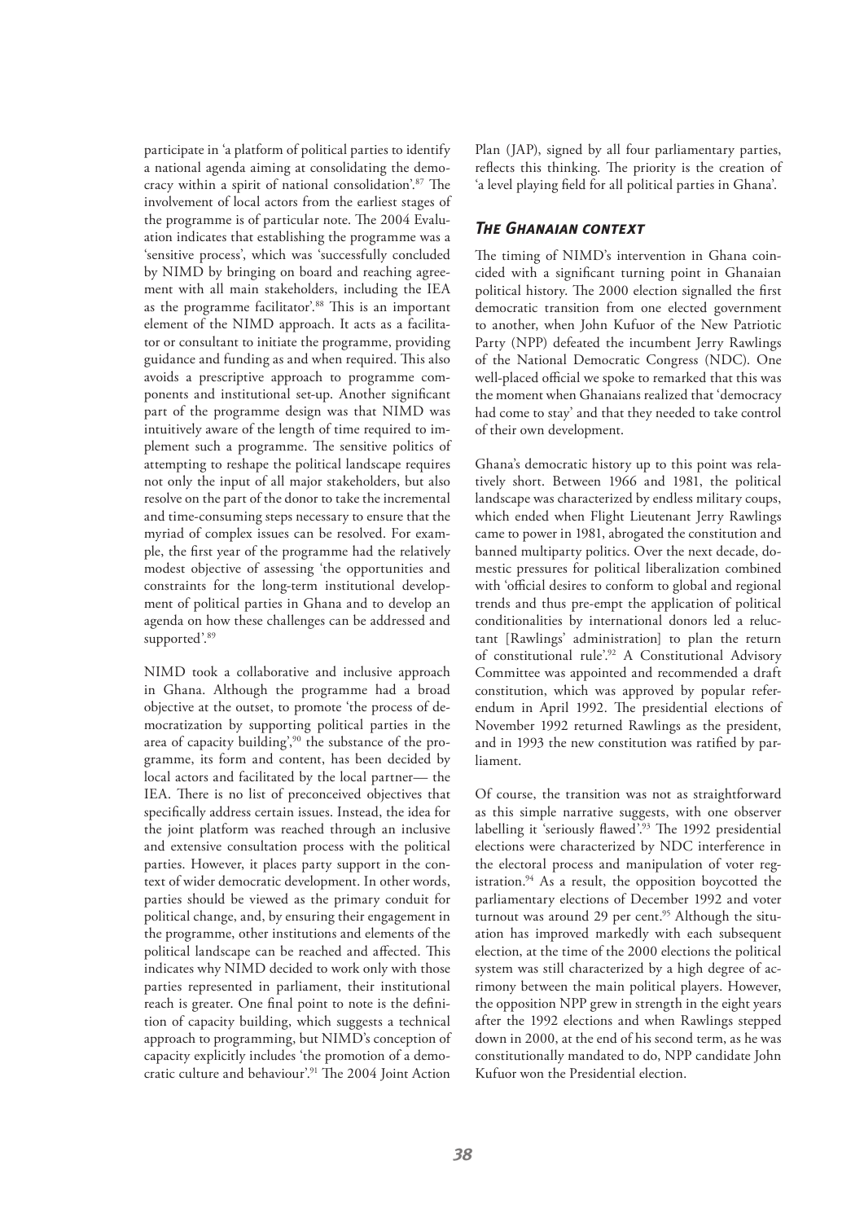participate in 'a platform of political parties to identify a national agenda aiming at consolidating the democracy within a spirit of national consolidation'.[87] The involvement of local actors from the earliest stages of the programme is of particular note. The 2004 Evaluation indicates that establishing the programme was a 'sensitive process', which was 'successfully concluded by NIMD by bringing on board and reaching agreement with all main stakeholders, including the IEA as the programme facilitator'.[88] This is an important element of the NIMD approach. It acts as a facilitator or consultant to initiate the programme, providing guidance and funding as and when required. This also avoids a prescriptive approach to programme components and institutional set-up. Another significant part of the programme design was that NIMD was intuitively aware of the length of time required to implement such a programme. The sensitive politics of attempting to reshape the political landscape requires not only the input of all major stakeholders, but also resolve on the part of the donor to take the incremental and time-consuming steps necessary to ensure that the myriad of complex issues can be resolved. For example, the first year of the programme had the relatively modest objective of assessing 'the opportunities and constraints for the long-term institutional development of political parties in Ghana and to develop an agenda on how these challenges can be addressed and supported'.[89]

NIMD took a collaborative and inclusive approach in Ghana. Although the programme had a broad objective at the outset, to promote 'the process of democratization by supporting political parties in the area of capacity building',[90] the substance of the programme, its form and content, has been decided by local actors and facilitated by the local partner— the IEA. There is no list of preconceived objectives that specifically address certain issues. Instead, the idea for the joint platform was reached through an inclusive and extensive consultation process with the political parties. However, it places party support in the context of wider democratic development. In other words, parties should be viewed as the primary conduit for political change, and, by ensuring their engagement in the programme, other institutions and elements of the political landscape can be reached and affected. This indicates why NIMD decided to work only with those parties represented in parliament, their institutional reach is greater. One final point to note is the definition of capacity building, which suggests a technical approach to programming, but NIMD's conception of capacity explicitly includes 'the promotion of a democratic culture and behaviour'.[91] The 2004 Joint Action Plan (JAP), signed by all four parliamentary parties, reflects this thinking. The priority is the creation of 'a level playing field for all political parties in Ghana'.

### *The Ghanaian context*

The timing of NIMD's intervention in Ghana coincided with a significant turning point in Ghanaian political history. The 2000 election signalled the first democratic transition from one elected government to another, when John Kufuor of the New Patriotic Party (NPP) defeated the incumbent Jerry Rawlings of the National Democratic Congress (NDC). One well-placed official we spoke to remarked that this was the moment when Ghanaians realized that 'democracy had come to stay' and that they needed to take control of their own development.

Ghana's democratic history up to this point was relatively short. Between 1966 and 1981, the political landscape was characterized by endless military coups, which ended when Flight Lieutenant Jerry Rawlings came to power in 1981, abrogated the constitution and banned multiparty politics. Over the next decade, domestic pressures for political liberalization combined with 'official desires to conform to global and regional trends and thus pre-empt the application of political conditionalities by international donors led a reluctant [Rawlings' administration] to plan the return of constitutional rule'.[92] A Constitutional Advisory Committee was appointed and recommended a draft constitution, which was approved by popular referendum in April 1992. The presidential elections of November 1992 returned Rawlings as the president, and in 1993 the new constitution was ratified by parliament.

Of course, the transition was not as straightforward as this simple narrative suggests, with one observer labelling it 'seriously flawed'.[93] The 1992 presidential elections were characterized by NDC interference in the electoral process and manipulation of voter registration.[94] As a result, the opposition boycotted the parliamentary elections of December 1992 and voter turnout was around 29 per cent.[95] Although the situation has improved markedly with each subsequent election, at the time of the 2000 elections the political system was still characterized by a high degree of acrimony between the main political players. However, the opposition NPP grew in strength in the eight years after the 1992 elections and when Rawlings stepped down in 2000, at the end of his second term, as he was constitutionally mandated to do, NPP candidate John Kufuor won the Presidential election.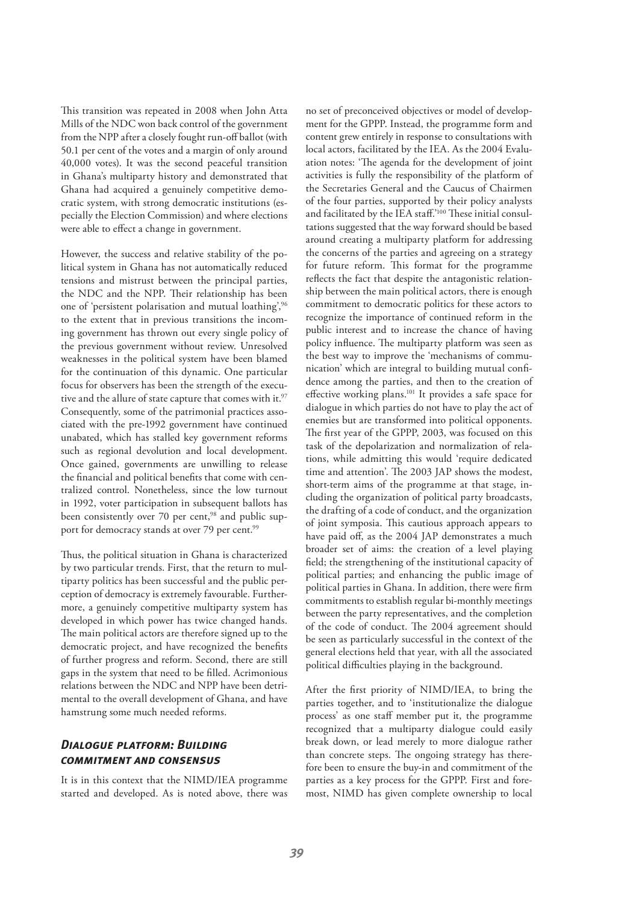This transition was repeated in 2008 when John Atta Mills of the NDC won back control of the government from the NPP after a closely fought run-off ballot (with 50.1 per cent of the votes and a margin of only around 40,000 votes). It was the second peaceful transition in Ghana's multiparty history and demonstrated that Ghana had acquired a genuinely competitive democratic system, with strong democratic institutions (especially the Election Commission) and where elections were able to effect a change in government.

However, the success and relative stability of the political system in Ghana has not automatically reduced tensions and mistrust between the principal parties, the NDC and the NPP. Their relationship has been one of 'persistent polarisation and mutual loathing',[96] to the extent that in previous transitions the incoming government has thrown out every single policy of the previous government without review. Unresolved weaknesses in the political system have been blamed for the continuation of this dynamic. One particular focus for observers has been the strength of the executive and the allure of state capture that comes with it.[97] Consequently, some of the patrimonial practices associated with the pre-1992 government have continued unabated, which has stalled key government reforms such as regional devolution and local development. Once gained, governments are unwilling to release the financial and political benefits that come with centralized control. Nonetheless, since the low turnout in 1992, voter participation in subsequent ballots has been consistently over 70 per cent,[98] and public support for democracy stands at over 79 per cent.[99]

Thus, the political situation in Ghana is characterized by two particular trends. First, that the return to multiparty politics has been successful and the public perception of democracy is extremely favourable. Furthermore, a genuinely competitive multiparty system has developed in which power has twice changed hands. The main political actors are therefore signed up to the democratic project, and have recognized the benefits of further progress and reform. Second, there are still gaps in the system that need to be filled. Acrimonious relations between the NDC and NPP have been detrimental to the overall development of Ghana, and have hamstrung some much needed reforms.

## *Dialogue platform: Building commitment and consensus*

It is in this context that the NIMD/IEA programme started and developed. As is noted above, there was no set of preconceived objectives or model of development for the GPPP. Instead, the programme form and content grew entirely in response to consultations with local actors, facilitated by the IEA. As the 2004 Evaluation notes: 'The agenda for the development of joint activities is fully the responsibility of the platform of the Secretaries General and the Caucus of Chairmen of the four parties, supported by their policy analysts and facilitated by the IEA staff.'[100] These initial consultations suggested that the way forward should be based around creating a multiparty platform for addressing the concerns of the parties and agreeing on a strategy for future reform. This format for the programme reflects the fact that despite the antagonistic relationship between the main political actors, there is enough commitment to democratic politics for these actors to recognize the importance of continued reform in the public interest and to increase the chance of having policy influence. The multiparty platform was seen as the best way to improve the 'mechanisms of communication' which are integral to building mutual confidence among the parties, and then to the creation of effective working plans.[101] It provides a safe space for dialogue in which parties do not have to play the act of enemies but are transformed into political opponents. The first year of the GPPP, 2003, was focused on this task of the depolarization and normalization of relations, while admitting this would 'require dedicated time and attention'. The 2003 JAP shows the modest, short-term aims of the programme at that stage, including the organization of political party broadcasts, the drafting of a code of conduct, and the organization of joint symposia. This cautious approach appears to have paid off, as the 2004 JAP demonstrates a much broader set of aims: the creation of a level playing field; the strengthening of the institutional capacity of political parties; and enhancing the public image of political parties in Ghana. In addition, there were firm commitments to establish regular bi-monthly meetings between the party representatives, and the completion of the code of conduct. The 2004 agreement should be seen as particularly successful in the context of the general elections held that year, with all the associated political difficulties playing in the background.

After the first priority of NIMD/IEA, to bring the parties together, and to 'institutionalize the dialogue process' as one staff member put it, the programme recognized that a multiparty dialogue could easily break down, or lead merely to more dialogue rather than concrete steps. The ongoing strategy has therefore been to ensure the buy-in and commitment of the parties as a key process for the GPPP. First and foremost, NIMD has given complete ownership to local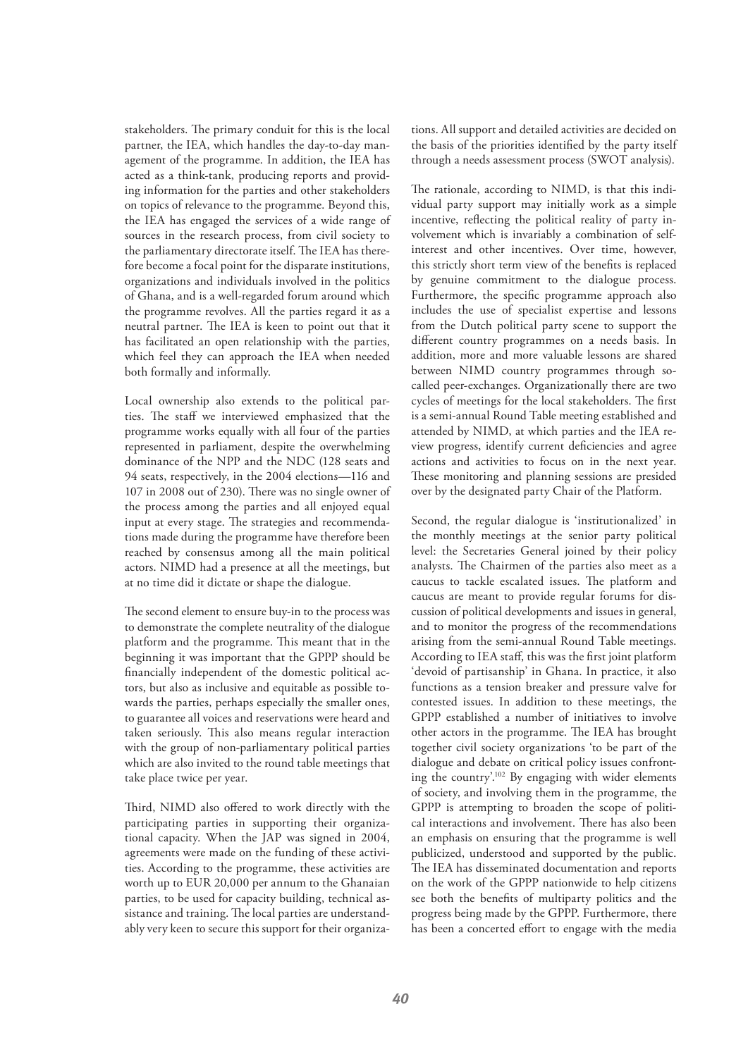stakeholders. The primary conduit for this is the local partner, the IEA, which handles the day-to-day management of the programme. In addition, the IEA has acted as a think-tank, producing reports and providing information for the parties and other stakeholders on topics of relevance to the programme. Beyond this, the IEA has engaged the services of a wide range of sources in the research process, from civil society to the parliamentary directorate itself. The IEA has therefore become a focal point for the disparate institutions, organizations and individuals involved in the politics of Ghana, and is a well-regarded forum around which the programme revolves. All the parties regard it as a neutral partner. The IEA is keen to point out that it has facilitated an open relationship with the parties, which feel they can approach the IEA when needed both formally and informally.

Local ownership also extends to the political parties. The staff we interviewed emphasized that the programme works equally with all four of the parties represented in parliament, despite the overwhelming dominance of the NPP and the NDC (128 seats and 94 seats, respectively, in the 2004 elections—116 and 107 in 2008 out of 230). There was no single owner of the process among the parties and all enjoyed equal input at every stage. The strategies and recommendations made during the programme have therefore been reached by consensus among all the main political actors. NIMD had a presence at all the meetings, but at no time did it dictate or shape the dialogue.

The second element to ensure buy-in to the process was to demonstrate the complete neutrality of the dialogue platform and the programme. This meant that in the beginning it was important that the GPPP should be financially independent of the domestic political actors, but also as inclusive and equitable as possible towards the parties, perhaps especially the smaller ones, to guarantee all voices and reservations were heard and taken seriously. This also means regular interaction with the group of non-parliamentary political parties which are also invited to the round table meetings that take place twice per year.

Third, NIMD also offered to work directly with the participating parties in supporting their organizational capacity. When the JAP was signed in 2004, agreements were made on the funding of these activities. According to the programme, these activities are worth up to EUR 20,000 per annum to the Ghanaian parties, to be used for capacity building, technical assistance and training. The local parties are understandably very keen to secure this support for their organizations. All support and detailed activities are decided on the basis of the priorities identified by the party itself through a needs assessment process (SWOT analysis).

The rationale, according to NIMD, is that this individual party support may initially work as a simple incentive, reflecting the political reality of party involvement which is invariably a combination of self-interest and other incentives. Over time, however, this strictly short term view of the benefits is replaced by genuine commitment to the dialogue process. Furthermore, the specific programme approach also includes the use of specialist expertise and lessons from the Dutch political party scene to support the different country programmes on a needs basis. In addition, more and more valuable lessons are shared between NIMD country programmes through so-called peer-exchanges. Organizationally there are two cycles of meetings for the local stakeholders. The first is a semi-annual Round Table meeting established and attended by NIMD, at which parties and the IEA review progress, identify current deficiencies and agree actions and activities to focus on in the next year. These monitoring and planning sessions are presided over by the designated party Chair of the Platform.

Second, the regular dialogue is 'institutionalized' in the monthly meetings at the senior party political level: the Secretaries General joined by their policy analysts. The Chairmen of the parties also meet as a caucus to tackle escalated issues. The platform and caucus are meant to provide regular forums for discussion of political developments and issues in general, and to monitor the progress of the recommendations arising from the semi-annual Round Table meetings. According to IEA staff, this was the first joint platform 'devoid of partisanship' in Ghana. In practice, it also functions as a tension breaker and pressure valve for contested issues. In addition to these meetings, the GPPP established a number of initiatives to involve other actors in the programme. The IEA has brought together civil society organizations 'to be part of the dialogue and debate on critical policy issues confronting the country'.[102] By engaging with wider elements of society, and involving them in the programme, the GPPP is attempting to broaden the scope of political interactions and involvement. There has also been an emphasis on ensuring that the programme is well publicized, understood and supported by the public. The IEA has disseminated documentation and reports on the work of the GPPP nationwide to help citizens see both the benefits of multiparty politics and the progress being made by the GPPP. Furthermore, there has been a concerted effort to engage with the media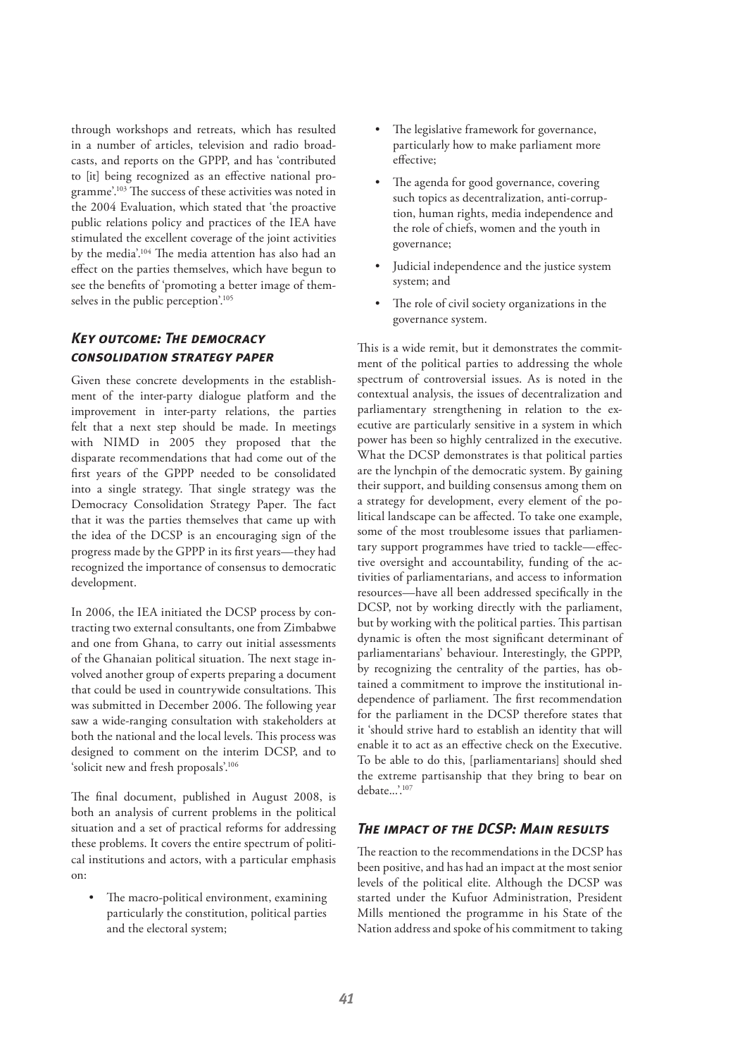through workshops and retreats, which has resulted in a number of articles, television and radio broadcasts, and reports on the GPPP, and has 'contributed to [it] being recognized as an effective national programme'.[103] The success of these activities was noted in the 2004 Evaluation, which stated that 'the proactive public relations policy and practices of the IEA have stimulated the excellent coverage of the joint activities by the media'.[104] The media attention has also had an effect on the parties themselves, which have begun to see the benefits of 'promoting a better image of themselves in the public perception'.[105]

### *Key outcome: The democracy consolidation strategy paper*

Given these concrete developments in the establishment of the inter-party dialogue platform and the improvement in inter-party relations, the parties felt that a next step should be made. In meetings with NIMD in 2005 they proposed that the disparate recommendations that had come out of the first years of the GPPP needed to be consolidated into a single strategy. That single strategy was the Democracy Consolidation Strategy Paper. The fact that it was the parties themselves that came up with the idea of the DCSP is an encouraging sign of the progress made by the GPPP in its first years—they had recognized the importance of consensus to democratic development.

In 2006, the IEA initiated the DCSP process by contracting two external consultants, one from Zimbabwe and one from Ghana, to carry out initial assessments of the Ghanaian political situation. The next stage involved another group of experts preparing a document that could be used in countrywide consultations. This was submitted in December 2006. The following year saw a wide-ranging consultation with stakeholders at both the national and the local levels. This process was designed to comment on the interim DCSP, and to 'solicit new and fresh proposals'.[106]

The final document, published in August 2008, is both an analysis of current problems in the political situation and a set of practical reforms for addressing these problems. It covers the entire spectrum of political institutions and actors, with a particular emphasis on:

- The macro-political environment, examining particularly the constitution, political parties and the electoral system;
- The legislative framework for governance, particularly how to make parliament more effective;
- The agenda for good governance, covering such topics as decentralization, anti-corruption, human rights, media independence and the role of chiefs, women and the youth in governance;
- Judicial independence and the justice system system; and
- The role of civil society organizations in the governance system.

This is a wide remit, but it demonstrates the commitment of the political parties to addressing the whole spectrum of controversial issues. As is noted in the contextual analysis, the issues of decentralization and parliamentary strengthening in relation to the executive are particularly sensitive in a system in which power has been so highly centralized in the executive. What the DCSP demonstrates is that political parties are the lynchpin of the democratic system. By gaining their support, and building consensus among them on a strategy for development, every element of the political landscape can be affected. To take one example, some of the most troublesome issues that parliamentary support programmes have tried to tackle—effective oversight and accountability, funding of the activities of parliamentarians, and access to information resources—have all been addressed specifically in the DCSP, not by working directly with the parliament, but by working with the political parties. This partisan dynamic is often the most significant determinant of parliamentarians' behaviour. Interestingly, the GPPP, by recognizing the centrality of the parties, has obtained a commitment to improve the institutional independence of parliament. The first recommendation for the parliament in the DCSP therefore states that it 'should strive hard to establish an identity that will enable it to act as an effective check on the Executive. To be able to do this, [parliamentarians] should shed the extreme partisanship that they bring to bear on debate...'.[107]

### *The impact of the DCSP: Main results*

The reaction to the recommendations in the DCSP has been positive, and has had an impact at the most senior levels of the political elite. Although the DCSP was started under the Kufuor Administration, President Mills mentioned the programme in his State of the Nation address and spoke of his commitment to taking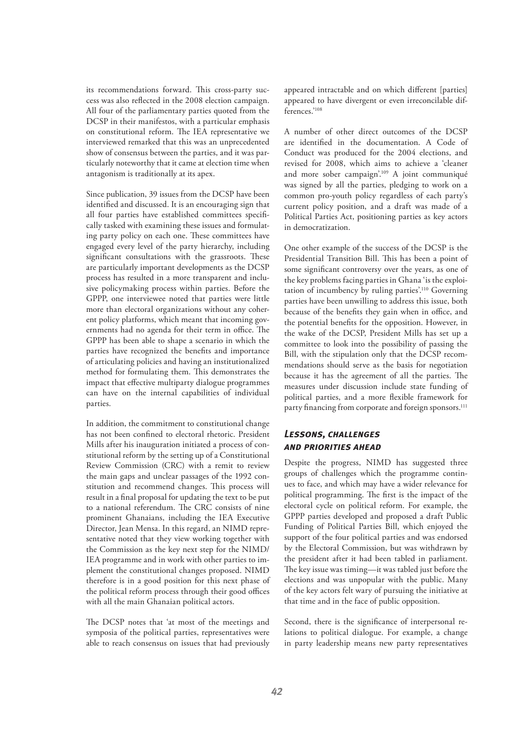its recommendations forward. This cross-party success was also reflected in the 2008 election campaign. All four of the parliamentary parties quoted from the DCSP in their manifestos, with a particular emphasis on constitutional reform. The IEA representative we interviewed remarked that this was an unprecedented show of consensus between the parties, and it was particularly noteworthy that it came at election time when antagonism is traditionally at its apex.

Since publication, 39 issues from the DCSP have been identified and discussed. It is an encouraging sign that all four parties have established committees specifically tasked with examining these issues and formulating party policy on each one. These committees have engaged every level of the party hierarchy, including significant consultations with the grassroots. These are particularly important developments as the DCSP process has resulted in a more transparent and inclusive policymaking process within parties. Before the GPPP, one interviewee noted that parties were little more than electoral organizations without any coherent policy platforms, which meant that incoming governments had no agenda for their term in office. The GPPP has been able to shape a scenario in which the parties have recognized the benefits and importance of articulating policies and having an institutionalized method for formulating them. This demonstrates the impact that effective multiparty dialogue programmes can have on the internal capabilities of individual parties.

In addition, the commitment to constitutional change has not been confined to electoral rhetoric. President Mills after his inauguration initiated a process of constitutional reform by the setting up of a Constitutional Review Commission (CRC) with a remit to review the main gaps and unclear passages of the 1992 constitution and recommend changes. This process will result in a final proposal for updating the text to be put to a national referendum. The CRC consists of nine prominent Ghanaians, including the IEA Executive Director, Jean Mensa. In this regard, an NIMD representative noted that they view working together with the Commission as the key next step for the NIMD/IEA programme and in work with other parties to implement the constitutional changes proposed. NIMD therefore is in a good position for this next phase of the political reform process through their good offices with all the main Ghanaian political actors.

The DCSP notes that 'at most of the meetings and symposia of the political parties, representatives were able to reach consensus on issues that had previously appeared intractable and on which different [parties] appeared to have divergent or even irreconcilable differences.'[108]

A number of other direct outcomes of the DCSP are identified in the documentation. A Code of Conduct was produced for the 2004 elections, and revised for 2008, which aims to achieve a 'cleaner and more sober campaign'.[109] A joint communiqué was signed by all the parties, pledging to work on a common pro-youth policy regardless of each party's current policy position, and a draft was made of a Political Parties Act, positioning parties as key actors in democratization.

One other example of the success of the DCSP is the Presidential Transition Bill. This has been a point of some significant controversy over the years, as one of the key problems facing parties in Ghana 'is the exploitation of incumbency by ruling parties'.[110] Governing parties have been unwilling to address this issue, both because of the benefits they gain when in office, and the potential benefits for the opposition. However, in the wake of the DCSP, President Mills has set up a committee to look into the possibility of passing the Bill, with the stipulation only that the DCSP recommendations should serve as the basis for negotiation because it has the agreement of all the parties. The measures under discussion include state funding of political parties, and a more flexible framework for party financing from corporate and foreign sponsors.[111]

## *Lessons, challenges and priorities ahead*

Despite the progress, NIMD has suggested three groups of challenges which the programme continues to face, and which may have a wider relevance for political programming. The first is the impact of the electoral cycle on political reform. For example, the GPPP parties developed and proposed a draft Public Funding of Political Parties Bill, which enjoyed the support of the four political parties and was endorsed by the Electoral Commission, but was withdrawn by the president after it had been tabled in parliament. The key issue was timing—it was tabled just before the elections and was unpopular with the public. Many of the key actors felt wary of pursuing the initiative at that time and in the face of public opposition.

Second, there is the significance of interpersonal relations to political dialogue. For example, a change in party leadership means new party representatives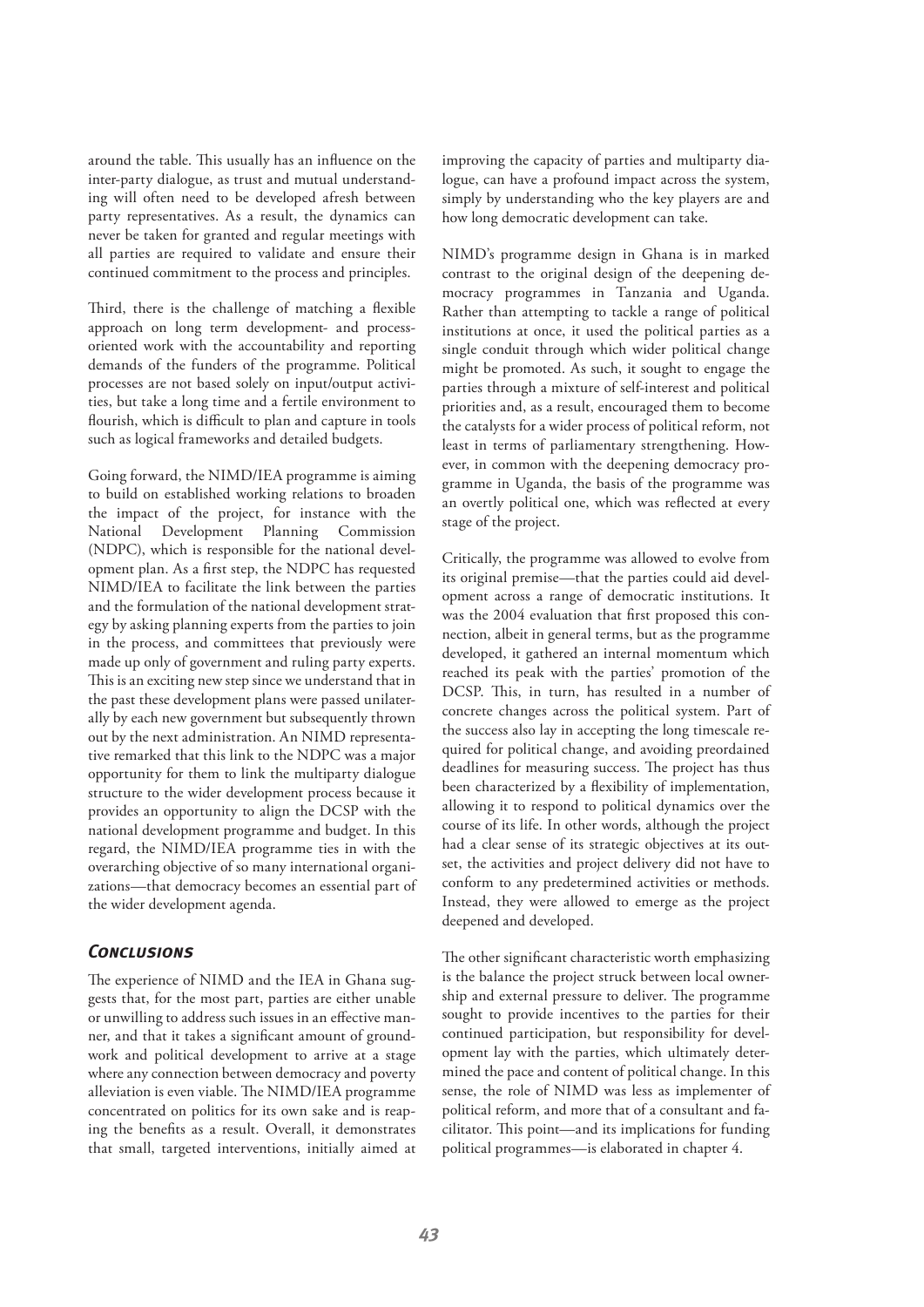around the table. This usually has an influence on the inter-party dialogue, as trust and mutual understanding will often need to be developed afresh between party representatives. As a result, the dynamics can never be taken for granted and regular meetings with all parties are required to validate and ensure their continued commitment to the process and principles.

Third, there is the challenge of matching a flexible approach on long term development- and process-oriented work with the accountability and reporting demands of the funders of the programme. Political processes are not based solely on input/output activities, but take a long time and a fertile environment to flourish, which is difficult to plan and capture in tools such as logical frameworks and detailed budgets.

Going forward, the NIMD/IEA programme is aiming to build on established working relations to broaden the impact of the project, for instance with the National Development Planning Commission (NDPC), which is responsible for the national development plan. As a first step, the NDPC has requested NIMD/IEA to facilitate the link between the parties and the formulation of the national development strategy by asking planning experts from the parties to join in the process, and committees that previously were made up only of government and ruling party experts. This is an exciting new step since we understand that in the past these development plans were passed unilaterally by each new government but subsequently thrown out by the next administration. An NIMD representative remarked that this link to the NDPC was a major opportunity for them to link the multiparty dialogue structure to the wider development process because it provides an opportunity to align the DCSP with the national development programme and budget. In this regard, the NIMD/IEA programme ties in with the overarching objective of so many international organizations—that democracy becomes an essential part of the wider development agenda.

## *Conclusions*

The experience of NIMD and the IEA in Ghana suggests that, for the most part, parties are either unable or unwilling to address such issues in an effective manner, and that it takes a significant amount of groundwork and political development to arrive at a stage where any connection between democracy and poverty alleviation is even viable. The NIMD/IEA programme concentrated on politics for its own sake and is reaping the benefits as a result. Overall, it demonstrates that small, targeted interventions, initially aimed at improving the capacity of parties and multiparty dialogue, can have a profound impact across the system, simply by understanding who the key players are and how long democratic development can take.

NIMD's programme design in Ghana is in marked contrast to the original design of the deepening democracy programmes in Tanzania and Uganda. Rather than attempting to tackle a range of political institutions at once, it used the political parties as a single conduit through which wider political change might be promoted. As such, it sought to engage the parties through a mixture of self-interest and political priorities and, as a result, encouraged them to become the catalysts for a wider process of political reform, not least in terms of parliamentary strengthening. However, in common with the deepening democracy programme in Uganda, the basis of the programme was an overtly political one, which was reflected at every stage of the project.

Critically, the programme was allowed to evolve from its original premise—that the parties could aid development across a range of democratic institutions. It was the 2004 evaluation that first proposed this connection, albeit in general terms, but as the programme developed, it gathered an internal momentum which reached its peak with the parties' promotion of the DCSP. This, in turn, has resulted in a number of concrete changes across the political system. Part of the success also lay in accepting the long timescale required for political change, and avoiding preordained deadlines for measuring success. The project has thus been characterized by a flexibility of implementation, allowing it to respond to political dynamics over the course of its life. In other words, although the project had a clear sense of its strategic objectives at its outset, the activities and project delivery did not have to conform to any predetermined activities or methods. Instead, they were allowed to emerge as the project deepened and developed.

The other significant characteristic worth emphasizing is the balance the project struck between local ownership and external pressure to deliver. The programme sought to provide incentives to the parties for their continued participation, but responsibility for development lay with the parties, which ultimately determined the pace and content of political change. In this sense, the role of NIMD was less as implementer of political reform, and more that of a consultant and facilitator. This point—and its implications for funding political programmes—is elaborated in chapter 4.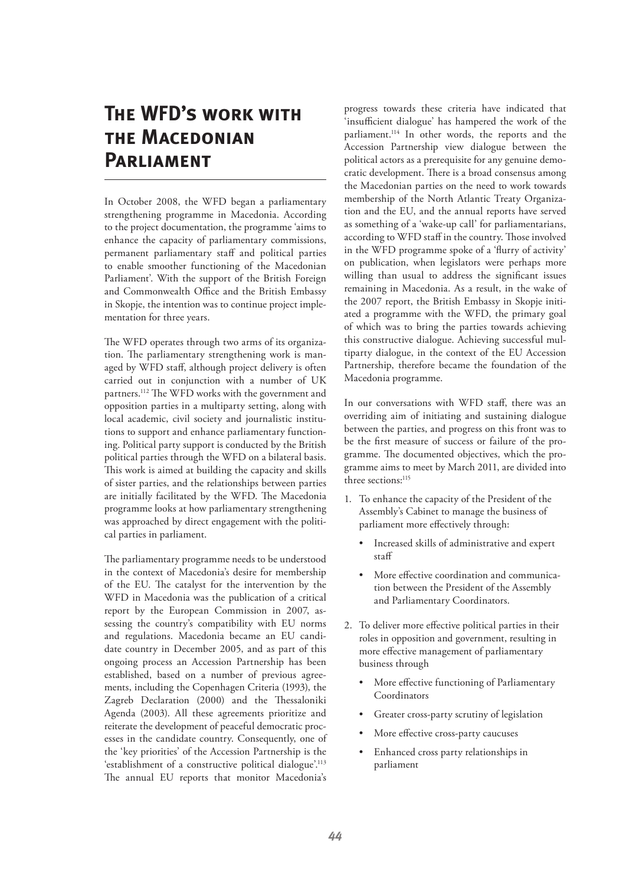# The WFD's work with the Macedonian Parliament

In October 2008, the WFD began a parliamentary strengthening programme in Macedonia. According to the project documentation, the programme 'aims to enhance the capacity of parliamentary commissions, permanent parliamentary staff and political parties to enable smoother functioning of the Macedonian Parliament'. With the support of the British Foreign and Commonwealth Office and the British Embassy in Skopje, the intention was to continue project implementation for three years.

The WFD operates through two arms of its organization. The parliamentary strengthening work is managed by WFD staff, although project delivery is often carried out in conjunction with a number of UK partners.[112] The WFD works with the government and opposition parties in a multiparty setting, along with local academic, civil society and journalistic institutions to support and enhance parliamentary functioning. Political party support is conducted by the British political parties through the WFD on a bilateral basis. This work is aimed at building the capacity and skills of sister parties, and the relationships between parties are initially facilitated by the WFD. The Macedonia programme looks at how parliamentary strengthening was approached by direct engagement with the political parties in parliament.

The parliamentary programme needs to be understood in the context of Macedonia's desire for membership of the EU. The catalyst for the intervention by the WFD in Macedonia was the publication of a critical report by the European Commission in 2007, assessing the country's compatibility with EU norms and regulations. Macedonia became an EU candidate country in December 2005, and as part of this ongoing process an Accession Partnership has been established, based on a number of previous agreements, including the Copenhagen Criteria (1993), the Zagreb Declaration (2000) and the Thessaloniki Agenda (2003). All these agreements prioritize and reiterate the development of peaceful democratic processes in the candidate country. Consequently, one of the 'key priorities' of the Accession Partnership is the 'establishment of a constructive political dialogue'.[113] The annual EU reports that monitor Macedonia's progress towards these criteria have indicated that 'insufficient dialogue' has hampered the work of the parliament.[114] In other words, the reports and the Accession Partnership view dialogue between the political actors as a prerequisite for any genuine democratic development. There is a broad consensus among the Macedonian parties on the need to work towards membership of the North Atlantic Treaty Organization and the EU, and the annual reports have served as something of a 'wake-up call' for parliamentarians, according to WFD staff in the country. Those involved in the WFD programme spoke of a 'flurry of activity' on publication, when legislators were perhaps more willing than usual to address the significant issues remaining in Macedonia. As a result, in the wake of the 2007 report, the British Embassy in Skopje initiated a programme with the WFD, the primary goal of which was to bring the parties towards achieving this constructive dialogue. Achieving successful multiparty dialogue, in the context of the EU Accession Partnership, therefore became the foundation of the Macedonia programme.

In our conversations with WFD staff, there was an overriding aim of initiating and sustaining dialogue between the parties, and progress on this front was to be the first measure of success or failure of the programme. The documented objectives, which the programme aims to meet by March 2011, are divided into three sections:[115]

1. To enhance the capacity of the President of the Assembly's Cabinet to manage the business of parliament more effectively through:
   - Increased skills of administrative and expert staff
   - More effective coordination and communication between the President of the Assembly and Parliamentary Coordinators.
2. To deliver more effective political parties in their roles in opposition and government, resulting in more effective management of parliamentary business through
   - More effective functioning of Parliamentary Coordinators
   - Greater cross-party scrutiny of legislation
   - More effective cross-party caucuses
   - Enhanced cross party relationships in parliament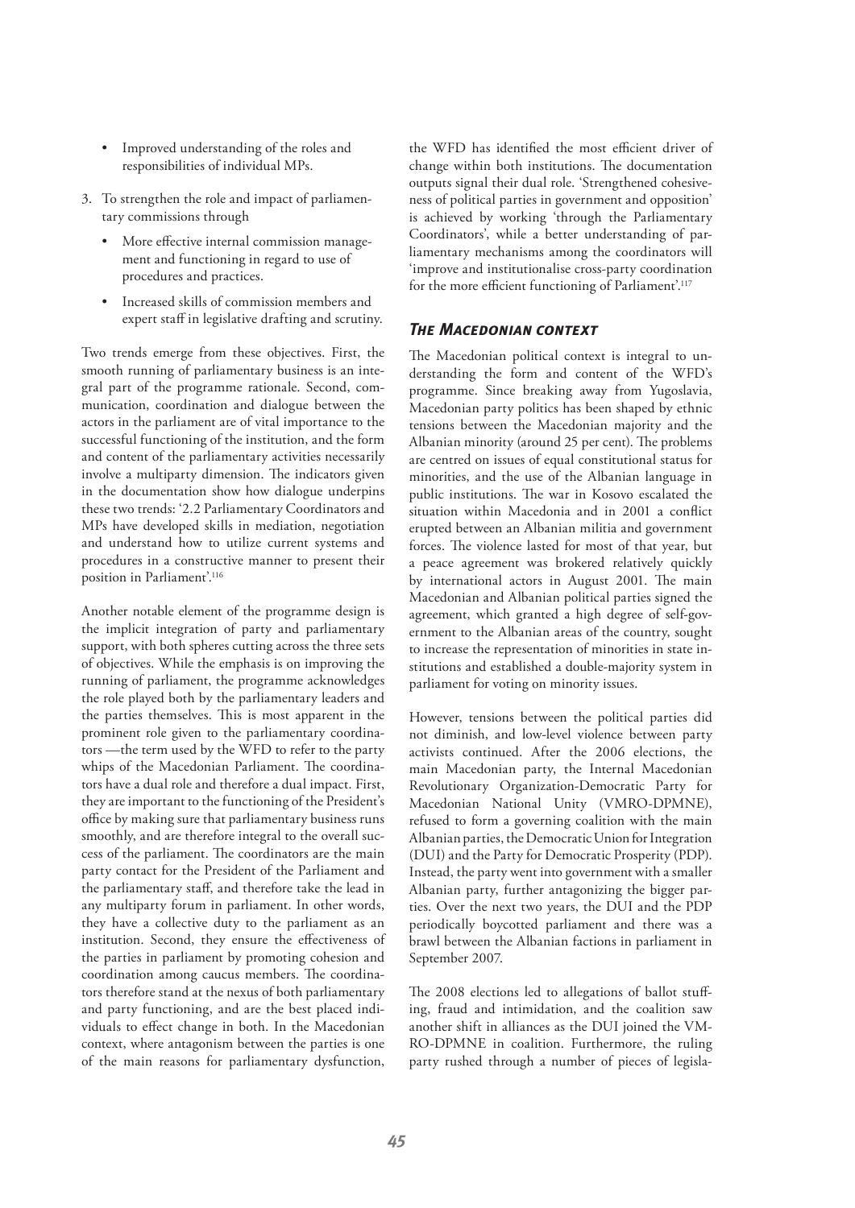- Improved understanding of the roles and responsibilities of individual MPs.

3. To strengthen the role and impact of parliamentary commissions through
   - More effective internal commission management and functioning in regard to use of procedures and practices.
   - Increased skills of commission members and expert staff in legislative drafting and scrutiny.

Two trends emerge from these objectives. First, the smooth running of parliamentary business is an integral part of the programme rationale. Second, communication, coordination and dialogue between the actors in the parliament are of vital importance to the successful functioning of the institution, and the form and content of the parliamentary activities necessarily involve a multiparty dimension. The indicators given in the documentation show how dialogue underpins these two trends: '2.2 Parliamentary Coordinators and MPs have developed skills in mediation, negotiation and understand how to utilize current systems and procedures in a constructive manner to present their position in Parliament'.[116]

Another notable element of the programme design is the implicit integration of party and parliamentary support, with both spheres cutting across the three sets of objectives. While the emphasis is on improving the running of parliament, the programme acknowledges the role played both by the parliamentary leaders and the parties themselves. This is most apparent in the prominent role given to the parliamentary coordinators —the term used by the WFD to refer to the party whips of the Macedonian Parliament. The coordinators have a dual role and therefore a dual impact. First, they are important to the functioning of the President's office by making sure that parliamentary business runs smoothly, and are therefore integral to the overall success of the parliament. The coordinators are the main party contact for the President of the Parliament and the parliamentary staff, and therefore take the lead in any multiparty forum in parliament. In other words, they have a collective duty to the parliament as an institution. Second, they ensure the effectiveness of the parties in parliament by promoting cohesion and coordination among caucus members. The coordinators therefore stand at the nexus of both parliamentary and party functioning, and are the best placed individuals to effect change in both. In the Macedonian context, where antagonism between the parties is one of the main reasons for parliamentary dysfunction, the WFD has identified the most efficient driver of change within both institutions. The documentation outputs signal their dual role. 'Strengthened cohesiveness of political parties in government and opposition' is achieved by working 'through the Parliamentary Coordinators', while a better understanding of parliamentary mechanisms among the coordinators will 'improve and institutionalise cross-party coordination for the more efficient functioning of Parliament'.[117]

### *The Macedonian context*

The Macedonian political context is integral to understanding the form and content of the WFD's programme. Since breaking away from Yugoslavia, Macedonian party politics has been shaped by ethnic tensions between the Macedonian majority and the Albanian minority (around 25 per cent). The problems are centred on issues of equal constitutional status for minorities, and the use of the Albanian language in public institutions. The war in Kosovo escalated the situation within Macedonia and in 2001 a conflict erupted between an Albanian militia and government forces. The violence lasted for most of that year, but a peace agreement was brokered relatively quickly by international actors in August 2001. The main Macedonian and Albanian political parties signed the agreement, which granted a high degree of self-government to the Albanian areas of the country, sought to increase the representation of minorities in state institutions and established a double-majority system in parliament for voting on minority issues.

However, tensions between the political parties did not diminish, and low-level violence between party activists continued. After the 2006 elections, the main Macedonian party, the Internal Macedonian Revolutionary Organization-Democratic Party for Macedonian National Unity (VMRO-DPMNE), refused to form a governing coalition with the main Albanian parties, the Democratic Union for Integration (DUI) and the Party for Democratic Prosperity (PDP). Instead, the party went into government with a smaller Albanian party, further antagonizing the bigger parties. Over the next two years, the DUI and the PDP periodically boycotted parliament and there was a brawl between the Albanian factions in parliament in September 2007.

The 2008 elections led to allegations of ballot stuffing, fraud and intimidation, and the coalition saw another shift in alliances as the DUI joined the VMRO-DPMNE in coalition. Furthermore, the ruling party rushed through a number of pieces of legisla-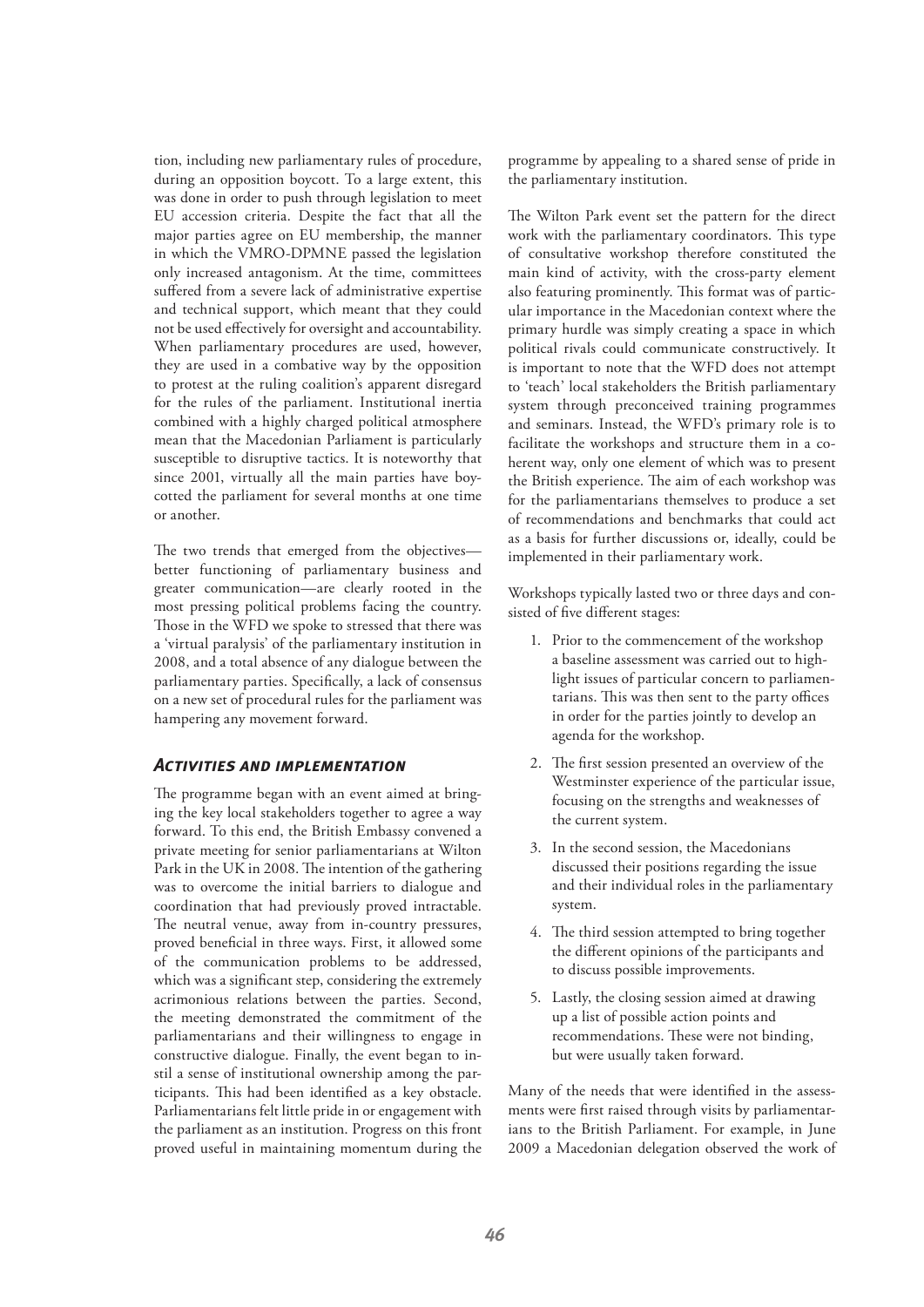tion, including new parliamentary rules of procedure, during an opposition boycott. To a large extent, this was done in order to push through legislation to meet EU accession criteria. Despite the fact that all the major parties agree on EU membership, the manner in which the VMRO-DPMNE passed the legislation only increased antagonism. At the time, committees suffered from a severe lack of administrative expertise and technical support, which meant that they could not be used effectively for oversight and accountability. When parliamentary procedures are used, however, they are used in a combative way by the opposition to protest at the ruling coalition's apparent disregard for the rules of the parliament. Institutional inertia combined with a highly charged political atmosphere mean that the Macedonian Parliament is particularly susceptible to disruptive tactics. It is noteworthy that since 2001, virtually all the main parties have boycotted the parliament for several months at one time or another.

The two trends that emerged from the objectives—better functioning of parliamentary business and greater communication—are clearly rooted in the most pressing political problems facing the country. Those in the WFD we spoke to stressed that there was a 'virtual paralysis' of the parliamentary institution in 2008, and a total absence of any dialogue between the parliamentary parties. Specifically, a lack of consensus on a new set of procedural rules for the parliament was hampering any movement forward.

### *Activities and implementation*

The programme began with an event aimed at bringing the key local stakeholders together to agree a way forward. To this end, the British Embassy convened a private meeting for senior parliamentarians at Wilton Park in the UK in 2008. The intention of the gathering was to overcome the initial barriers to dialogue and coordination that had previously proved intractable. The neutral venue, away from in-country pressures, proved beneficial in three ways. First, it allowed some of the communication problems to be addressed, which was a significant step, considering the extremely acrimonious relations between the parties. Second, the meeting demonstrated the commitment of the parliamentarians and their willingness to engage in constructive dialogue. Finally, the event began to instil a sense of institutional ownership among the participants. This had been identified as a key obstacle. Parliamentarians felt little pride in or engagement with the parliament as an institution. Progress on this front proved useful in maintaining momentum during the programme by appealing to a shared sense of pride in the parliamentary institution.

The Wilton Park event set the pattern for the direct work with the parliamentary coordinators. This type of consultative workshop therefore constituted the main kind of activity, with the cross-party element also featuring prominently. This format was of particular importance in the Macedonian context where the primary hurdle was simply creating a space in which political rivals could communicate constructively. It is important to note that the WFD does not attempt to 'teach' local stakeholders the British parliamentary system through preconceived training programmes and seminars. Instead, the WFD's primary role is to facilitate the workshops and structure them in a coherent way, only one element of which was to present the British experience. The aim of each workshop was for the parliamentarians themselves to produce a set of recommendations and benchmarks that could act as a basis for further discussions or, ideally, could be implemented in their parliamentary work.

Workshops typically lasted two or three days and consisted of five different stages:

1. Prior to the commencement of the workshop a baseline assessment was carried out to highlight issues of particular concern to parliamentarians. This was then sent to the party offices in order for the parties jointly to develop an agenda for the workshop.
2. The first session presented an overview of the Westminster experience of the particular issue, focusing on the strengths and weaknesses of the current system.
3. In the second session, the Macedonians discussed their positions regarding the issue and their individual roles in the parliamentary system.
4. The third session attempted to bring together the different opinions of the participants and to discuss possible improvements.
5. Lastly, the closing session aimed at drawing up a list of possible action points and recommendations. These were not binding, but were usually taken forward.

Many of the needs that were identified in the assessments were first raised through visits by parliamentarians to the British Parliament. For example, in June 2009 a Macedonian delegation observed the work of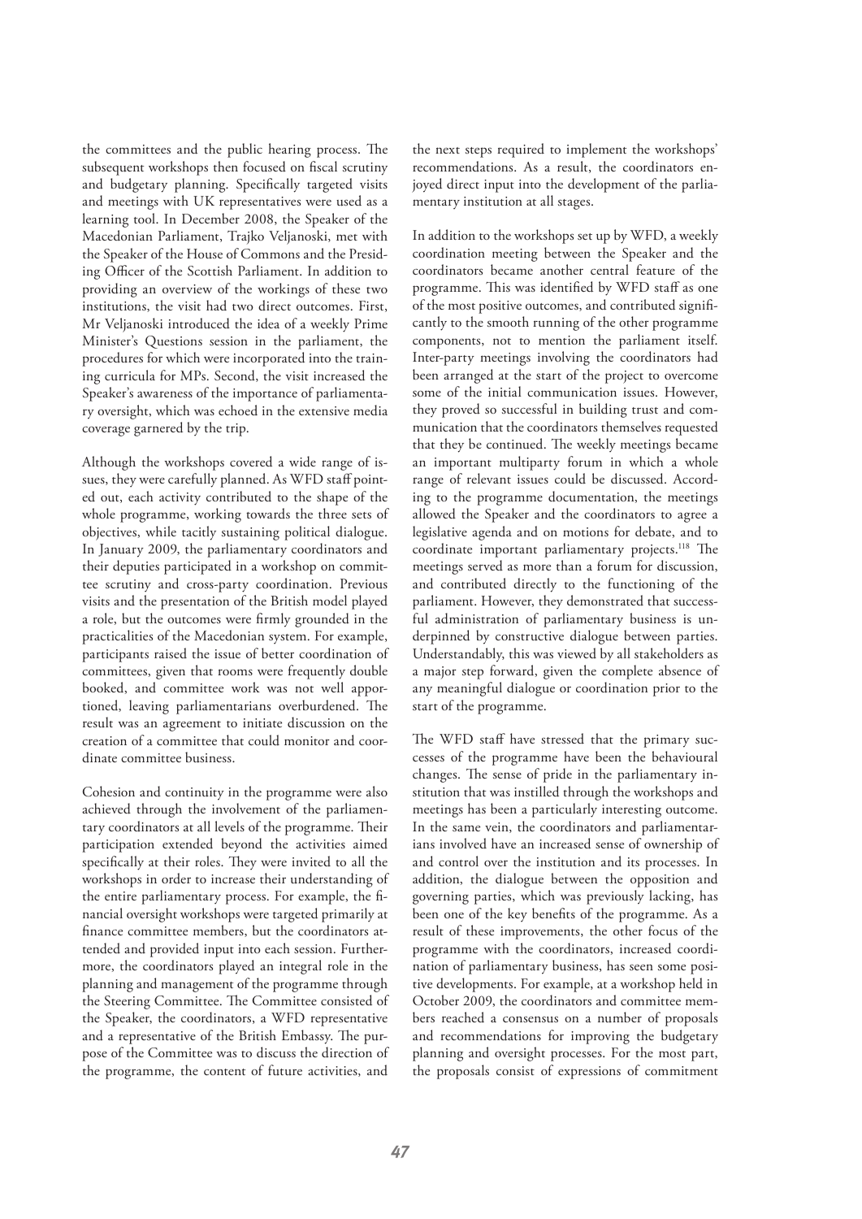the committees and the public hearing process. The subsequent workshops then focused on fiscal scrutiny and budgetary planning. Specifically targeted visits and meetings with UK representatives were used as a learning tool. In December 2008, the Speaker of the Macedonian Parliament, Trajko Veljanoski, met with the Speaker of the House of Commons and the Presiding Officer of the Scottish Parliament. In addition to providing an overview of the workings of these two institutions, the visit had two direct outcomes. First, Mr Veljanoski introduced the idea of a weekly Prime Minister's Questions session in the parliament, the procedures for which were incorporated into the training curricula for MPs. Second, the visit increased the Speaker's awareness of the importance of parliamentary oversight, which was echoed in the extensive media coverage garnered by the trip.

Although the workshops covered a wide range of issues, they were carefully planned. As WFD staff pointed out, each activity contributed to the shape of the whole programme, working towards the three sets of objectives, while tacitly sustaining political dialogue. In January 2009, the parliamentary coordinators and their deputies participated in a workshop on committee scrutiny and cross-party coordination. Previous visits and the presentation of the British model played a role, but the outcomes were firmly grounded in the practicalities of the Macedonian system. For example, participants raised the issue of better coordination of committees, given that rooms were frequently double booked, and committee work was not well apportioned, leaving parliamentarians overburdened. The result was an agreement to initiate discussion on the creation of a committee that could monitor and coordinate committee business.

Cohesion and continuity in the programme were also achieved through the involvement of the parliamentary coordinators at all levels of the programme. Their participation extended beyond the activities aimed specifically at their roles. They were invited to all the workshops in order to increase their understanding of the entire parliamentary process. For example, the financial oversight workshops were targeted primarily at finance committee members, but the coordinators attended and provided input into each session. Furthermore, the coordinators played an integral role in the planning and management of the programme through the Steering Committee. The Committee consisted of the Speaker, the coordinators, a WFD representative and a representative of the British Embassy. The purpose of the Committee was to discuss the direction of the programme, the content of future activities, and the next steps required to implement the workshops' recommendations. As a result, the coordinators enjoyed direct input into the development of the parliamentary institution at all stages.

In addition to the workshops set up by WFD, a weekly coordination meeting between the Speaker and the coordinators became another central feature of the programme. This was identified by WFD staff as one of the most positive outcomes, and contributed significantly to the smooth running of the other programme components, not to mention the parliament itself. Inter-party meetings involving the coordinators had been arranged at the start of the project to overcome some of the initial communication issues. However, they proved so successful in building trust and communication that the coordinators themselves requested that they be continued. The weekly meetings became an important multiparty forum in which a whole range of relevant issues could be discussed. According to the programme documentation, the meetings allowed the Speaker and the coordinators to agree a legislative agenda and on motions for debate, and to coordinate important parliamentary projects.[118] The meetings served as more than a forum for discussion, and contributed directly to the functioning of the parliament. However, they demonstrated that successful administration of parliamentary business is underpinned by constructive dialogue between parties. Understandably, this was viewed by all stakeholders as a major step forward, given the complete absence of any meaningful dialogue or coordination prior to the start of the programme.

The WFD staff have stressed that the primary successes of the programme have been the behavioural changes. The sense of pride in the parliamentary institution that was instilled through the workshops and meetings has been a particularly interesting outcome. In the same vein, the coordinators and parliamentarians involved have an increased sense of ownership of and control over the institution and its processes. In addition, the dialogue between the opposition and governing parties, which was previously lacking, has been one of the key benefits of the programme. As a result of these improvements, the other focus of the programme with the coordinators, increased coordination of parliamentary business, has seen some positive developments. For example, at a workshop held in October 2009, the coordinators and committee members reached a consensus on a number of proposals and recommendations for improving the budgetary planning and oversight processes. For the most part, the proposals consist of expressions of commitment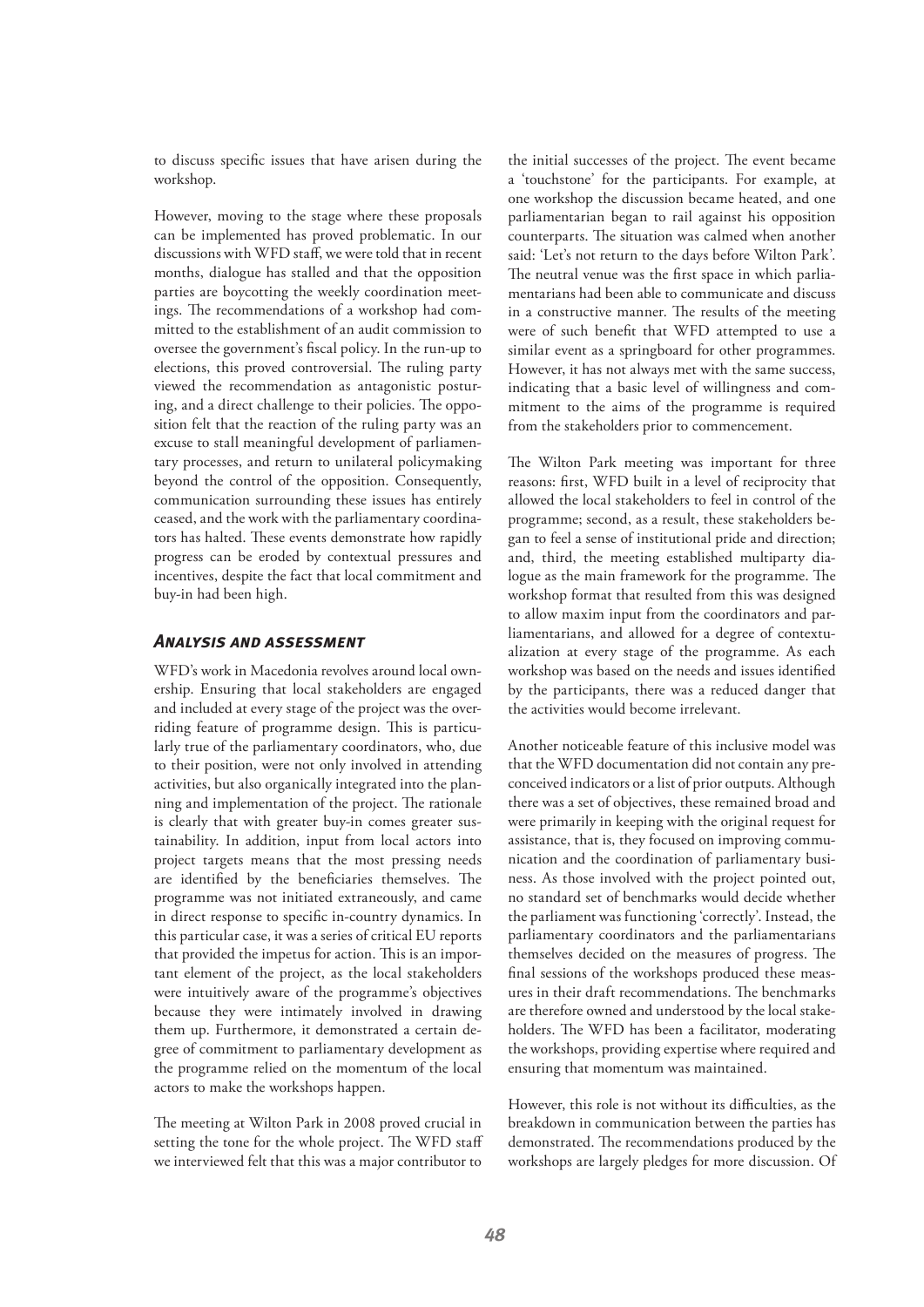to discuss specific issues that have arisen during the workshop.

However, moving to the stage where these proposals can be implemented has proved problematic. In our discussions with WFD staff, we were told that in recent months, dialogue has stalled and that the opposition parties are boycotting the weekly coordination meetings. The recommendations of a workshop had committed to the establishment of an audit commission to oversee the government's fiscal policy. In the run-up to elections, this proved controversial. The ruling party viewed the recommendation as antagonistic posturing, and a direct challenge to their policies. The opposition felt that the reaction of the ruling party was an excuse to stall meaningful development of parliamentary processes, and return to unilateral policymaking beyond the control of the opposition. Consequently, communication surrounding these issues has entirely ceased, and the work with the parliamentary coordinators has halted. These events demonstrate how rapidly progress can be eroded by contextual pressures and incentives, despite the fact that local commitment and buy-in had been high.

### *Analysis and assessment*

WFD's work in Macedonia revolves around local ownership. Ensuring that local stakeholders are engaged and included at every stage of the project was the overriding feature of programme design. This is particularly true of the parliamentary coordinators, who, due to their position, were not only involved in attending activities, but also organically integrated into the planning and implementation of the project. The rationale is clearly that with greater buy-in comes greater sustainability. In addition, input from local actors into project targets means that the most pressing needs are identified by the beneficiaries themselves. The programme was not initiated extraneously, and came in direct response to specific in-country dynamics. In this particular case, it was a series of critical EU reports that provided the impetus for action. This is an important element of the project, as the local stakeholders were intuitively aware of the programme's objectives because they were intimately involved in drawing them up. Furthermore, it demonstrated a certain degree of commitment to parliamentary development as the programme relied on the momentum of the local actors to make the workshops happen.

The meeting at Wilton Park in 2008 proved crucial in setting the tone for the whole project. The WFD staff we interviewed felt that this was a major contributor to the initial successes of the project. The event became a 'touchstone' for the participants. For example, at one workshop the discussion became heated, and one parliamentarian began to rail against his opposition counterparts. The situation was calmed when another said: 'Let's not return to the days before Wilton Park'. The neutral venue was the first space in which parliamentarians had been able to communicate and discuss in a constructive manner. The results of the meeting were of such benefit that WFD attempted to use a similar event as a springboard for other programmes. However, it has not always met with the same success, indicating that a basic level of willingness and commitment to the aims of the programme is required from the stakeholders prior to commencement.

The Wilton Park meeting was important for three reasons: first, WFD built in a level of reciprocity that allowed the local stakeholders to feel in control of the programme; second, as a result, these stakeholders began to feel a sense of institutional pride and direction; and, third, the meeting established multiparty dialogue as the main framework for the programme. The workshop format that resulted from this was designed to allow maxim input from the coordinators and parliamentarians, and allowed for a degree of contextualization at every stage of the programme. As each workshop was based on the needs and issues identified by the participants, there was a reduced danger that the activities would become irrelevant.

Another noticeable feature of this inclusive model was that the WFD documentation did not contain any preconceived indicators or a list of prior outputs. Although there was a set of objectives, these remained broad and were primarily in keeping with the original request for assistance, that is, they focused on improving communication and the coordination of parliamentary business. As those involved with the project pointed out, no standard set of benchmarks would decide whether the parliament was functioning 'correctly'. Instead, the parliamentary coordinators and the parliamentarians themselves decided on the measures of progress. The final sessions of the workshops produced these measures in their draft recommendations. The benchmarks are therefore owned and understood by the local stakeholders. The WFD has been a facilitator, moderating the workshops, providing expertise where required and ensuring that momentum was maintained.

However, this role is not without its difficulties, as the breakdown in communication between the parties has demonstrated. The recommendations produced by the workshops are largely pledges for more discussion. Of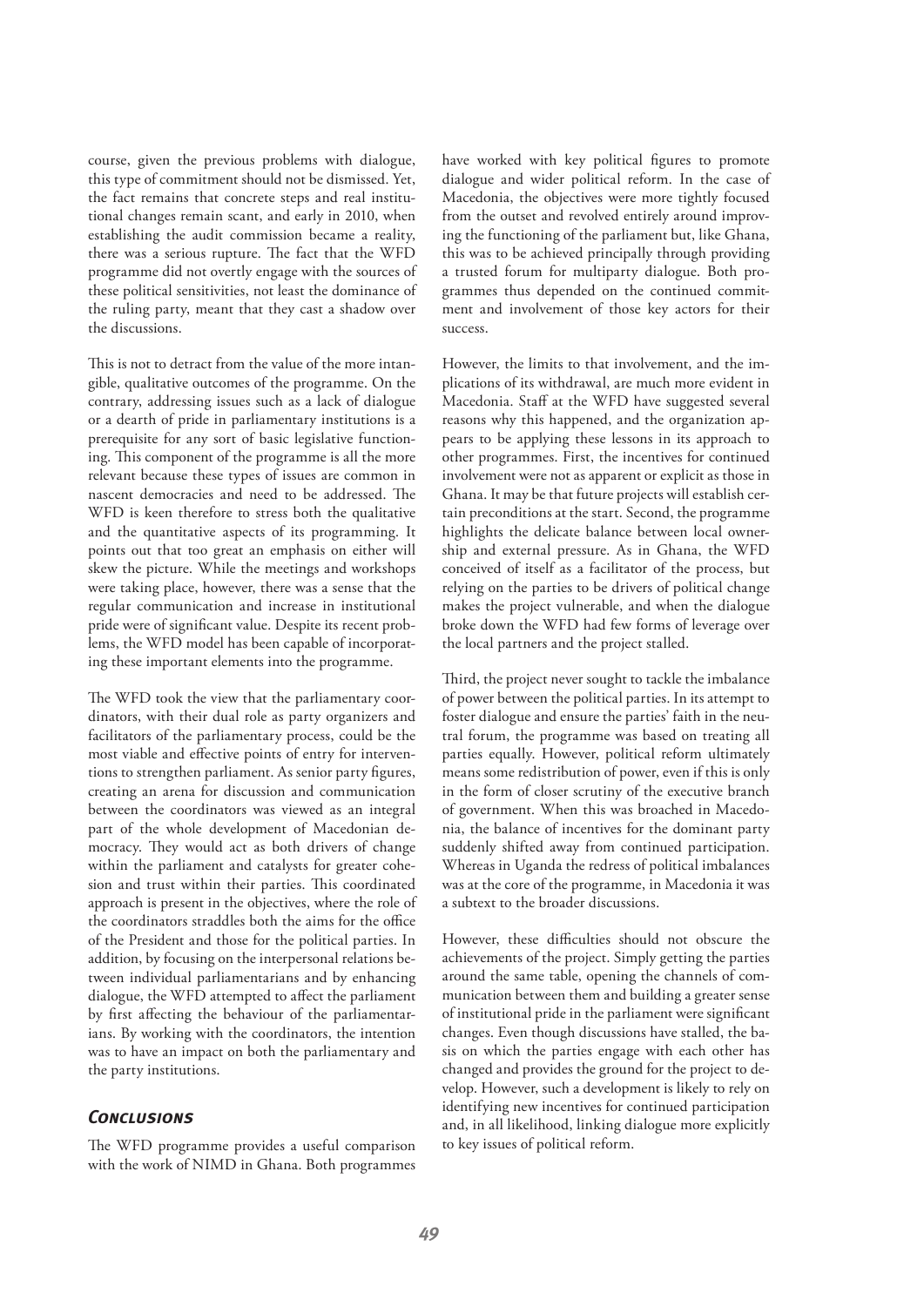course, given the previous problems with dialogue, this type of commitment should not be dismissed. Yet, the fact remains that concrete steps and real institutional changes remain scant, and early in 2010, when establishing the audit commission became a reality, there was a serious rupture. The fact that the WFD programme did not overtly engage with the sources of these political sensitivities, not least the dominance of the ruling party, meant that they cast a shadow over the discussions.

This is not to detract from the value of the more intangible, qualitative outcomes of the programme. On the contrary, addressing issues such as a lack of dialogue or a dearth of pride in parliamentary institutions is a prerequisite for any sort of basic legislative functioning. This component of the programme is all the more relevant because these types of issues are common in nascent democracies and need to be addressed. The WFD is keen therefore to stress both the qualitative and the quantitative aspects of its programming. It points out that too great an emphasis on either will skew the picture. While the meetings and workshops were taking place, however, there was a sense that the regular communication and increase in institutional pride were of significant value. Despite its recent problems, the WFD model has been capable of incorporating these important elements into the programme.

The WFD took the view that the parliamentary coordinators, with their dual role as party organizers and facilitators of the parliamentary process, could be the most viable and effective points of entry for interventions to strengthen parliament. As senior party figures, creating an arena for discussion and communication between the coordinators was viewed as an integral part of the whole development of Macedonian democracy. They would act as both drivers of change within the parliament and catalysts for greater cohesion and trust within their parties. This coordinated approach is present in the objectives, where the role of the coordinators straddles both the aims for the office of the President and those for the political parties. In addition, by focusing on the interpersonal relations between individual parliamentarians and by enhancing dialogue, the WFD attempted to affect the parliament by first affecting the behaviour of the parliamentarians. By working with the coordinators, the intention was to have an impact on both the parliamentary and the party institutions.

## *Conclusions*

The WFD programme provides a useful comparison with the work of NIMD in Ghana. Both programmes have worked with key political figures to promote dialogue and wider political reform. In the case of Macedonia, the objectives were more tightly focused from the outset and revolved entirely around improving the functioning of the parliament but, like Ghana, this was to be achieved principally through providing a trusted forum for multiparty dialogue. Both programmes thus depended on the continued commitment and involvement of those key actors for their success.

However, the limits to that involvement, and the implications of its withdrawal, are much more evident in Macedonia. Staff at the WFD have suggested several reasons why this happened, and the organization appears to be applying these lessons in its approach to other programmes. First, the incentives for continued involvement were not as apparent or explicit as those in Ghana. It may be that future projects will establish certain preconditions at the start. Second, the programme highlights the delicate balance between local ownership and external pressure. As in Ghana, the WFD conceived of itself as a facilitator of the process, but relying on the parties to be drivers of political change makes the project vulnerable, and when the dialogue broke down the WFD had few forms of leverage over the local partners and the project stalled.

Third, the project never sought to tackle the imbalance of power between the political parties. In its attempt to foster dialogue and ensure the parties' faith in the neutral forum, the programme was based on treating all parties equally. However, political reform ultimately means some redistribution of power, even if this is only in the form of closer scrutiny of the executive branch of government. When this was broached in Macedonia, the balance of incentives for the dominant party suddenly shifted away from continued participation. Whereas in Uganda the redress of political imbalances was at the core of the programme, in Macedonia it was a subtext to the broader discussions.

However, these difficulties should not obscure the achievements of the project. Simply getting the parties around the same table, opening the channels of communication between them and building a greater sense of institutional pride in the parliament were significant changes. Even though discussions have stalled, the basis on which the parties engage with each other has changed and provides the ground for the project to develop. However, such a development is likely to rely on identifying new incentives for continued participation and, in all likelihood, linking dialogue more explicitly to key issues of political reform.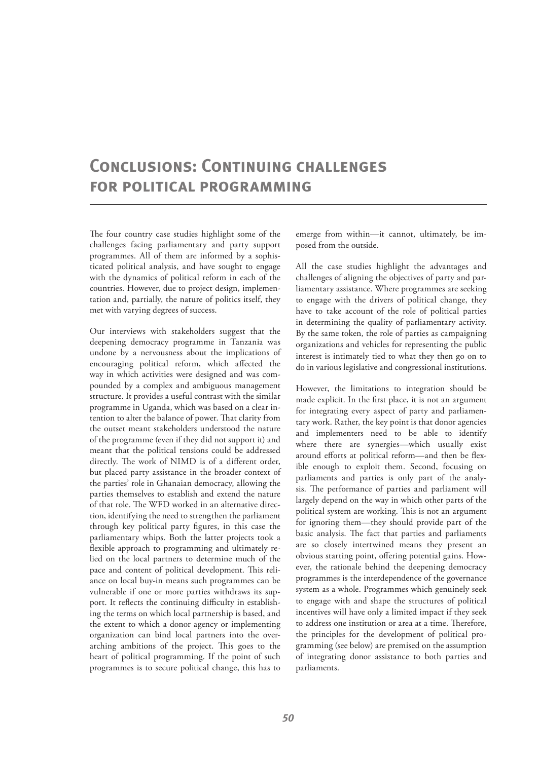# Conclusions: Continuing challenges for political programming

The four country case studies highlight some of the challenges facing parliamentary and party support programmes. All of them are informed by a sophisticated political analysis, and have sought to engage with the dynamics of political reform in each of the countries. However, due to project design, implementation and, partially, the nature of politics itself, they met with varying degrees of success.

Our interviews with stakeholders suggest that the deepening democracy programme in Tanzania was undone by a nervousness about the implications of encouraging political reform, which affected the way in which activities were designed and was compounded by a complex and ambiguous management structure. It provides a useful contrast with the similar programme in Uganda, which was based on a clear intention to alter the balance of power. That clarity from the outset meant stakeholders understood the nature of the programme (even if they did not support it) and meant that the political tensions could be addressed directly. The work of NIMD is of a different order, but placed party assistance in the broader context of the parties' role in Ghanaian democracy, allowing the parties themselves to establish and extend the nature of that role. The WFD worked in an alternative direction, identifying the need to strengthen the parliament through key political party figures, in this case the parliamentary whips. Both the latter projects took a flexible approach to programming and ultimately relied on the local partners to determine much of the pace and content of political development. This reliance on local buy-in means such programmes can be vulnerable if one or more parties withdraws its support. It reflects the continuing difficulty in establishing the terms on which local partnership is based, and the extent to which a donor agency or implementing organization can bind local partners into the overarching ambitions of the project. This goes to the heart of political programming. If the point of such programmes is to secure political change, this has to emerge from within—it cannot, ultimately, be imposed from the outside.

All the case studies highlight the advantages and challenges of aligning the objectives of party and parliamentary assistance. Where programmes are seeking to engage with the drivers of political change, they have to take account of the role of political parties in determining the quality of parliamentary activity. By the same token, the role of parties as campaigning organizations and vehicles for representing the public interest is intimately tied to what they then go on to do in various legislative and congressional institutions.

However, the limitations to integration should be made explicit. In the first place, it is not an argument for integrating every aspect of party and parliamentary work. Rather, the key point is that donor agencies and implementers need to be able to identify where there are synergies—which usually exist around efforts at political reform—and then be flexible enough to exploit them. Second, focusing on parliaments and parties is only part of the analysis. The performance of parties and parliament will largely depend on the way in which other parts of the political system are working. This is not an argument for ignoring them—they should provide part of the basic analysis. The fact that parties and parliaments are so closely intertwined means they present an obvious starting point, offering potential gains. However, the rationale behind the deepening democracy programmes is the interdependence of the governance system as a whole. Programmes which genuinely seek to engage with and shape the structures of political incentives will have only a limited impact if they seek to address one institution or area at a time. Therefore, the principles for the development of political programming (see below) are premised on the assumption of integrating donor assistance to both parties and parliaments.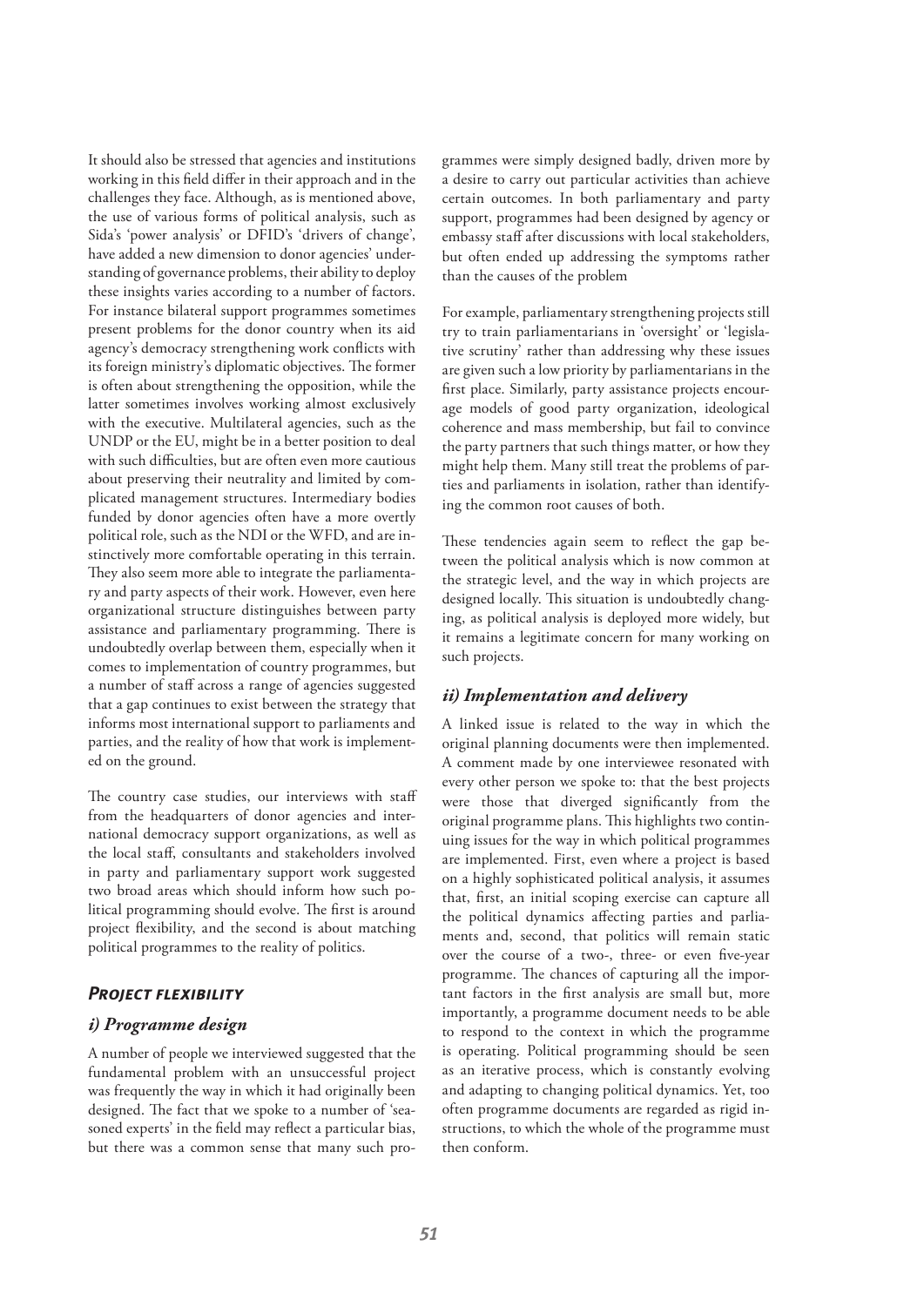It should also be stressed that agencies and institutions working in this field differ in their approach and in the challenges they face. Although, as is mentioned above, the use of various forms of political analysis, such as Sida's 'power analysis' or DFID's 'drivers of change', have added a new dimension to donor agencies' understanding of governance problems, their ability to deploy these insights varies according to a number of factors. For instance bilateral support programmes sometimes present problems for the donor country when its aid agency's democracy strengthening work conflicts with its foreign ministry's diplomatic objectives. The former is often about strengthening the opposition, while the latter sometimes involves working almost exclusively with the executive. Multilateral agencies, such as the UNDP or the EU, might be in a better position to deal with such difficulties, but are often even more cautious about preserving their neutrality and limited by complicated management structures. Intermediary bodies funded by donor agencies often have a more overtly political role, such as the NDI or the WFD, and are instinctively more comfortable operating in this terrain. They also seem more able to integrate the parliamentary and party aspects of their work. However, even here organizational structure distinguishes between party assistance and parliamentary programming. There is undoubtedly overlap between them, especially when it comes to implementation of country programmes, but a number of staff across a range of agencies suggested that a gap continues to exist between the strategy that informs most international support to parliaments and parties, and the reality of how that work is implemented on the ground.

The country case studies, our interviews with staff from the headquarters of donor agencies and international democracy support organizations, as well as the local staff, consultants and stakeholders involved in party and parliamentary support work suggested two broad areas which should inform how such political programming should evolve. The first is around project flexibility, and the second is about matching political programmes to the reality of politics.

### *Project flexibility*

#### *i) Programme design*

A number of people we interviewed suggested that the fundamental problem with an unsuccessful project was frequently the way in which it had originally been designed. The fact that we spoke to a number of 'seasoned experts' in the field may reflect a particular bias, but there was a common sense that many such programmes were simply designed badly, driven more by a desire to carry out particular activities than achieve certain outcomes. In both parliamentary and party support, programmes had been designed by agency or embassy staff after discussions with local stakeholders, but often ended up addressing the symptoms rather than the causes of the problem

For example, parliamentary strengthening projects still try to train parliamentarians in 'oversight' or 'legislative scrutiny' rather than addressing why these issues are given such a low priority by parliamentarians in the first place. Similarly, party assistance projects encourage models of good party organization, ideological coherence and mass membership, but fail to convince the party partners that such things matter, or how they might help them. Many still treat the problems of parties and parliaments in isolation, rather than identifying the common root causes of both.

These tendencies again seem to reflect the gap between the political analysis which is now common at the strategic level, and the way in which projects are designed locally. This situation is undoubtedly changing, as political analysis is deployed more widely, but it remains a legitimate concern for many working on such projects.

#### *ii) Implementation and delivery*

A linked issue is related to the way in which the original planning documents were then implemented. A comment made by one interviewee resonated with every other person we spoke to: that the best projects were those that diverged significantly from the original programme plans. This highlights two continuing issues for the way in which political programmes are implemented. First, even where a project is based on a highly sophisticated political analysis, it assumes that, first, an initial scoping exercise can capture all the political dynamics affecting parties and parliaments and, second, that politics will remain static over the course of a two-, three- or even five-year programme. The chances of capturing all the important factors in the first analysis are small but, more importantly, a programme document needs to be able to respond to the context in which the programme is operating. Political programming should be seen as an iterative process, which is constantly evolving and adapting to changing political dynamics. Yet, too often programme documents are regarded as rigid instructions, to which the whole of the programme must then conform.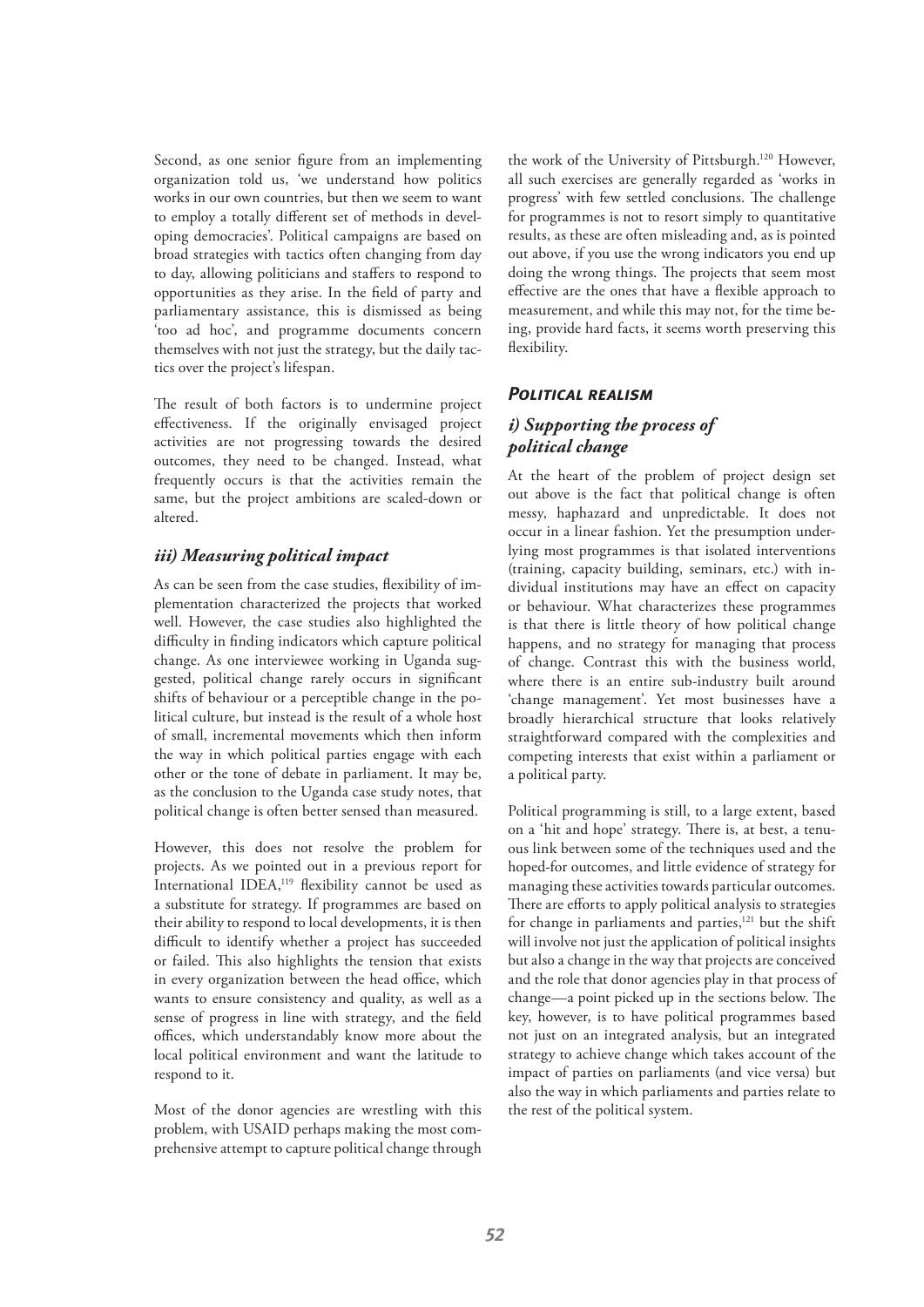Second, as one senior figure from an implementing organization told us, 'we understand how politics works in our own countries, but then we seem to want to employ a totally different set of methods in developing democracies'. Political campaigns are based on broad strategies with tactics often changing from day to day, allowing politicians and staffers to respond to opportunities as they arise. In the field of party and parliamentary assistance, this is dismissed as being 'too ad hoc', and programme documents concern themselves with not just the strategy, but the daily tactics over the project's lifespan.

The result of both factors is to undermine project effectiveness. If the originally envisaged project activities are not progressing towards the desired outcomes, they need to be changed. Instead, what frequently occurs is that the activities remain the same, but the project ambitions are scaled-down or altered.

### *iii) Measuring political impact*

As can be seen from the case studies, flexibility of implementation characterized the projects that worked well. However, the case studies also highlighted the difficulty in finding indicators which capture political change. As one interviewee working in Uganda suggested, political change rarely occurs in significant shifts of behaviour or a perceptible change in the political culture, but instead is the result of a whole host of small, incremental movements which then inform the way in which political parties engage with each other or the tone of debate in parliament. It may be, as the conclusion to the Uganda case study notes, that political change is often better sensed than measured.

However, this does not resolve the problem for projects. As we pointed out in a previous report for International IDEA,[119] flexibility cannot be used as a substitute for strategy. If programmes are based on their ability to respond to local developments, it is then difficult to identify whether a project has succeeded or failed. This also highlights the tension that exists in every organization between the head office, which wants to ensure consistency and quality, as well as a sense of progress in line with strategy, and the field offices, which understandably know more about the local political environment and want the latitude to respond to it.

Most of the donor agencies are wrestling with this problem, with USAID perhaps making the most comprehensive attempt to capture political change through the work of the University of Pittsburgh.[120] However, all such exercises are generally regarded as 'works in progress' with few settled conclusions. The challenge for programmes is not to resort simply to quantitative results, as these are often misleading and, as is pointed out above, if you use the wrong indicators you end up doing the wrong things. The projects that seem most effective are the ones that have a flexible approach to measurement, and while this may not, for the time being, provide hard facts, it seems worth preserving this flexibility.

## *Political realism*

### *i) Supporting the process of political change*

At the heart of the problem of project design set out above is the fact that political change is often messy, haphazard and unpredictable. It does not occur in a linear fashion. Yet the presumption underlying most programmes is that isolated interventions (training, capacity building, seminars, etc.) with individual institutions may have an effect on capacity or behaviour. What characterizes these programmes is that there is little theory of how political change happens, and no strategy for managing that process of change. Contrast this with the business world, where there is an entire sub-industry built around 'change management'. Yet most businesses have a broadly hierarchical structure that looks relatively straightforward compared with the complexities and competing interests that exist within a parliament or a political party.

Political programming is still, to a large extent, based on a 'hit and hope' strategy. There is, at best, a tenuous link between some of the techniques used and the hoped-for outcomes, and little evidence of strategy for managing these activities towards particular outcomes. There are efforts to apply political analysis to strategies for change in parliaments and parties,[121] but the shift will involve not just the application of political insights but also a change in the way that projects are conceived and the role that donor agencies play in that process of change—a point picked up in the sections below. The key, however, is to have political programmes based not just on an integrated analysis, but an integrated strategy to achieve change which takes account of the impact of parties on parliaments (and vice versa) but also the way in which parliaments and parties relate to the rest of the political system.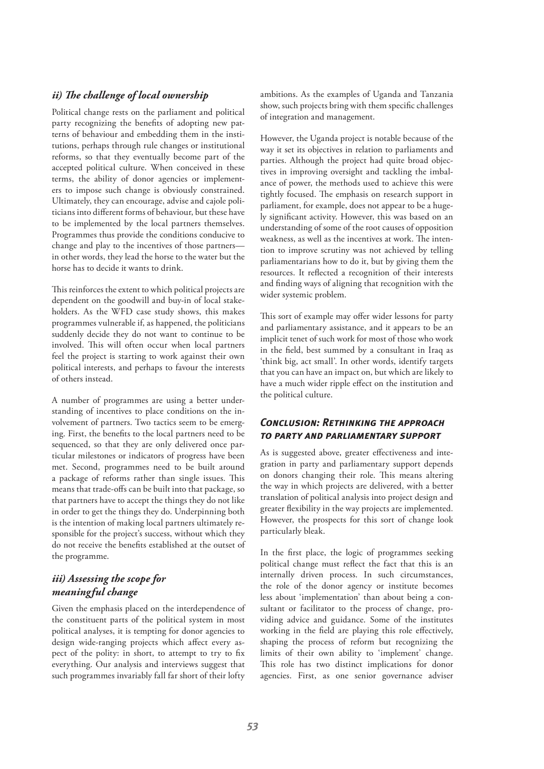### *ii) The challenge of local ownership*

Political change rests on the parliament and political party recognizing the benefits of adopting new patterns of behaviour and embedding them in the institutions, perhaps through rule changes or institutional reforms, so that they eventually become part of the accepted political culture. When conceived in these terms, the ability of donor agencies or implementers to impose such change is obviously constrained. Ultimately, they can encourage, advise and cajole politicians into different forms of behaviour, but these have to be implemented by the local partners themselves. Programmes thus provide the conditions conducive to change and play to the incentives of those partners—in other words, they lead the horse to the water but the horse has to decide it wants to drink.

This reinforces the extent to which political projects are dependent on the goodwill and buy-in of local stakeholders. As the WFD case study shows, this makes programmes vulnerable if, as happened, the politicians suddenly decide they do not want to continue to be involved. This will often occur when local partners feel the project is starting to work against their own political interests, and perhaps to favour the interests of others instead.

A number of programmes are using a better understanding of incentives to place conditions on the involvement of partners. Two tactics seem to be emerging. First, the benefits to the local partners need to be sequenced, so that they are only delivered once particular milestones or indicators of progress have been met. Second, programmes need to be built around a package of reforms rather than single issues. This means that trade-offs can be built into that package, so that partners have to accept the things they do not like in order to get the things they do. Underpinning both is the intention of making local partners ultimately responsible for the project's success, without which they do not receive the benefits established at the outset of the programme.

### *iii) Assessing the scope for meaningful change*

Given the emphasis placed on the interdependence of the constituent parts of the political system in most political analyses, it is tempting for donor agencies to design wide-ranging projects which affect every aspect of the polity: in short, to attempt to try to fix everything. Our analysis and interviews suggest that such programmes invariably fall far short of their lofty ambitions. As the examples of Uganda and Tanzania show, such projects bring with them specific challenges of integration and management.

However, the Uganda project is notable because of the way it set its objectives in relation to parliaments and parties. Although the project had quite broad objectives in improving oversight and tackling the imbalance of power, the methods used to achieve this were tightly focused. The emphasis on research support in parliament, for example, does not appear to be a hugely significant activity. However, this was based on an understanding of some of the root causes of opposition weakness, as well as the incentives at work. The intention to improve scrutiny was not achieved by telling parliamentarians how to do it, but by giving them the resources. It reflected a recognition of their interests and finding ways of aligning that recognition with the wider systemic problem.

This sort of example may offer wider lessons for party and parliamentary assistance, and it appears to be an implicit tenet of such work for most of those who work in the field, best summed by a consultant in Iraq as 'think big, act small'. In other words, identify targets that you can have an impact on, but which are likely to have a much wider ripple effect on the institution and the political culture.

## *Conclusion: Rethinking the approach to party and parliamentary support*

As is suggested above, greater effectiveness and integration in party and parliamentary support depends on donors changing their role. This means altering the way in which projects are delivered, with a better translation of political analysis into project design and greater flexibility in the way projects are implemented. However, the prospects for this sort of change look particularly bleak.

In the first place, the logic of programmes seeking political change must reflect the fact that this is an internally driven process. In such circumstances, the role of the donor agency or institute becomes less about 'implementation' than about being a consultant or facilitator to the process of change, providing advice and guidance. Some of the institutes working in the field are playing this role effectively, shaping the process of reform but recognizing the limits of their own ability to 'implement' change. This role has two distinct implications for donor agencies. First, as one senior governance adviser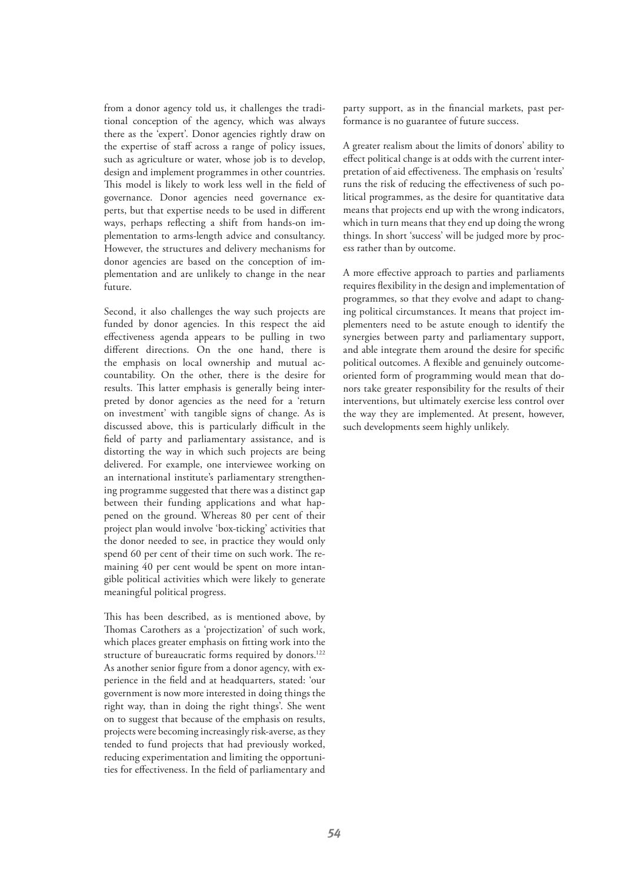from a donor agency told us, it challenges the traditional conception of the agency, which was always there as the 'expert'. Donor agencies rightly draw on the expertise of staff across a range of policy issues, such as agriculture or water, whose job is to develop, design and implement programmes in other countries. This model is likely to work less well in the field of governance. Donor agencies need governance experts, but that expertise needs to be used in different ways, perhaps reflecting a shift from hands-on implementation to arms-length advice and consultancy. However, the structures and delivery mechanisms for donor agencies are based on the conception of implementation and are unlikely to change in the near future.

Second, it also challenges the way such projects are funded by donor agencies. In this respect the aid effectiveness agenda appears to be pulling in two different directions. On the one hand, there is the emphasis on local ownership and mutual accountability. On the other, there is the desire for results. This latter emphasis is generally being interpreted by donor agencies as the need for a 'return on investment' with tangible signs of change. As is discussed above, this is particularly difficult in the field of party and parliamentary assistance, and is distorting the way in which such projects are being delivered. For example, one interviewee working on an international institute's parliamentary strengthening programme suggested that there was a distinct gap between their funding applications and what happened on the ground. Whereas 80 per cent of their project plan would involve 'box-ticking' activities that the donor needed to see, in practice they would only spend 60 per cent of their time on such work. The remaining 40 per cent would be spent on more intangible political activities which were likely to generate meaningful political progress.

This has been described, as is mentioned above, by Thomas Carothers as a 'projectization' of such work, which places greater emphasis on fitting work into the structure of bureaucratic forms required by donors.[122] As another senior figure from a donor agency, with experience in the field and at headquarters, stated: 'our government is now more interested in doing things the right way, than in doing the right things'. She went on to suggest that because of the emphasis on results, projects were becoming increasingly risk-averse, as they tended to fund projects that had previously worked, reducing experimentation and limiting the opportunities for effectiveness. In the field of parliamentary and party support, as in the financial markets, past performance is no guarantee of future success.

A greater realism about the limits of donors' ability to effect political change is at odds with the current interpretation of aid effectiveness. The emphasis on 'results' runs the risk of reducing the effectiveness of such political programmes, as the desire for quantitative data means that projects end up with the wrong indicators, which in turn means that they end up doing the wrong things. In short 'success' will be judged more by process rather than by outcome.

A more effective approach to parties and parliaments requires flexibility in the design and implementation of programmes, so that they evolve and adapt to changing political circumstances. It means that project implementers need to be astute enough to identify the synergies between party and parliamentary support, and able integrate them around the desire for specific political outcomes. A flexible and genuinely outcome-oriented form of programming would mean that donors take greater responsibility for the results of their interventions, but ultimately exercise less control over the way they are implemented. At present, however, such developments seem highly unlikely.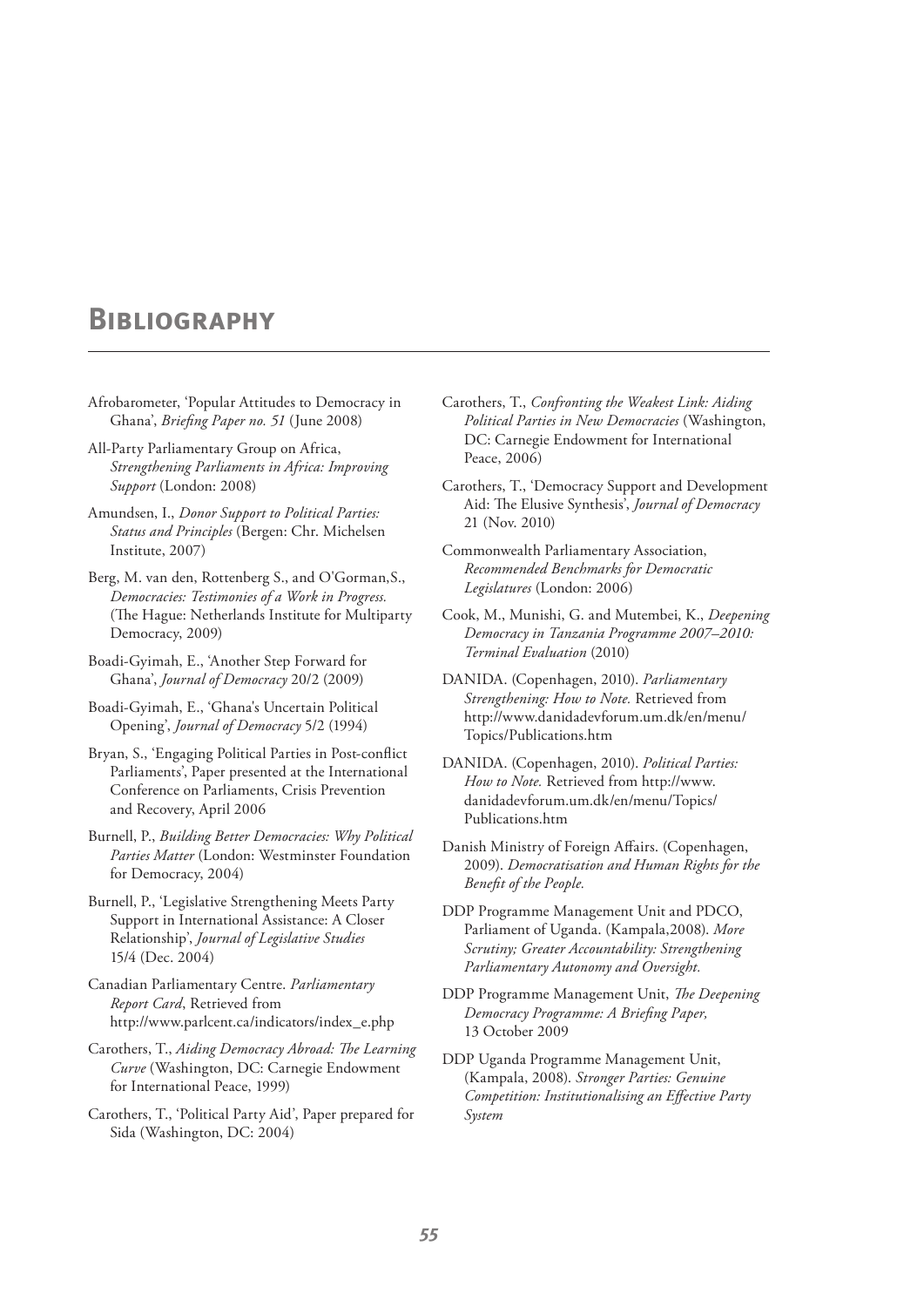# Bibliography

Afrobarometer, 'Popular Attitudes to Democracy in Ghana', *Briefing Paper no. 51* (June 2008)

All-Party Parliamentary Group on Africa, *Strengthening Parliaments in Africa: Improving Support* (London: 2008)

Amundsen, I., *Donor Support to Political Parties: Status and Principles* (Bergen: Chr. Michelsen Institute, 2007)

Berg, M. van den, Rottenberg S., and O'Gorman,S., *Democracies: Testimonies of a Work in Progress.* (The Hague: Netherlands Institute for Multiparty Democracy, 2009)

Boadi-Gyimah, E., 'Another Step Forward for Ghana', *Journal of Democracy* 20/2 (2009)

Boadi-Gyimah, E., 'Ghana's Uncertain Political Opening', *Journal of Democracy* 5/2 (1994)

Bryan, S., 'Engaging Political Parties in Post-conflict Parliaments', Paper presented at the International Conference on Parliaments, Crisis Prevention and Recovery, April 2006

Burnell, P., *Building Better Democracies: Why Political Parties Matter* (London: Westminster Foundation for Democracy, 2004)

Burnell, P., 'Legislative Strengthening Meets Party Support in International Assistance: A Closer Relationship', *Journal of Legislative Studies* 15/4 (Dec. 2004)

Canadian Parliamentary Centre. *Parliamentary Report Card*, Retrieved from http://www.parlcent.ca/indicators/index_e.php

Carothers, T., *Aiding Democracy Abroad: The Learning Curve* (Washington, DC: Carnegie Endowment for International Peace, 1999)

Carothers, T., 'Political Party Aid', Paper prepared for Sida (Washington, DC: 2004)

Carothers, T., *Confronting the Weakest Link: Aiding Political Parties in New Democracies* (Washington, DC: Carnegie Endowment for International Peace, 2006)

Carothers, T., 'Democracy Support and Development Aid: The Elusive Synthesis', *Journal of Democracy* 21 (Nov. 2010)

Commonwealth Parliamentary Association, *Recommended Benchmarks for Democratic Legislatures* (London: 2006)

Cook, M., Munishi, G. and Mutembei, K., *Deepening Democracy in Tanzania Programme 2007–2010: Terminal Evaluation* (2010)

DANIDA. (Copenhagen, 2010). *Parliamentary Strengthening: How to Note.* Retrieved from http://www.danidadevforum.um.dk/en/menu/Topics/Publications.htm

DANIDA. (Copenhagen, 2010). *Political Parties: How to Note.* Retrieved from http://www.danidadevforum.um.dk/en/menu/Topics/Publications.htm

Danish Ministry of Foreign Affairs. (Copenhagen, 2009). *Democratisation and Human Rights for the Benefit of the People.*

DDP Programme Management Unit and PDCO, Parliament of Uganda. (Kampala,2008). *More Scrutiny; Greater Accountability: Strengthening Parliamentary Autonomy and Oversight.*

DDP Programme Management Unit, *The Deepening Democracy Programme: A Briefing Paper,* 13 October 2009

DDP Uganda Programme Management Unit, (Kampala, 2008). *Stronger Parties: Genuine Competition: Institutionalising an Effective Party System*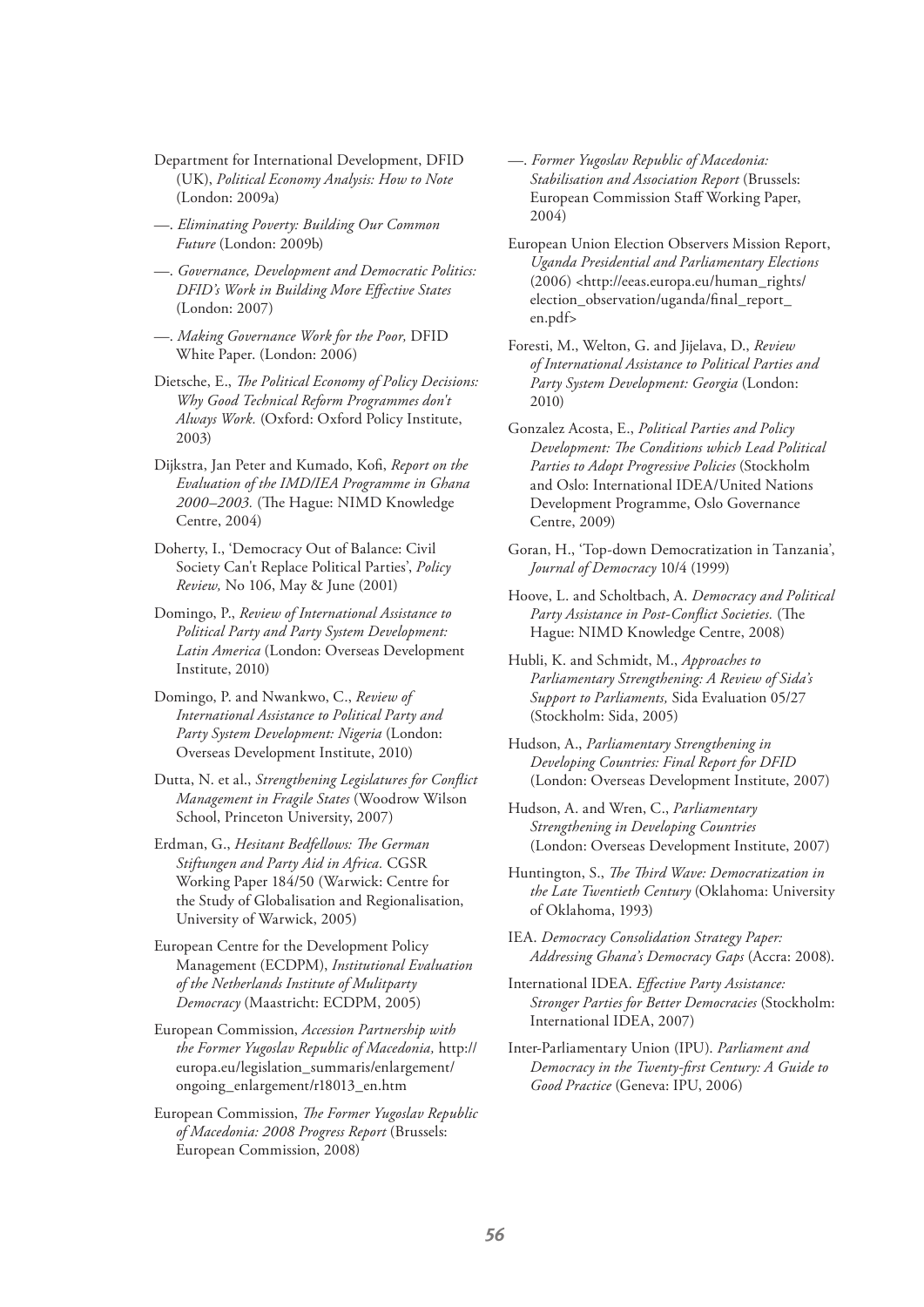Department for International Development, DFID (UK), *Political Economy Analysis: How to Note* (London: 2009a)

—. *Eliminating Poverty: Building Our Common Future* (London: 2009b)

—. *Governance, Development and Democratic Politics: DFID's Work in Building More Effective States* (London: 2007)

—. *Making Governance Work for the Poor,* DFID White Paper. (London: 2006)

Dietsche, E., *The Political Economy of Policy Decisions: Why Good Technical Reform Programmes don't Always Work.* (Oxford: Oxford Policy Institute, 2003)

Dijkstra, Jan Peter and Kumado, Kofi, *Report on the Evaluation of the IMD/IEA Programme in Ghana 2000–2003.* (The Hague: NIMD Knowledge Centre, 2004)

Doherty, I., 'Democracy Out of Balance: Civil Society Can't Replace Political Parties', *Policy Review,* No 106, May & June (2001)

Domingo, P., *Review of International Assistance to Political Party and Party System Development: Latin America* (London: Overseas Development Institute, 2010)

Domingo, P. and Nwankwo, C., *Review of International Assistance to Political Party and Party System Development: Nigeria* (London: Overseas Development Institute, 2010)

Dutta, N. et al., *Strengthening Legislatures for Conflict Management in Fragile States* (Woodrow Wilson School, Princeton University, 2007)

Erdman, G., *Hesitant Bedfellows: The German Stiftungen and Party Aid in Africa.* CGSR Working Paper 184/50 (Warwick: Centre for the Study of Globalisation and Regionalisation, University of Warwick, 2005)

European Centre for the Development Policy Management (ECDPM), *Institutional Evaluation of the Netherlands Institute of Mulitparty Democracy* (Maastricht: ECDPM, 2005)

European Commission, *Accession Partnership with the Former Yugoslav Republic of Macedonia,* http://europa.eu/legislation_summaris/enlargement/ongoing_enlargement/r18013_en.htm

European Commission, *The Former Yugoslav Republic of Macedonia: 2008 Progress Report* (Brussels: European Commission, 2008)

—. *Former Yugoslav Republic of Macedonia: Stabilisation and Association Report* (Brussels: European Commission Staff Working Paper, 2004)

European Union Election Observers Mission Report, *Uganda Presidential and Parliamentary Elections* (2006) <http://eeas.europa.eu/human_rights/election_observation/uganda/final_report_en.pdf>

Foresti, M., Welton, G. and Jijelava, D., *Review of International Assistance to Political Parties and Party System Development: Georgia* (London: 2010)

Gonzalez Acosta, E., *Political Parties and Policy Development: The Conditions which Lead Political Parties to Adopt Progressive Policies* (Stockholm and Oslo: International IDEA/United Nations Development Programme, Oslo Governance Centre, 2009)

Goran, H., 'Top-down Democratization in Tanzania', *Journal of Democracy* 10/4 (1999)

Hoove, L. and Scholtbach, A. *Democracy and Political Party Assistance in Post-Conflict Societies.* (The Hague: NIMD Knowledge Centre, 2008)

Hubli, K. and Schmidt, M., *Approaches to Parliamentary Strengthening: A Review of Sida's Support to Parliaments,* Sida Evaluation 05/27 (Stockholm: Sida, 2005)

Hudson, A., *Parliamentary Strengthening in Developing Countries: Final Report for DFID* (London: Overseas Development Institute, 2007)

Hudson, A. and Wren, C., *Parliamentary Strengthening in Developing Countries* (London: Overseas Development Institute, 2007)

Huntington, S., *The Third Wave: Democratization in the Late Twentieth Century* (Oklahoma: University of Oklahoma, 1993)

IEA. *Democracy Consolidation Strategy Paper: Addressing Ghana's Democracy Gaps* (Accra: 2008).

International IDEA. *Effective Party Assistance: Stronger Parties for Better Democracies* (Stockholm: International IDEA, 2007)

Inter-Parliamentary Union (IPU). *Parliament and Democracy in the Twenty-first Century: A Guide to Good Practice* (Geneva: IPU, 2006)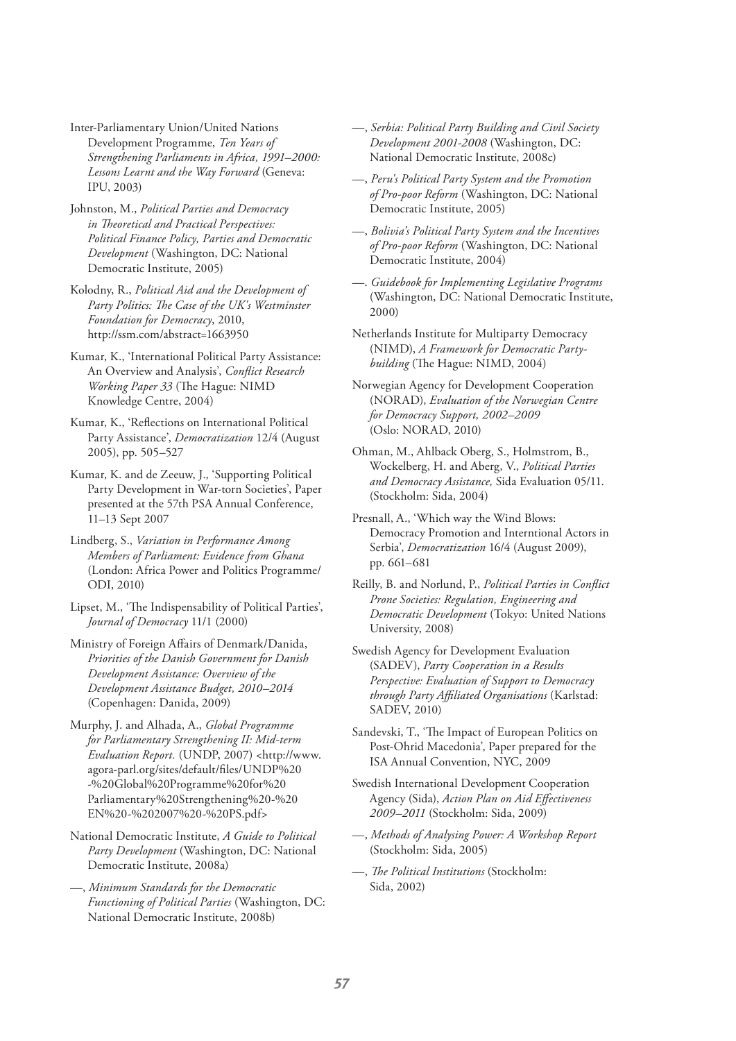Inter-Parliamentary Union/United Nations Development Programme, *Ten Years of Strengthening Parliaments in Africa, 1991–2000: Lessons Learnt and the Way Forward* (Geneva: IPU, 2003)

Johnston, M., *Political Parties and Democracy in Theoretical and Practical Perspectives: Political Finance Policy, Parties and Democratic Development* (Washington, DC: National Democratic Institute, 2005)

Kolodny, R., *Political Aid and the Development of Party Politics: The Case of the UK's Westminster Foundation for Democracy*, 2010, http://ssm.com/abstract=1663950

Kumar, K., 'International Political Party Assistance: An Overview and Analysis', *Conflict Research Working Paper 33* (The Hague: NIMD Knowledge Centre, 2004)

Kumar, K., 'Reflections on International Political Party Assistance', *Democratization* 12/4 (August 2005), pp. 505–527

Kumar, K. and de Zeeuw, J., 'Supporting Political Party Development in War-torn Societies', Paper presented at the 57th PSA Annual Conference, 11–13 Sept 2007

Lindberg, S., *Variation in Performance Among Members of Parliament: Evidence from Ghana* (London: Africa Power and Politics Programme/ ODI, 2010)

Lipset, M., 'The Indispensability of Political Parties', *Journal of Democracy* 11/1 (2000)

Ministry of Foreign Affairs of Denmark/Danida, *Priorities of the Danish Government for Danish Development Assistance: Overview of the Development Assistance Budget, 2010–2014* (Copenhagen: Danida, 2009)

Murphy, J. and Alhada, A., *Global Programme for Parliamentary Strengthening II: Mid-term Evaluation Report.* (UNDP, 2007) <http://www.agora-parl.org/sites/default/files/UNDP%20-%20Global%20Programme%20for%20Parliamentary%20Strengthening%20-%20EN%20-%202007%20-%20PS.pdf>

National Democratic Institute, *A Guide to Political Party Development* (Washington, DC: National Democratic Institute, 2008a)

—, *Minimum Standards for the Democratic Functioning of Political Parties* (Washington, DC: National Democratic Institute, 2008b)

—, *Serbia: Political Party Building and Civil Society Development 2001-2008* (Washington, DC: National Democratic Institute, 2008c)

—, *Peru's Political Party System and the Promotion of Pro-poor Reform* (Washington, DC: National Democratic Institute, 2005)

—, *Bolivia's Political Party System and the Incentives of Pro-poor Reform* (Washington, DC: National Democratic Institute, 2004)

—. *Guidebook for Implementing Legislative Programs* (Washington, DC: National Democratic Institute, 2000)

Netherlands Institute for Multiparty Democracy (NIMD), *A Framework for Democratic Party-building* (The Hague: NIMD, 2004)

Norwegian Agency for Development Cooperation (NORAD), *Evaluation of the Norwegian Centre for Democracy Support, 2002–2009* (Oslo: NORAD, 2010)

Ohman, M., Ahlback Oberg, S., Holmstrom, B., Wockelberg, H. and Aberg, V., *Political Parties and Democracy Assistance,* Sida Evaluation 05/11. (Stockholm: Sida, 2004)

Presnall, A., 'Which way the Wind Blows: Democracy Promotion and Interntional Actors in Serbia', *Democratization* 16/4 (August 2009), pp. 661–681

Reilly, B. and Norlund, P., *Political Parties in Conflict Prone Societies: Regulation, Engineering and Democratic Development* (Tokyo: United Nations University, 2008)

Swedish Agency for Development Evaluation (SADEV), *Party Cooperation in a Results Perspective: Evaluation of Support to Democracy through Party Affiliated Organisations* (Karlstad: SADEV, 2010)

Sandevski, T., 'The Impact of European Politics on Post-Ohrid Macedonia', Paper prepared for the ISA Annual Convention, NYC, 2009

Swedish International Development Cooperation Agency (Sida), *Action Plan on Aid Effectiveness 2009–2011* (Stockholm: Sida, 2009)

—, *Methods of Analysing Power: A Workshop Report* (Stockholm: Sida, 2005)

—, *The Political Institutions* (Stockholm: Sida, 2002)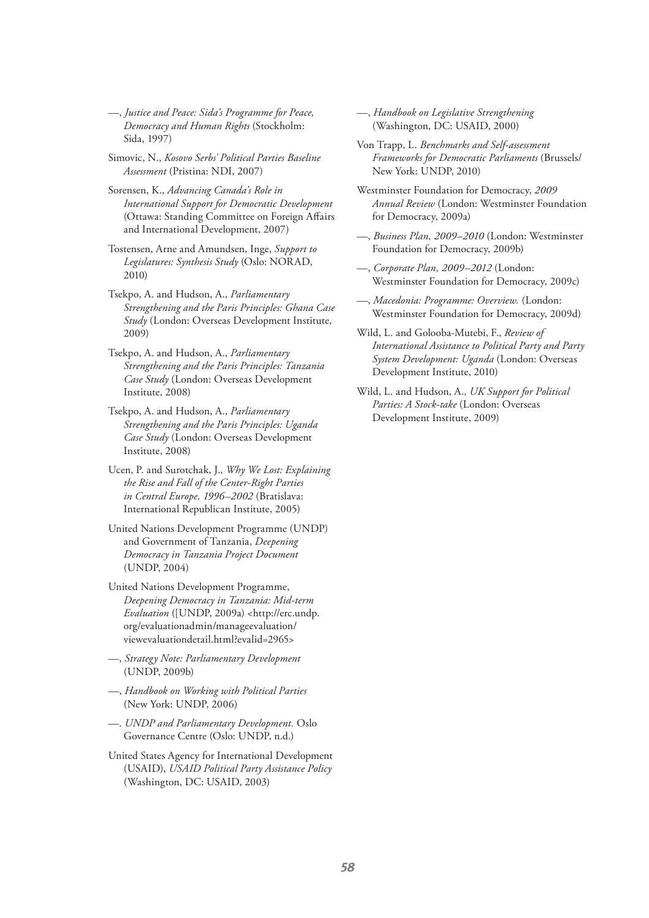—, *Justice and Peace: Sida's Programme for Peace, Democracy and Human Rights* (Stockholm: Sida, 1997)

Simovic, N., *Kosovo Serbs' Political Parties Baseline Assessment* (Pristina: NDI, 2007)

Sorensen, K., *Advancing Canada's Role in International Support for Democratic Development* (Ottawa: Standing Committee on Foreign Affairs and International Development, 2007)

Tostensen, Arne and Amundsen, Inge, *Support to Legislatures: Synthesis Study* (Oslo: NORAD, 2010)

Tsekpo, A. and Hudson, A., *Parliamentary Strengthening and the Paris Principles: Ghana Case Study* (London: Overseas Development Institute, 2009)

Tsekpo, A. and Hudson, A., *Parliamentary Strengthening and the Paris Principles: Tanzania Case Study* (London: Overseas Development Institute, 2008)

Tsekpo, A. and Hudson, A., *Parliamentary Strengthening and the Paris Principles: Uganda Case Study* (London: Overseas Development Institute, 2008)

Ucen, P. and Surotchak, J., *Why We Lost: Explaining the Rise and Fall of the Center-Right Parties in Central Europe, 1996–2002* (Bratislava: International Republican Institute, 2005)

United Nations Development Programme (UNDP) and Government of Tanzania, *Deepening Democracy in Tanzania Project Document* (UNDP, 2004)

United Nations Development Programme, *Deepening Democracy in Tanzania: Mid-term Evaluation* ([UNDP, 2009a) <http://erc.undp.org/evaluationadmin/manageevaluation/viewevaluationdetail.html?evalid=2965>

—, *Strategy Note: Parliamentary Development* (UNDP, 2009b)

—, *Handbook on Working with Political Parties* (New York: UNDP, 2006)

—. *UNDP and Parliamentary Development.* Oslo Governance Centre (Oslo: UNDP, n.d.)

United States Agency for International Development (USAID), *USAID Political Party Assistance Policy* (Washington, DC: USAID, 2003)

—, *Handbook on Legislative Strengthening* (Washington, DC: USAID, 2000)

Von Trapp, L. *Benchmarks and Self-assessment Frameworks for Democratic Parliaments* (Brussels/New York: UNDP, 2010)

Westminster Foundation for Democracy, *2009 Annual Review* (London: Westminster Foundation for Democracy, 2009a)

—, *Business Plan, 2009–2010* (London: Westminster Foundation for Democracy, 2009b)

—, *Corporate Plan, 2009–2012* (London: Westminster Foundation for Democracy, 2009c)

—, *Macedonia: Programme: Overview.* (London: Westminster Foundation for Democracy, 2009d)

Wild, L. and Golooba-Mutebi, F., *Review of International Assistance to Political Party and Party System Development: Uganda* (London: Overseas Development Institute, 2010)

Wild, L. and Hudson, A., *UK Support for Political Parties: A Stock-take* (London: Overseas Development Institute, 2009)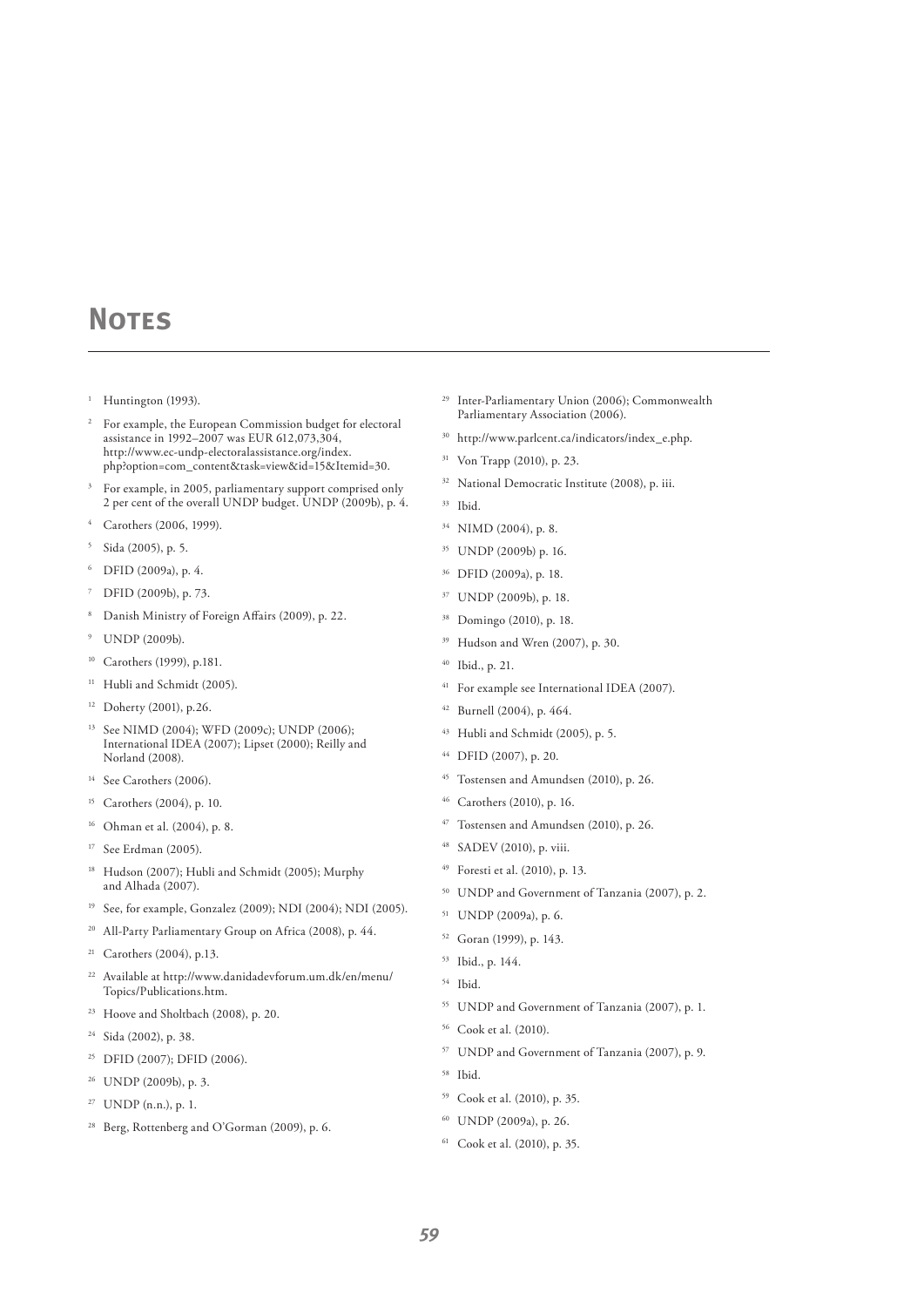# Notes

1. Huntington (1993).
2. For example, the European Commission budget for electoral assistance in 1992–2007 was EUR 612,073,304, http://www.ec-undp-electoralassistance.org/index.php?option=com_content&task=view&id=15&Itemid=30.
3. For example, in 2005, parliamentary support comprised only 2 per cent of the overall UNDP budget. UNDP (2009b), p. 4.
4. Carothers (2006, 1999).
5. Sida (2005), p. 5.
6. DFID (2009a), p. 4.
7. DFID (2009b), p. 73.
8. Danish Ministry of Foreign Affairs (2009), p. 22.
9. UNDP (2009b).
10. Carothers (1999), p.181.
11. Hubli and Schmidt (2005).
12. Doherty (2001), p.26.
13. See NIMD (2004); WFD (2009c); UNDP (2006); International IDEA (2007); Lipset (2000); Reilly and Norland (2008).
14. See Carothers (2006).
15. Carothers (2004), p. 10.
16. Ohman et al. (2004), p. 8.
17. See Erdman (2005).
18. Hudson (2007); Hubli and Schmidt (2005); Murphy and Alhada (2007).
19. See, for example, Gonzalez (2009); NDI (2004); NDI (2005).
20. All-Party Parliamentary Group on Africa (2008), p. 44.
21. Carothers (2004), p.13.
22. Available at http://www.danidadevforum.um.dk/en/menu/Topics/Publications.htm.
23. Hoove and Sholtbach (2008), p. 20.
24. Sida (2002), p. 38.
25. DFID (2007); DFID (2006).
26. UNDP (2009b), p. 3.
27. UNDP (n.n.), p. 1.
28. Berg, Rottenberg and O'Gorman (2009), p. 6.
29. Inter-Parliamentary Union (2006); Commonwealth Parliamentary Association (2006).
30. http://www.parlcent.ca/indicators/index_e.php.
31. Von Trapp (2010), p. 23.
32. National Democratic Institute (2008), p. iii.
33. Ibid.
34. NIMD (2004), p. 8.
35. UNDP (2009b) p. 16.
36. DFID (2009a), p. 18.
37. UNDP (2009b), p. 18.
38. Domingo (2010), p. 18.
39. Hudson and Wren (2007), p. 30.
40. Ibid., p. 21.
41. For example see International IDEA (2007).
42. Burnell (2004), p. 464.
43. Hubli and Schmidt (2005), p. 5.
44. DFID (2007), p. 20.
45. Tostensen and Amundsen (2010), p. 26.
46. Carothers (2010), p. 16.
47. Tostensen and Amundsen (2010), p. 26.
48. SADEV (2010), p. viii.
49. Foresti et al. (2010), p. 13.
50. UNDP and Government of Tanzania (2007), p. 2.
51. UNDP (2009a), p. 6.
52. Goran (1999), p. 143.
53. Ibid., p. 144.
54. Ibid.
55. UNDP and Government of Tanzania (2007), p. 1.
56. Cook et al. (2010).
57. UNDP and Government of Tanzania (2007), p. 9.
58. Ibid.
59. Cook et al. (2010), p. 35.
60. UNDP (2009a), p. 26.
61. Cook et al. (2010), p. 35.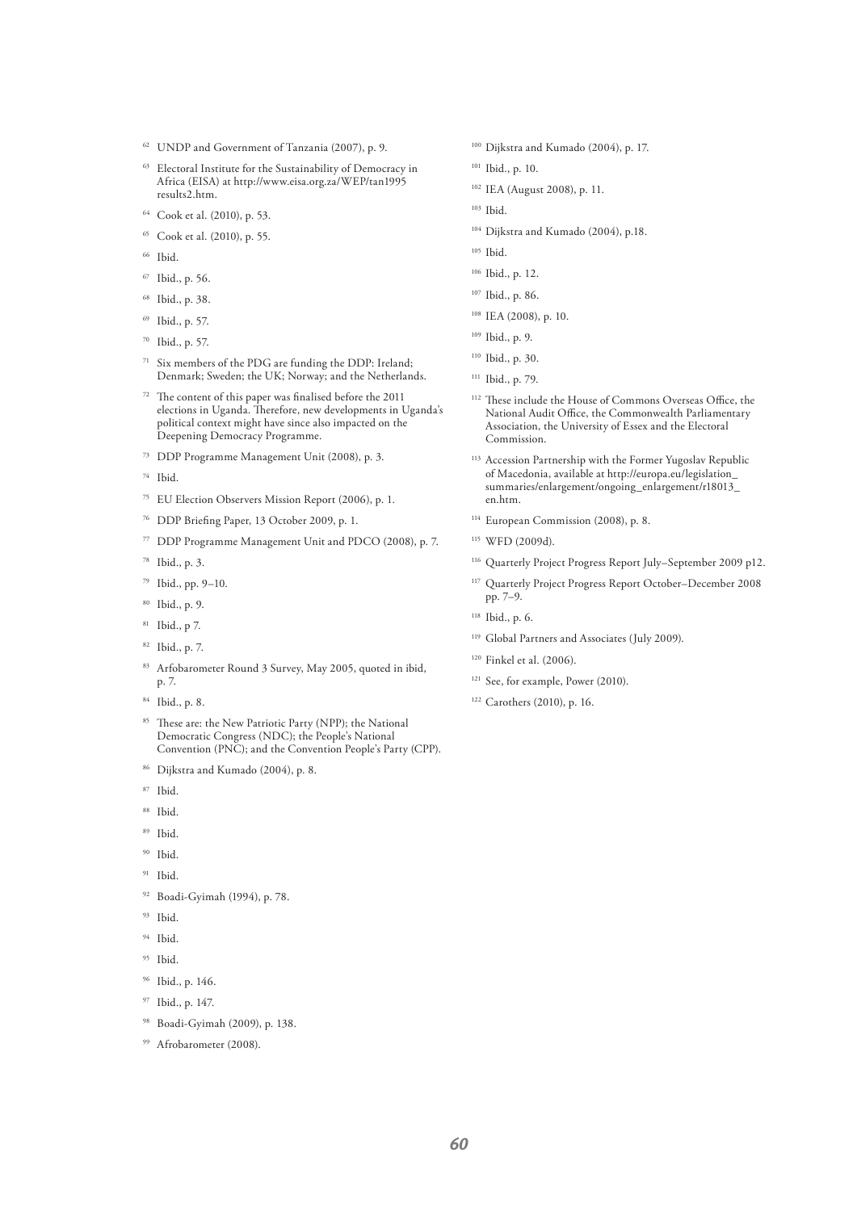[62] UNDP and Government of Tanzania (2007), p. 9.

[63] Electoral Institute for the Sustainability of Democracy in Africa (EISA) at http://www.eisa.org.za/WEP/tan1995 results2.htm.

[64] Cook et al. (2010), p. 53.

[65] Cook et al. (2010), p. 55.

[66] Ibid.

[67] Ibid., p. 56.

[68] Ibid., p. 38.

[69] Ibid., p. 57.

[70] Ibid., p. 57.

[71] Six members of the PDG are funding the DDP: Ireland; Denmark; Sweden; the UK; Norway; and the Netherlands.

[72] The content of this paper was finalised before the 2011 elections in Uganda. Therefore, new developments in Uganda's political context might have since also impacted on the Deepening Democracy Programme.

[73] DDP Programme Management Unit (2008), p. 3.

[74] Ibid.

[75] EU Election Observers Mission Report (2006), p. 1.

[76] DDP Briefing Paper, 13 October 2009, p. 1.

[77] DDP Programme Management Unit and PDCO (2008), p. 7.

[78] Ibid., p. 3.

[79] Ibid., pp. 9–10.

[80] Ibid., p. 9.

[81] Ibid., p 7.

[82] Ibid., p. 7.

[83] Arfobarometer Round 3 Survey, May 2005, quoted in ibid, p. 7.

[84] Ibid., p. 8.

[85] These are: the New Patriotic Party (NPP); the National Democratic Congress (NDC); the People's National Convention (PNC); and the Convention People's Party (CPP).

[86] Dijkstra and Kumado (2004), p. 8.

[87] Ibid.

[88] Ibid.

[89] Ibid.

[90] Ibid.

[91] Ibid.

[92] Boadi-Gyimah (1994), p. 78.

[93] Ibid.

[94] Ibid.

[95] Ibid.

[96] Ibid., p. 146.

[97] Ibid., p. 147.

[98] Boadi-Gyimah (2009), p. 138.

[99] Afrobarometer (2008).

[100] Dijkstra and Kumado (2004), p. 17.

[101] Ibid., p. 10.

[102] IEA (August 2008), p. 11.

[103] Ibid.

[104] Dijkstra and Kumado (2004), p.18.

[105] Ibid.

[106] Ibid., p. 12.

[107] Ibid., p. 86.

[108] IEA (2008), p. 10.

[109] Ibid., p. 9.

[110] Ibid., p. 30.

[111] Ibid., p. 79.

[112] These include the House of Commons Overseas Office, the National Audit Office, the Commonwealth Parliamentary Association, the University of Essex and the Electoral Commission.

[113] Accession Partnership with the Former Yugoslav Republic of Macedonia, available at http://europa.eu/legislation_summaries/enlargement/ongoing_enlargement/r18013_en.htm.

[114] European Commission (2008), p. 8.

[115] WFD (2009d).

[116] Quarterly Project Progress Report July–September 2009 p12.

[117] Quarterly Project Progress Report October–December 2008 pp. 7–9.

[118] Ibid., p. 6.

[119] Global Partners and Associates (July 2009).

[120] Finkel et al. (2006).

[121] See, for example, Power (2010).

[122] Carothers (2010), p. 16.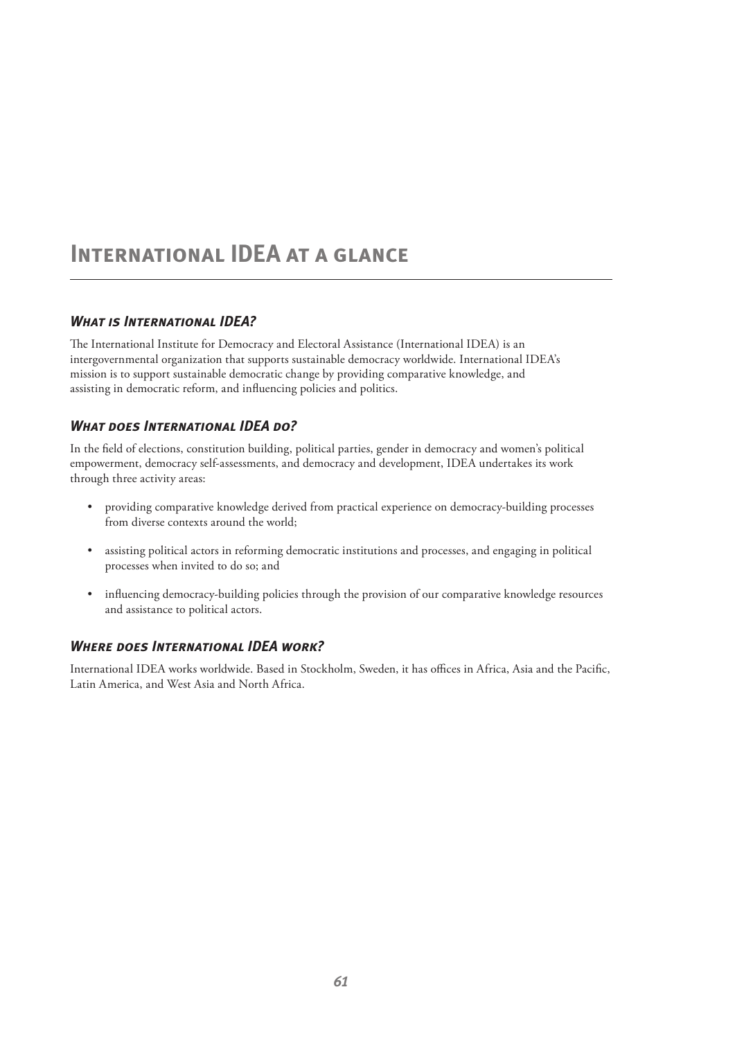# International IDEA at a glance

### *What is International IDEA?*

The International Institute for Democracy and Electoral Assistance (International IDEA) is an intergovernmental organization that supports sustainable democracy worldwide. International IDEA's mission is to support sustainable democratic change by providing comparative knowledge, and assisting in democratic reform, and influencing policies and politics.

### *What does International IDEA do?*

In the field of elections, constitution building, political parties, gender in democracy and women's political empowerment, democracy self-assessments, and democracy and development, IDEA undertakes its work through three activity areas:

- providing comparative knowledge derived from practical experience on democracy-building processes from diverse contexts around the world;
- assisting political actors in reforming democratic institutions and processes, and engaging in political processes when invited to do so; and
- influencing democracy-building policies through the provision of our comparative knowledge resources and assistance to political actors.

### *Where does International IDEA work?*

International IDEA works worldwide. Based in Stockholm, Sweden, it has offices in Africa, Asia and the Pacific, Latin America, and West Asia and North Africa.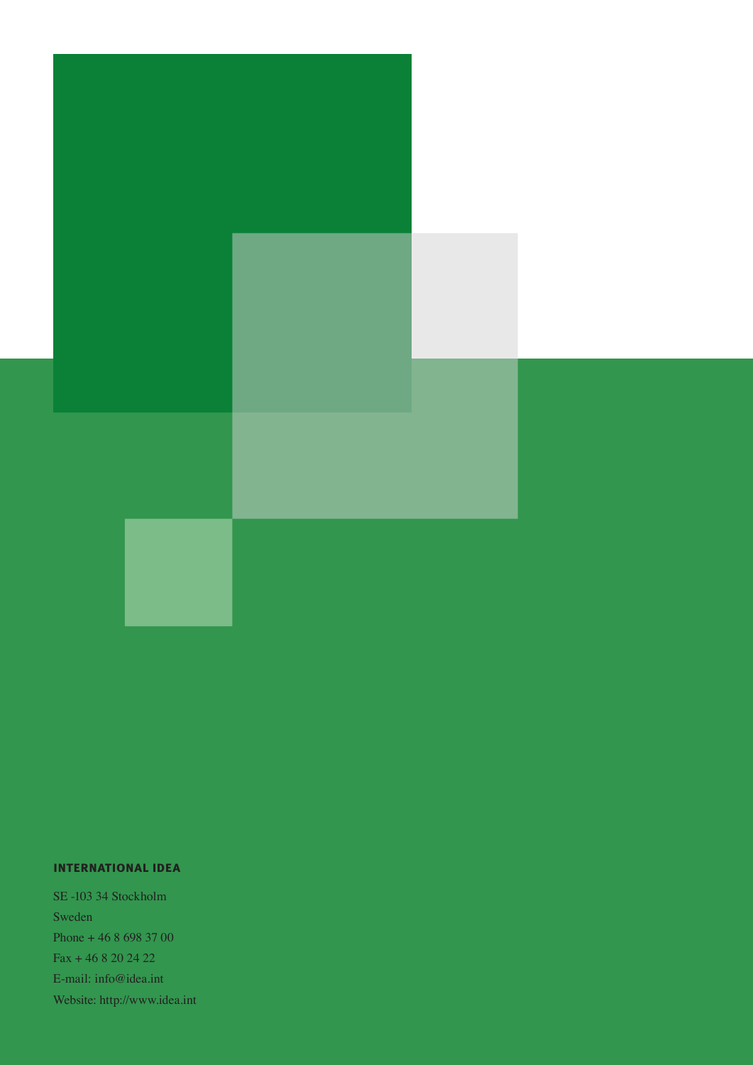**INTERNATIONAL IDEA**

SE -103 34 Stockholm
Sweden
Phone + 46 8 698 37 00
Fax + 46 8 20 24 22
E-mail: info@idea.int
Website: http://www.idea.int